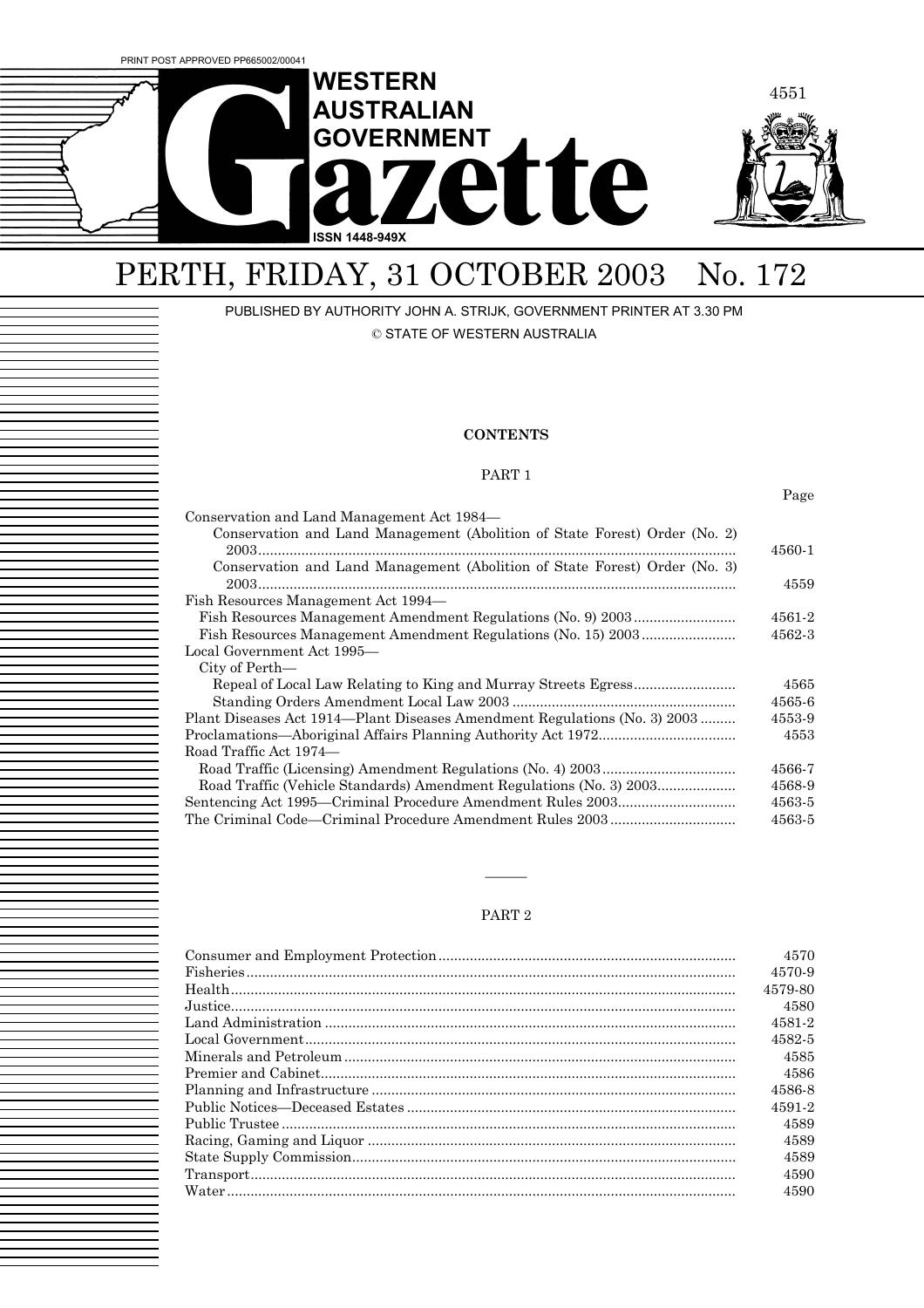PRINT POST APPROVED PP665002/00041

# WESTERN AUSTRALIAN GOVERNMENT Gazette

ISSN 1448-949X

# PERTH, FRIDAY, 31 OCTOBER 2003 No. 172

PUBLISHED BY AUTHORITY JOHN A. STRIJK, GOVERNMENT PRINTER AT 3.30 PM

© STATE OF WESTERN AUSTRALIA

## CONTENTS

### PART 1

| | Page |
|---|---|
| Conservation and Land Management Act 1984— | |
| Conservation and Land Management (Abolition of State Forest) Order (No. 2) 2003 | 4560-1 |
| Conservation and Land Management (Abolition of State Forest) Order (No. 3) 2003 | 4559 |
| Fish Resources Management Act 1994— | |
| Fish Resources Management Amendment Regulations (No. 9) 2003 | 4561-2 |
| Fish Resources Management Amendment Regulations (No. 15) 2003 | 4562-3 |
| Local Government Act 1995— | |
| City of Perth— | |
| Repeal of Local Law Relating to King and Murray Streets Egress | 4565 |
| Standing Orders Amendment Local Law 2003 | 4565-6 |
| Plant Diseases Act 1914—Plant Diseases Amendment Regulations (No. 3) 2003 | 4553-9 |
| Proclamations—Aboriginal Affairs Planning Authority Act 1972 | 4553 |
| Road Traffic Act 1974— | |
| Road Traffic (Licensing) Amendment Regulations (No. 4) 2003 | 4566-7 |
| Road Traffic (Vehicle Standards) Amendment Regulations (No. 3) 2003 | 4568-9 |
| Sentencing Act 1995—Criminal Procedure Amendment Rules 2003 | 4563-5 |
| The Criminal Code—Criminal Procedure Amendment Rules 2003 | 4563-5 |

———

### PART 2

| | |
|---|---|
| Consumer and Employment Protection | 4570 |
| Fisheries | 4570-9 |
| Health | 4579-80 |
| Justice | 4580 |
| Land Administration | 4581-2 |
| Local Government | 4582-5 |
| Minerals and Petroleum | 4585 |
| Premier and Cabinet | 4586 |
| Planning and Infrastructure | 4586-8 |
| Public Notices—Deceased Estates | 4591-2 |
| Public Trustee | 4589 |
| Racing, Gaming and Liquor | 4589 |
| State Supply Commission | 4589 |
| Transport | 4590 |
| Water | 4590 |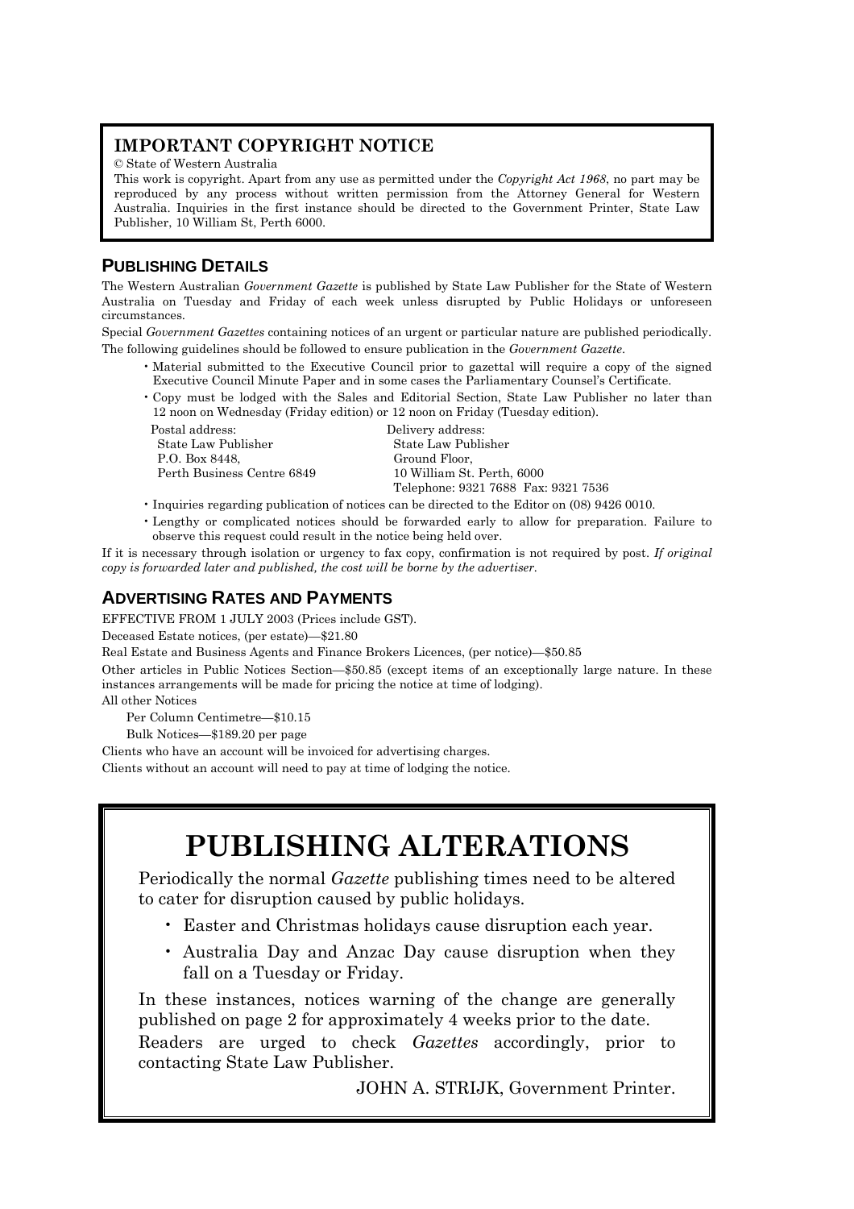## IMPORTANT COPYRIGHT NOTICE

© State of Western Australia

This work is copyright. Apart from any use as permitted under the *Copyright Act 1968*, no part may be reproduced by any process without written permission from the Attorney General for Western Australia. Inquiries in the first instance should be directed to the Government Printer, State Law Publisher, 10 William St, Perth 6000.

## PUBLISHING DETAILS

The Western Australian *Government Gazette* is published by State Law Publisher for the State of Western Australia on Tuesday and Friday of each week unless disrupted by Public Holidays or unforeseen circumstances.

Special *Government Gazettes* containing notices of an urgent or particular nature are published periodically.

The following guidelines should be followed to ensure publication in the *Government Gazette*.

- Material submitted to the Executive Council prior to gazettal will require a copy of the signed Executive Council Minute Paper and in some cases the Parliamentary Counsel's Certificate.
- Copy must be lodged with the Sales and Editorial Section, State Law Publisher no later than 12 noon on Wednesday (Friday edition) or 12 noon on Friday (Tuesday edition).

| Postal address: | Delivery address: |
|---|---|
| State Law Publisher | State Law Publisher |
| P.O. Box 8448, | Ground Floor, |
| Perth Business Centre 6849 | 10 William St. Perth, 6000 |
| | Telephone: 9321 7688 Fax: 9321 7536 |

- Inquiries regarding publication of notices can be directed to the Editor on (08) 9426 0010.
- Lengthy or complicated notices should be forwarded early to allow for preparation. Failure to observe this request could result in the notice being held over.

If it is necessary through isolation or urgency to fax copy, confirmation is not required by post. *If original copy is forwarded later and published, the cost will be borne by the advertiser.*

## ADVERTISING RATES AND PAYMENTS

EFFECTIVE FROM 1 JULY 2003 (Prices include GST).

Deceased Estate notices, (per estate)—$21.80

Real Estate and Business Agents and Finance Brokers Licences, (per notice)—$50.85

Other articles in Public Notices Section—$50.85 (except items of an exceptionally large nature. In these instances arrangements will be made for pricing the notice at time of lodging).

All other Notices

Per Column Centimetre—$10.15

Bulk Notices—$189.20 per page

Clients who have an account will be invoiced for advertising charges.

Clients without an account will need to pay at time of lodging the notice.

# PUBLISHING ALTERATIONS

Periodically the normal *Gazette* publishing times need to be altered to cater for disruption caused by public holidays.

- Easter and Christmas holidays cause disruption each year.
- Australia Day and Anzac Day cause disruption when they fall on a Tuesday or Friday.

In these instances, notices warning of the change are generally published on page 2 for approximately 4 weeks prior to the date.

Readers are urged to check *Gazettes* accordingly, prior to contacting State Law Publisher.

JOHN A. STRIJK, Government Printer.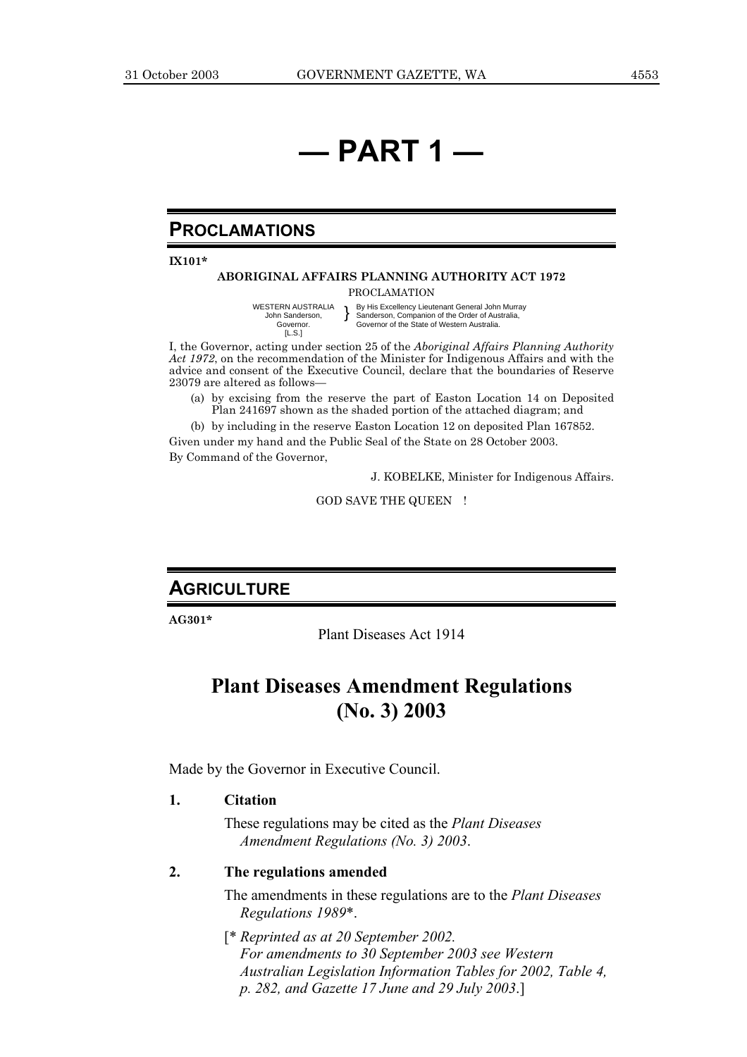# — PART 1 —

## PROCLAMATIONS

**IX101***

**ABORIGINAL AFFAIRS PLANNING AUTHORITY ACT 1972**

PROCLAMATION

WESTERN AUSTRALIA
John Sanderson,
Governor.
[L.S.]

By His Excellency Lieutenant General John Murray Sanderson, Companion of the Order of Australia, Governor of the State of Western Australia.

I, the Governor, acting under section 25 of the *Aboriginal Affairs Planning Authority Act 1972*, on the recommendation of the Minister for Indigenous Affairs and with the advice and consent of the Executive Council, declare that the boundaries of Reserve 23079 are altered as follows—

(a) by excising from the reserve the part of Easton Location 14 on Deposited Plan 241697 shown as the shaded portion of the attached diagram; and

(b) by including in the reserve Easton Location 12 on deposited Plan 167852.

Given under my hand and the Public Seal of the State on 28 October 2003.

By Command of the Governor,

J. KOBELKE, Minister for Indigenous Affairs.

GOD SAVE THE QUEEN !

## AGRICULTURE

**AG301***

Plant Diseases Act 1914

# Plant Diseases Amendment Regulations (No. 3) 2003

Made by the Governor in Executive Council.

**1. Citation**

These regulations may be cited as the *Plant Diseases Amendment Regulations (No. 3) 2003*.

**2. The regulations amended**

The amendments in these regulations are to the *Plant Diseases Regulations 1989**.

[* *Reprinted as at 20 September 2002. For amendments to 30 September 2003 see Western Australian Legislation Information Tables for 2002, Table 4, p. 282, and Gazette 17 June and 29 July 2003*.]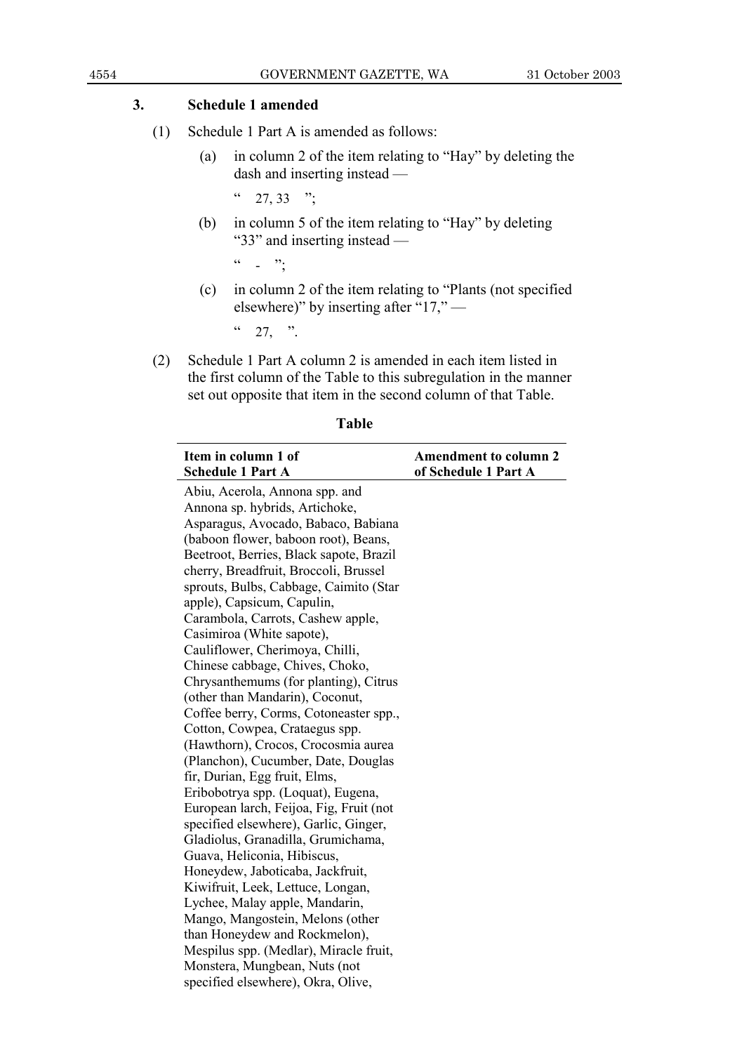### 3. Schedule 1 amended

(1) Schedule 1 Part A is amended as follows:

(a) in column 2 of the item relating to "Hay" by deleting the dash and inserting instead —

" 27, 33 ";

(b) in column 5 of the item relating to "Hay" by deleting "33" and inserting instead —

" - ";

(c) in column 2 of the item relating to "Plants (not specified elsewhere)" by inserting after "17," —

" 27, ".

(2) Schedule 1 Part A column 2 is amended in each item listed in the first column of the Table to this subregulation in the manner set out opposite that item in the second column of that Table.

**Table**

| Item in column 1 of Schedule 1 Part A | Amendment to column 2 of Schedule 1 Part A |
|---|---|
| Abiu, Acerola, Annona spp. and Annona sp. hybrids, Artichoke, Asparagus, Avocado, Babaco, Babiana (baboon flower, baboon root), Beans, Beetroot, Berries, Black sapote, Brazil cherry, Breadfruit, Broccoli, Brussel sprouts, Bulbs, Cabbage, Caimito (Star apple), Capsicum, Capulin, Carambola, Carrots, Cashew apple, Casimiroa (White sapote), Cauliflower, Cherimoya, Chilli, Chinese cabbage, Chives, Choko, Chrysanthemums (for planting), Citrus (other than Mandarin), Coconut, Coffee berry, Corms, Cotoneaster spp., Cotton, Cowpea, Crataegus spp. (Hawthorn), Crocos, Crocosmia aurea (Planchon), Cucumber, Date, Douglas fir, Durian, Egg fruit, Elms, Eribobotrya spp. (Loquat), Eugena, European larch, Feijoa, Fig, Fruit (not specified elsewhere), Garlic, Ginger, Gladiolus, Granadilla, Grumichama, Guava, Heliconia, Hibiscus, Honeydew, Jaboticaba, Jackfruit, Kiwifruit, Leek, Lettuce, Longan, Lychee, Malay apple, Mandarin, Mango, Mangostein, Melons (other than Honeydew and Rockmelon), Mespilus spp. (Medlar), Miracle fruit, Monstera, Mungbean, Nuts (not specified elsewhere), Okra, Olive, | |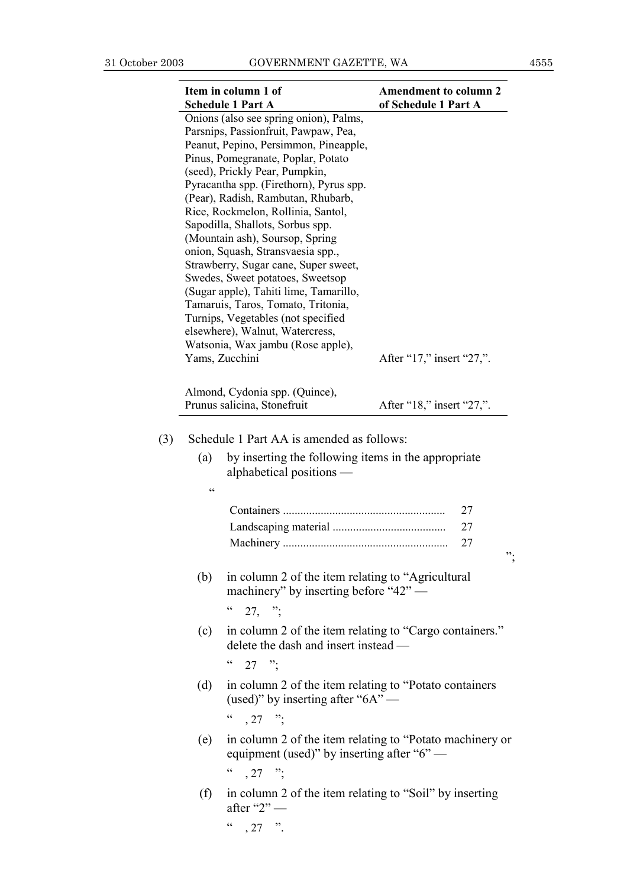| Item in column 1 of Schedule 1 Part A | Amendment to column 2 of Schedule 1 Part A |
|---|---|
| Onions (also see spring onion), Palms, Parsnips, Passionfruit, Pawpaw, Pea, Peanut, Pepino, Persimmon, Pineapple, Pinus, Pomegranate, Poplar, Potato (seed), Prickly Pear, Pumpkin, Pyracantha spp. (Firethorn), Pyrus spp. (Pear), Radish, Rambutan, Rhubarb, Rice, Rockmelon, Rollinia, Santol, Sapodilla, Shallots, Sorbus spp. (Mountain ash), Soursop, Spring onion, Squash, Stransvaesia spp., Strawberry, Sugar cane, Super sweet, Swedes, Sweet potatoes, Sweetsop (Sugar apple), Tahiti lime, Tamarillo, Tamaruis, Taros, Tomato, Tritonia, Turnips, Vegetables (not specified elsewhere), Walnut, Watercress, Watsonia, Wax jambu (Rose apple), Yams, Zucchini | After "17," insert "27,". |
| Almond, Cydonia spp. (Quince), Prunus salicina, Stonefruit | After "18," insert "27,". |

(3) Schedule 1 Part AA is amended as follows:

(a) by inserting the following items in the appropriate alphabetical positions —

"

| | |
|---|---|
| Containers | 27 |
| Landscaping material | 27 |
| Machinery | 27 |

";

(b) in column 2 of the item relating to "Agricultural machinery" by inserting before "42" —

" 27, ";

(c) in column 2 of the item relating to "Cargo containers." delete the dash and insert instead —

" 27 ";

(d) in column 2 of the item relating to "Potato containers (used)" by inserting after "6A" —

" , 27 ";

(e) in column 2 of the item relating to "Potato machinery or equipment (used)" by inserting after "6" —

" , 27 ";

(f) in column 2 of the item relating to "Soil" by inserting after "2" —

" , 27 ".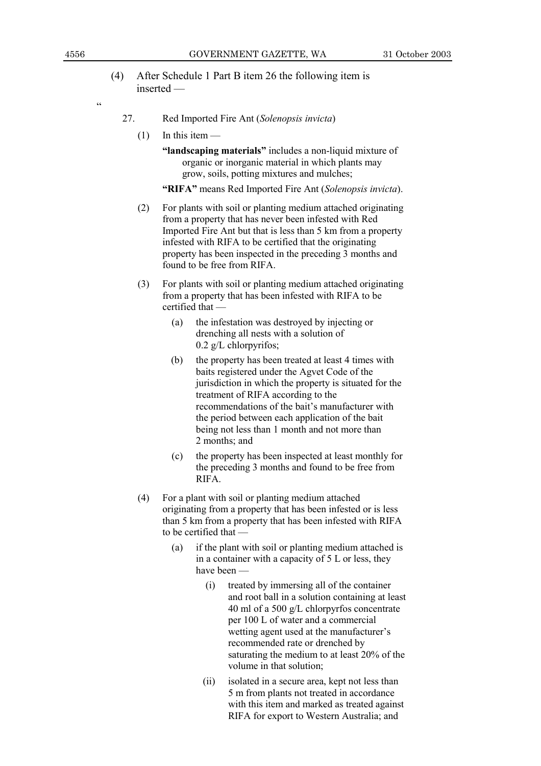(4) After Schedule 1 Part B item 26 the following item is inserted —

"

27. Red Imported Fire Ant (*Solenopsis invicta*)

(1) In this item —

**"landscaping materials"** includes a non-liquid mixture of organic or inorganic material in which plants may grow, soils, potting mixtures and mulches;

**"RIFA"** means Red Imported Fire Ant (*Solenopsis invicta*).

(2) For plants with soil or planting medium attached originating from a property that has never been infested with Red Imported Fire Ant but that is less than 5 km from a property infested with RIFA to be certified that the originating property has been inspected in the preceding 3 months and found to be free from RIFA.

(3) For plants with soil or planting medium attached originating from a property that has been infested with RIFA to be certified that —

(a) the infestation was destroyed by injecting or drenching all nests with a solution of 0.2 g/L chlorpyrifos;

(b) the property has been treated at least 4 times with baits registered under the Agvet Code of the jurisdiction in which the property is situated for the treatment of RIFA according to the recommendations of the bait's manufacturer with the period between each application of the bait being not less than 1 month and not more than 2 months; and

(c) the property has been inspected at least monthly for the preceding 3 months and found to be free from RIFA.

(4) For a plant with soil or planting medium attached originating from a property that has been infested or is less than 5 km from a property that has been infested with RIFA to be certified that —

(a) if the plant with soil or planting medium attached is in a container with a capacity of 5 L or less, they have been —

(i) treated by immersing all of the container and root ball in a solution containing at least 40 ml of a 500 g/L chlorpyrfos concentrate per 100 L of water and a commercial wetting agent used at the manufacturer's recommended rate or drenched by saturating the medium to at least 20% of the volume in that solution;

(ii) isolated in a secure area, kept not less than 5 m from plants not treated in accordance with this item and marked as treated against RIFA for export to Western Australia; and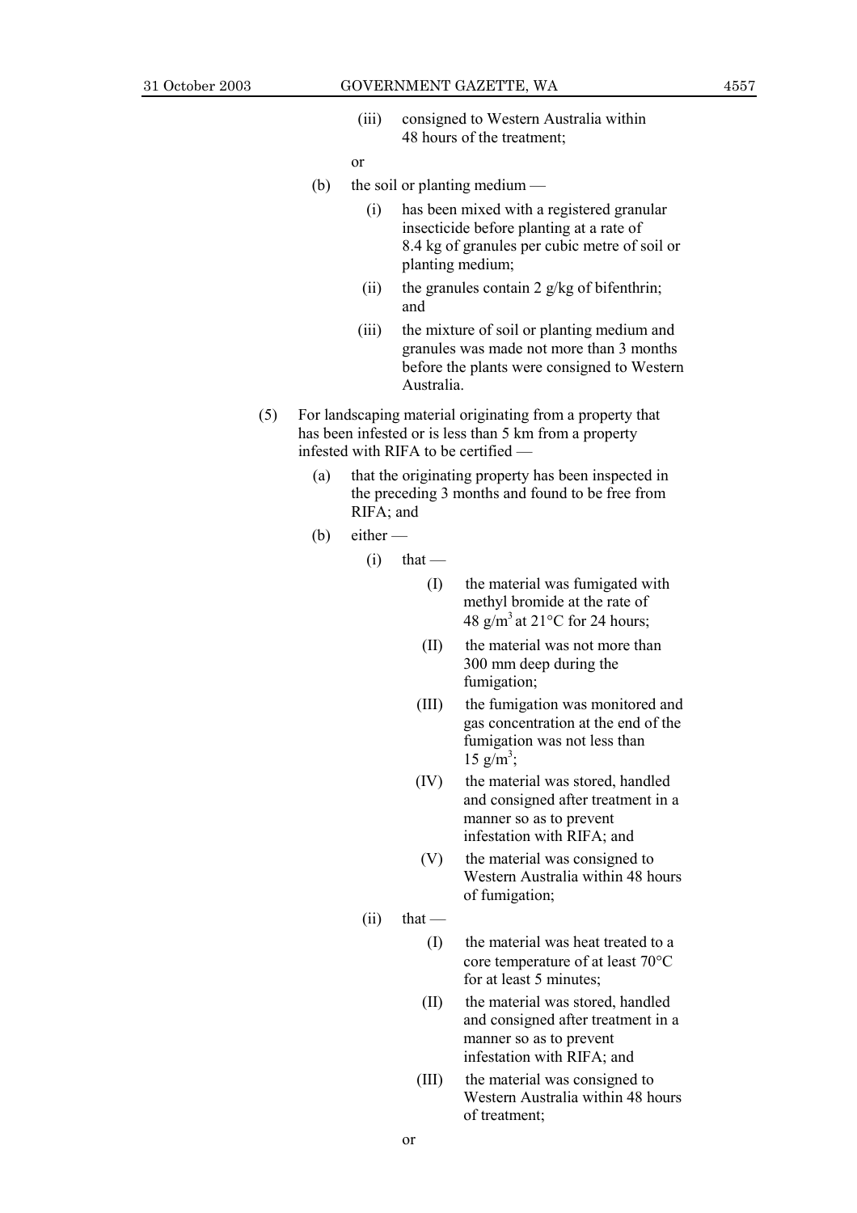(iii) consigned to Western Australia within 48 hours of the treatment;

or

(b) the soil or planting medium —

(i) has been mixed with a registered granular insecticide before planting at a rate of 8.4 kg of granules per cubic metre of soil or planting medium;

(ii) the granules contain 2 g/kg of bifenthrin; and

(iii) the mixture of soil or planting medium and granules was made not more than 3 months before the plants were consigned to Western Australia.

(5) For landscaping material originating from a property that has been infested or is less than 5 km from a property infested with RIFA to be certified —

(a) that the originating property has been inspected in the preceding 3 months and found to be free from RIFA; and

(b) either —

(i) that —

(I) the material was fumigated with methyl bromide at the rate of 48 $g/m^3$ at 21°C for 24 hours;

(II) the material was not more than 300 mm deep during the fumigation;

(III) the fumigation was monitored and gas concentration at the end of the fumigation was not less than 15 $g/m^3$;

(IV) the material was stored, handled and consigned after treatment in a manner so as to prevent infestation with RIFA; and

(V) the material was consigned to Western Australia within 48 hours of fumigation;

(ii) that —

(I) the material was heat treated to a core temperature of at least 70°C for at least 5 minutes;

(II) the material was stored, handled and consigned after treatment in a manner so as to prevent infestation with RIFA; and

(III) the material was consigned to Western Australia within 48 hours of treatment;

or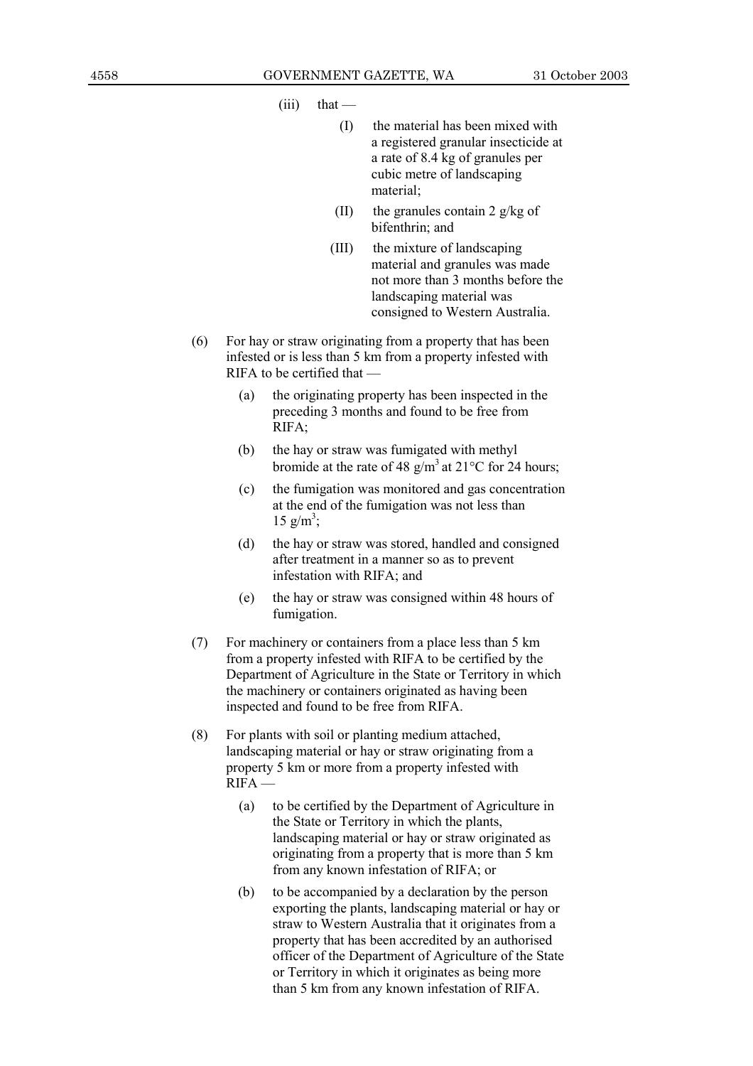(iii) that —

(I) the material has been mixed with a registered granular insecticide at a rate of 8.4 kg of granules per cubic metre of landscaping material;

(II) the granules contain 2 g/kg of bifenthrin; and

(III) the mixture of landscaping material and granules was made not more than 3 months before the landscaping material was consigned to Western Australia.

(6) For hay or straw originating from a property that has been infested or is less than 5 km from a property infested with RIFA to be certified that —

(a) the originating property has been inspected in the preceding 3 months and found to be free from RIFA;

(b) the hay or straw was fumigated with methyl bromide at the rate of 48 $g/m^3$ at 21°C for 24 hours;

(c) the fumigation was monitored and gas concentration at the end of the fumigation was not less than 15 $g/m^3$;

(d) the hay or straw was stored, handled and consigned after treatment in a manner so as to prevent infestation with RIFA; and

(e) the hay or straw was consigned within 48 hours of fumigation.

(7) For machinery or containers from a place less than 5 km from a property infested with RIFA to be certified by the Department of Agriculture in the State or Territory in which the machinery or containers originated as having been inspected and found to be free from RIFA.

(8) For plants with soil or planting medium attached, landscaping material or hay or straw originating from a property 5 km or more from a property infested with RIFA —

(a) to be certified by the Department of Agriculture in the State or Territory in which the plants, landscaping material or hay or straw originated as originating from a property that is more than 5 km from any known infestation of RIFA; or

(b) to be accompanied by a declaration by the person exporting the plants, landscaping material or hay or straw to Western Australia that it originates from a property that has been accredited by an authorised officer of the Department of Agriculture of the State or Territory in which it originates as being more than 5 km from any known infestation of RIFA.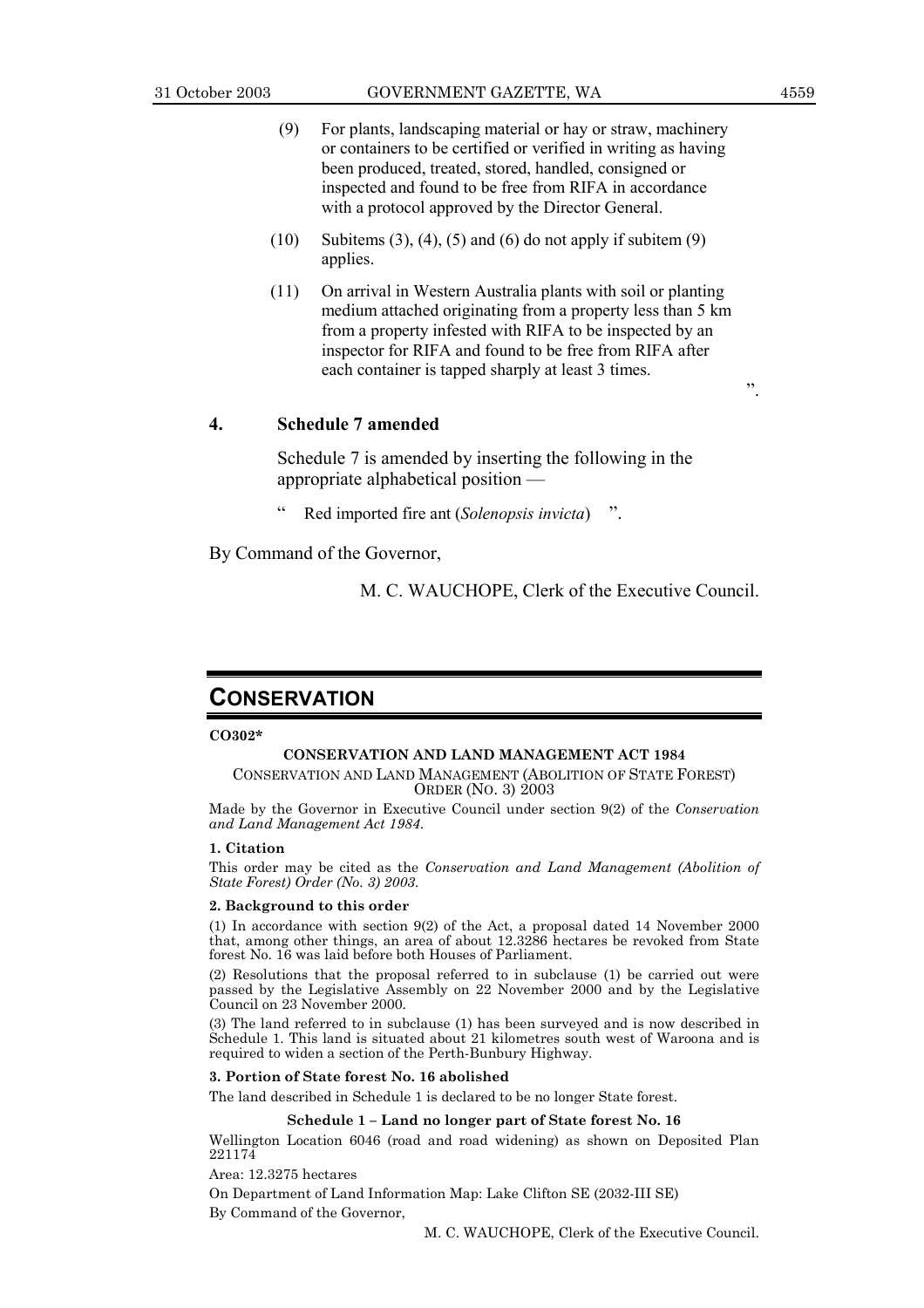(9) For plants, landscaping material or hay or straw, machinery or containers to be certified or verified in writing as having been produced, treated, stored, handled, consigned or inspected and found to be free from RIFA in accordance with a protocol approved by the Director General.

(10) Subitems (3), (4), (5) and (6) do not apply if subitem (9) applies.

(11) On arrival in Western Australia plants with soil or planting medium attached originating from a property less than 5 km from a property infested with RIFA to be inspected by an inspector for RIFA and found to be free from RIFA after each container is tapped sharply at least 3 times.

".

**4. Schedule 7 amended**

Schedule 7 is amended by inserting the following in the appropriate alphabetical position —

" Red imported fire ant (*Solenopsis invicta*) ".

By Command of the Governor,

M. C. WAUCHOPE, Clerk of the Executive Council.

# CONSERVATION

**CO302\***

**CONSERVATION AND LAND MANAGEMENT ACT 1984**

CONSERVATION AND LAND MANAGEMENT (ABOLITION OF STATE FOREST) ORDER (NO. 3) 2003

Made by the Governor in Executive Council under section 9(2) of the *Conservation and Land Management Act 1984*.

**1. Citation**

This order may be cited as the *Conservation and Land Management (Abolition of State Forest) Order (No. 3) 2003*.

**2. Background to this order**

(1) In accordance with section 9(2) of the Act, a proposal dated 14 November 2000 that, among other things, an area of about 12.3286 hectares be revoked from State forest No. 16 was laid before both Houses of Parliament.

(2) Resolutions that the proposal referred to in subclause (1) be carried out were passed by the Legislative Assembly on 22 November 2000 and by the Legislative Council on 23 November 2000.

(3) The land referred to in subclause (1) has been surveyed and is now described in Schedule 1. This land is situated about 21 kilometres south west of Waroona and is required to widen a section of the Perth-Bunbury Highway.

**3. Portion of State forest No. 16 abolished**

The land described in Schedule 1 is declared to be no longer State forest.

**Schedule 1 – Land no longer part of State forest No. 16**

Wellington Location 6046 (road and road widening) as shown on Deposited Plan 221174

Area: 12.3275 hectares

On Department of Land Information Map: Lake Clifton SE (2032-III SE)

By Command of the Governor,

M. C. WAUCHOPE, Clerk of the Executive Council.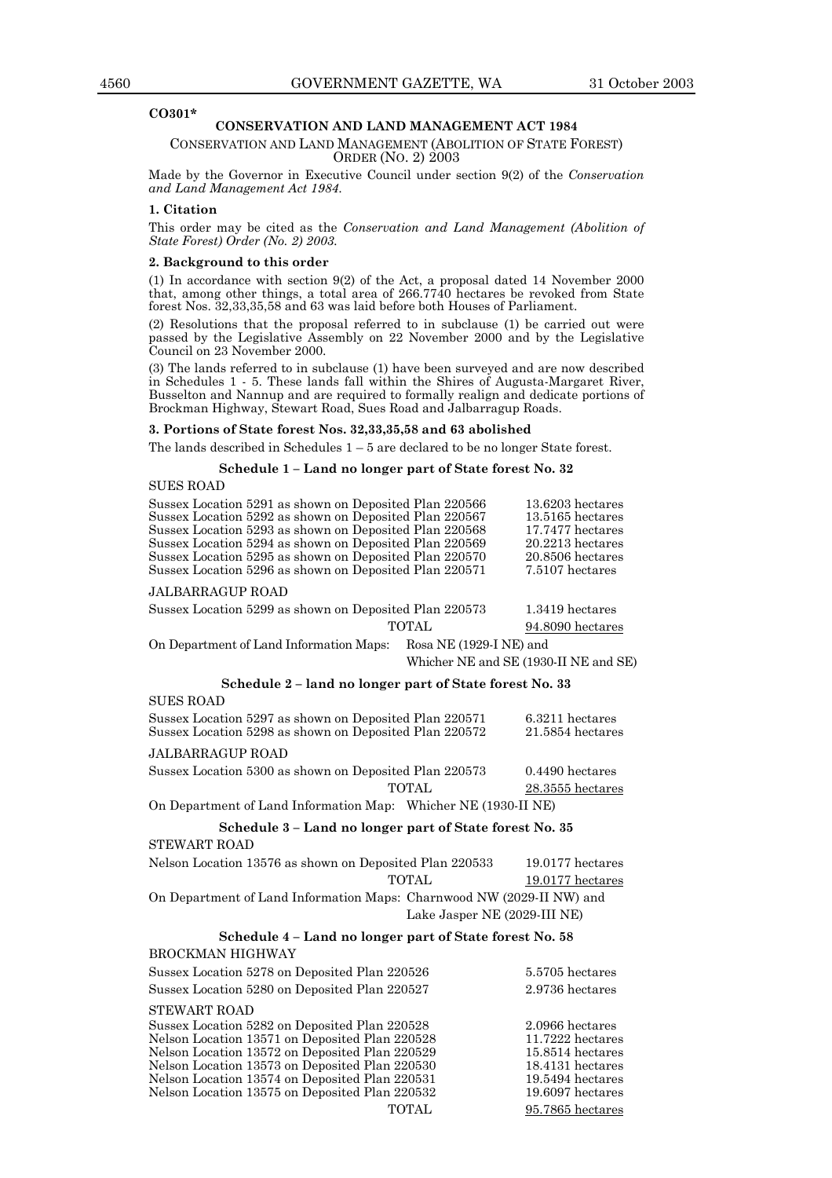**CO301***

## CONSERVATION AND LAND MANAGEMENT ACT 1984

CONSERVATION AND LAND MANAGEMENT (ABOLITION OF STATE FOREST) ORDER (NO. 2) 2003

Made by the Governor in Executive Council under section 9(2) of the *Conservation and Land Management Act 1984.*

**1. Citation**

This order may be cited as the *Conservation and Land Management (Abolition of State Forest) Order (No. 2) 2003.*

**2. Background to this order**

(1) In accordance with section 9(2) of the Act, a proposal dated 14 November 2000 that, among other things, a total area of 266.7740 hectares be revoked from State forest Nos. 32,33,35,58 and 63 was laid before both Houses of Parliament.

(2) Resolutions that the proposal referred to in subclause (1) be carried out were passed by the Legislative Assembly on 22 November 2000 and by the Legislative Council on 23 November 2000.

(3) The lands referred to in subclause (1) have been surveyed and are now described in Schedules 1 - 5. These lands fall within the Shires of Augusta-Margaret River, Busselton and Nannup and are required to formally realign and dedicate portions of Brockman Highway, Stewart Road, Sues Road and Jalbarragup Roads.

**3. Portions of State forest Nos. 32,33,35,58 and 63 abolished**

The lands described in Schedules 1 – 5 are declared to be no longer State forest.

**Schedule 1 – Land no longer part of State forest No. 32**

SUES ROAD

| | |
|---|---|
| Sussex Location 5291 as shown on Deposited Plan 220566 | 13.6203 hectares |
| Sussex Location 5292 as shown on Deposited Plan 220567 | 13.5165 hectares |
| Sussex Location 5293 as shown on Deposited Plan 220568 | 17.7477 hectares |
| Sussex Location 5294 as shown on Deposited Plan 220569 | 20.2213 hectares |
| Sussex Location 5295 as shown on Deposited Plan 220570 | 20.8506 hectares |
| Sussex Location 5296 as shown on Deposited Plan 220571 | 7.5107 hectares |

JALBARRAGUP ROAD

| | |
|---|---|
| Sussex Location 5299 as shown on Deposited Plan 220573 | 1.3419 hectares |
| TOTAL | 94.8090 hectares |

On Department of Land Information Maps: Rosa NE (1929-I NE) and Whicher NE and SE (1930-II NE and SE)

**Schedule 2 – land no longer part of State forest No. 33**

SUES ROAD

| | |
|---|---|
| Sussex Location 5297 as shown on Deposited Plan 220571 | 6.3211 hectares |
| Sussex Location 5298 as shown on Deposited Plan 220572 | 21.5854 hectares |

JALBARRAGUP ROAD

| | |
|---|---|
| Sussex Location 5300 as shown on Deposited Plan 220573 | 0.4490 hectares |
| TOTAL | 28.3555 hectares |

On Department of Land Information Map: Whicher NE (1930-II NE)

**Schedule 3 – Land no longer part of State forest No. 35**

STEWART ROAD

| | |
|---|---|
| Nelson Location 13576 as shown on Deposited Plan 220533 | 19.0177 hectares |
| TOTAL | 19.0177 hectares |

On Department of Land Information Maps: Charnwood NW (2029-II NW) and Lake Jasper NE (2029-III NE)

**Schedule 4 – Land no longer part of State forest No. 58**

BROCKMAN HIGHWAY

| | |
|---|---|
| Sussex Location 5278 on Deposited Plan 220526 | 5.5705 hectares |
| Sussex Location 5280 on Deposited Plan 220527 | 2.9736 hectares |

STEWART ROAD

| | |
|---|---|
| Sussex Location 5282 on Deposited Plan 220528 | 2.0966 hectares |
| Nelson Location 13571 on Deposited Plan 220528 | 11.7222 hectares |
| Nelson Location 13572 on Deposited Plan 220529 | 15.8514 hectares |
| Nelson Location 13573 on Deposited Plan 220530 | 18.4131 hectares |
| Nelson Location 13574 on Deposited Plan 220531 | 19.5494 hectares |
| Nelson Location 13575 on Deposited Plan 220532 | 19.6097 hectares |
| TOTAL | 95.7865 hectares |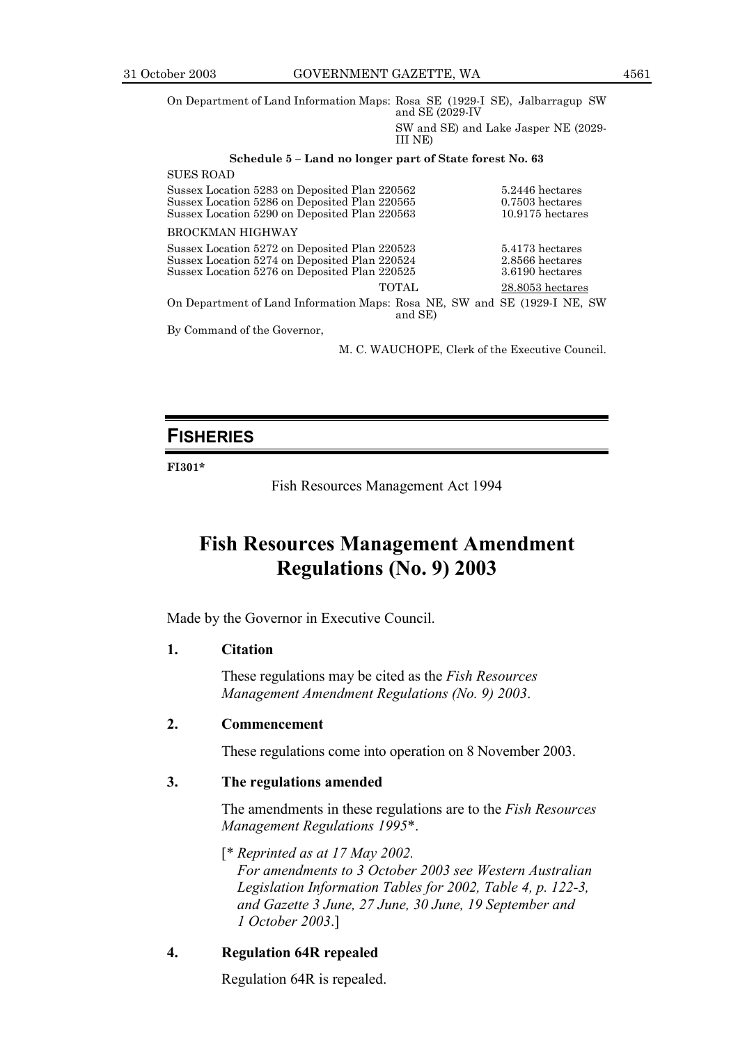On Department of Land Information Maps: Rosa SE (1929-I SE), Jalbarragup SW and SE (2029-IV SW and SE) and Lake Jasper NE (2029-III NE)

**Schedule 5 – Land no longer part of State forest No. 63**

SUES ROAD

| | |
|---|---|
| Sussex Location 5283 on Deposited Plan 220562 | 5.2446 hectares |
| Sussex Location 5286 on Deposited Plan 220565 | 0.7503 hectares |
| Sussex Location 5290 on Deposited Plan 220563 | 10.9175 hectares |

BROCKMAN HIGHWAY

| | |
|---|---|
| Sussex Location 5272 on Deposited Plan 220523 | 5.4173 hectares |
| Sussex Location 5274 on Deposited Plan 220524 | 2.8566 hectares |
| Sussex Location 5276 on Deposited Plan 220525 | 3.6190 hectares |
| TOTAL | 28.8053 hectares |

On Department of Land Information Maps: Rosa NE, SW and SE (1929-I NE, SW and SE)

By Command of the Governor,

M. C. WAUCHOPE, Clerk of the Executive Council.

## FISHERIES

**FI301***

Fish Resources Management Act 1994

# Fish Resources Management Amendment Regulations (No. 9) 2003

Made by the Governor in Executive Council.

**1. Citation**

These regulations may be cited as the *Fish Resources Management Amendment Regulations (No. 9) 2003*.

**2. Commencement**

These regulations come into operation on 8 November 2003.

**3. The regulations amended**

The amendments in these regulations are to the *Fish Resources Management Regulations 1995**.

[* *Reprinted as at 17 May 2002.*
*For amendments to 3 October 2003 see Western Australian Legislation Information Tables for 2002, Table 4, p. 122-3, and Gazette 3 June, 27 June, 30 June, 19 September and 1 October 2003*.]

**4. Regulation 64R repealed**

Regulation 64R is repealed.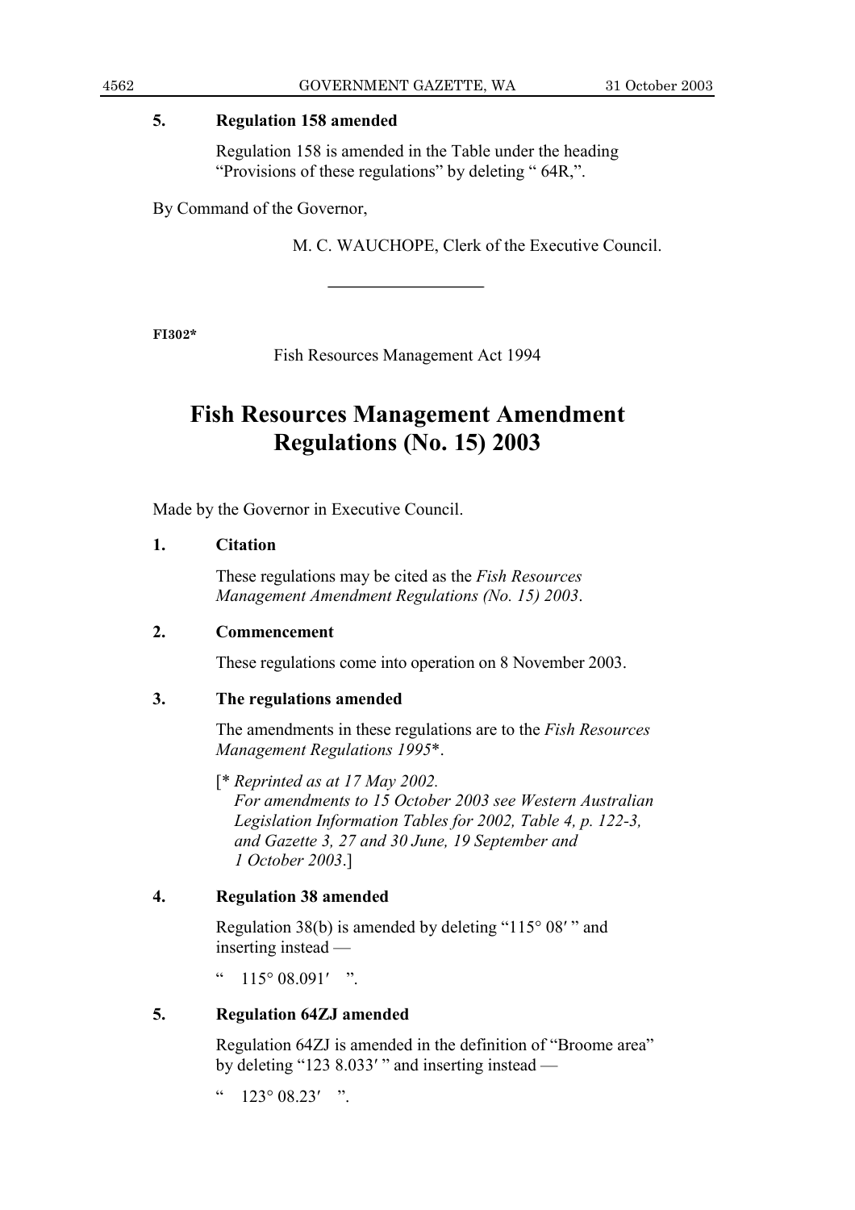**5. Regulation 158 amended**

Regulation 158 is amended in the Table under the heading "Provisions of these regulations" by deleting " 64R,".

By Command of the Governor,

M. C. WAUCHOPE, Clerk of the Executive Council.

---

**FI302***

Fish Resources Management Act 1994

# Fish Resources Management Amendment Regulations (No. 15) 2003

Made by the Governor in Executive Council.

**1. Citation**

These regulations may be cited as the *Fish Resources Management Amendment Regulations (No. 15) 2003*.

**2. Commencement**

These regulations come into operation on 8 November 2003.

**3. The regulations amended**

The amendments in these regulations are to the *Fish Resources Management Regulations 1995**.

[* *Reprinted as at 17 May 2002.*
*For amendments to 15 October 2003 see Western Australian Legislation Information Tables for 2002, Table 4, p. 122-3, and Gazette 3, 27 and 30 June, 19 September and 1 October 2003*.]

**4. Regulation 38 amended**

Regulation 38(b) is amended by deleting "115° 08′ " and inserting instead —

" 115° 08.091′ ".

**5. Regulation 64ZJ amended**

Regulation 64ZJ is amended in the definition of "Broome area" by deleting "123 8.033′ " and inserting instead —

" 123° 08.23′ ".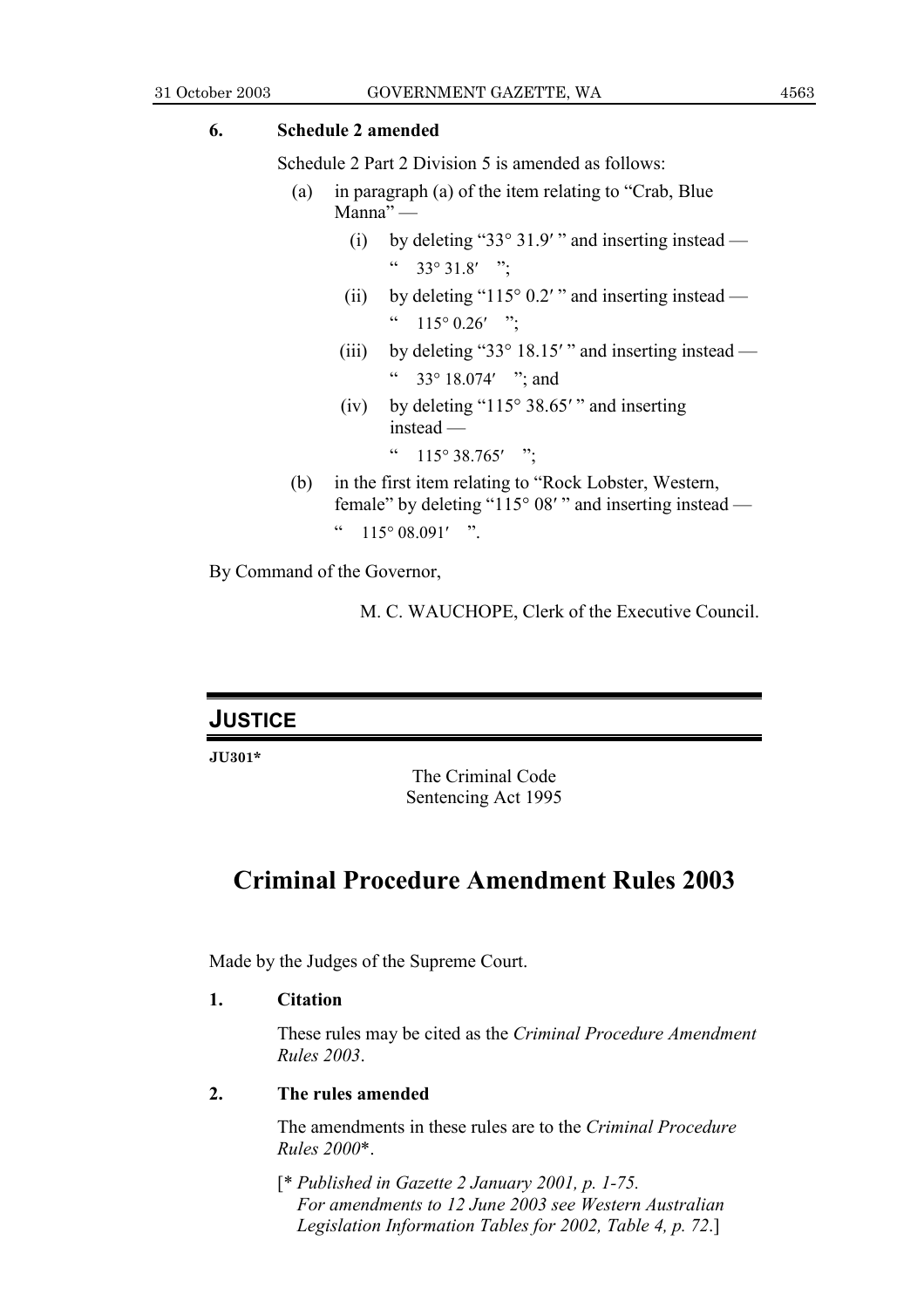**6. Schedule 2 amended**

Schedule 2 Part 2 Division 5 is amended as follows:

(a) in paragraph (a) of the item relating to "Crab, Blue Manna" —

(i) by deleting "33° 31.9′ " and inserting instead —

" 33° 31.8′ ";

(ii) by deleting "115° 0.2′ " and inserting instead —

" 115° 0.26′ ";

(iii) by deleting "33° 18.15′ " and inserting instead —

" 33° 18.074′ "; and

(iv) by deleting "115° 38.65′ " and inserting instead —

" 115° 38.765′ ";

(b) in the first item relating to "Rock Lobster, Western, female" by deleting "115° 08′ " and inserting instead —

" 115° 08.091′ ".

By Command of the Governor,

M. C. WAUCHOPE, Clerk of the Executive Council.

---

## JUSTICE

**JU301***

The Criminal Code
Sentencing Act 1995

# Criminal Procedure Amendment Rules 2003

Made by the Judges of the Supreme Court.

**1. Citation**

These rules may be cited as the *Criminal Procedure Amendment Rules 2003*.

**2. The rules amended**

The amendments in these rules are to the *Criminal Procedure Rules 2000**.

[* *Published in Gazette 2 January 2001, p. 1-75.*
*For amendments to 12 June 2003 see Western Australian Legislation Information Tables for 2002, Table 4, p. 72*.]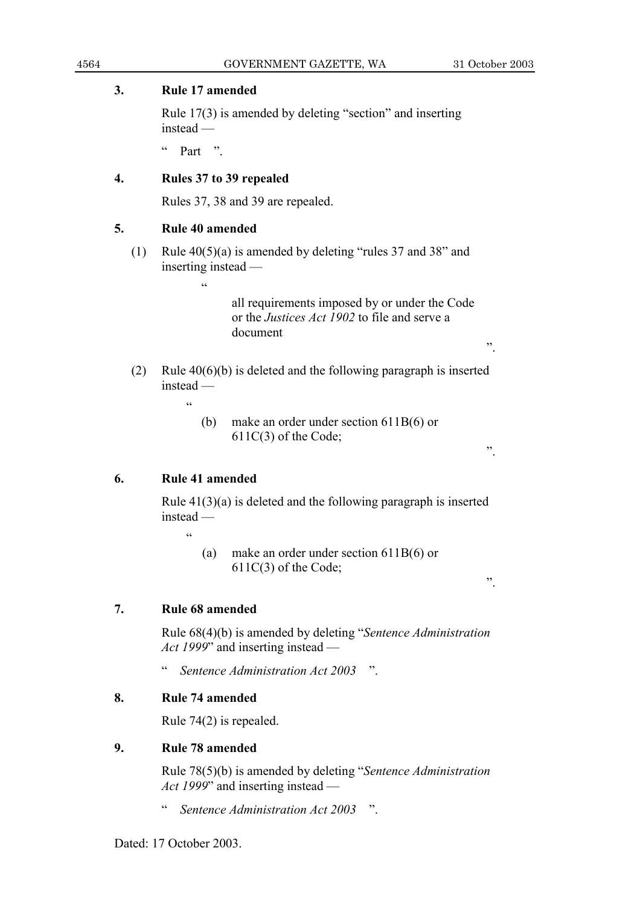**3. Rule 17 amended**

Rule 17(3) is amended by deleting "section" and inserting instead —

" Part ".

**4. Rules 37 to 39 repealed**

Rules 37, 38 and 39 are repealed.

**5. Rule 40 amended**

(1) Rule 40(5)(a) is amended by deleting "rules 37 and 38" and inserting instead —

"

all requirements imposed by or under the Code or the *Justices Act 1902* to file and serve a document

".

(2) Rule 40(6)(b) is deleted and the following paragraph is inserted instead —

"

(b) make an order under section 611B(6) or 611C(3) of the Code;

".

**6. Rule 41 amended**

Rule 41(3)(a) is deleted and the following paragraph is inserted instead —

"

(a) make an order under section 611B(6) or 611C(3) of the Code;

".

**7. Rule 68 amended**

Rule 68(4)(b) is amended by deleting "*Sentence Administration Act 1999*" and inserting instead —

" *Sentence Administration Act 2003* ".

**8. Rule 74 amended**

Rule 74(2) is repealed.

**9. Rule 78 amended**

Rule 78(5)(b) is amended by deleting "*Sentence Administration Act 1999*" and inserting instead —

" *Sentence Administration Act 2003* ".

Dated: 17 October 2003.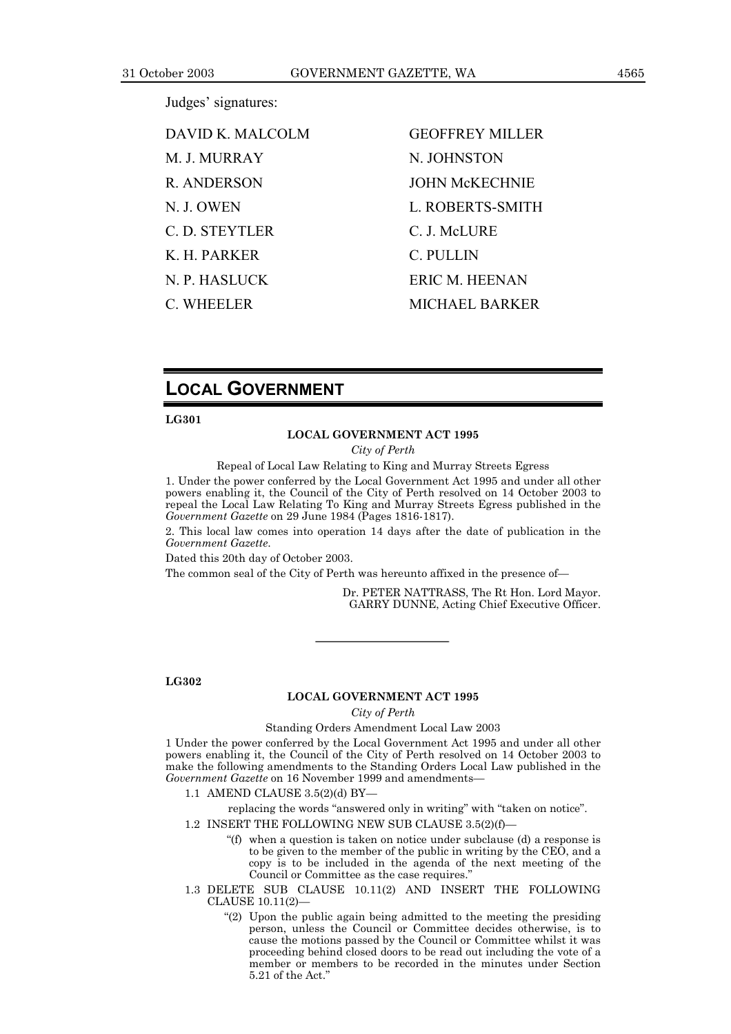Judges' signatures:

| | |
|---|---|
| DAVID K. MALCOLM | GEOFFREY MILLER |
| M. J. MURRAY | N. JOHNSTON |
| R. ANDERSON | JOHN McKECHNIE |
| N. J. OWEN | L. ROBERTS-SMITH |
| C. D. STEYTLER | C. J. McLURE |
| K. H. PARKER | C. PULLIN |
| N. P. HASLUCK | ERIC M. HEENAN |
| C. WHEELER | MICHAEL BARKER |

# LOCAL GOVERNMENT

**LG301**

**LOCAL GOVERNMENT ACT 1995**

*City of Perth*

Repeal of Local Law Relating to King and Murray Streets Egress

1. Under the power conferred by the Local Government Act 1995 and under all other powers enabling it, the Council of the City of Perth resolved on 14 October 2003 to repeal the Local Law Relating To King and Murray Streets Egress published in the *Government Gazette* on 29 June 1984 (Pages 1816-1817).

2. This local law comes into operation 14 days after the date of publication in the *Government Gazette*.

Dated this 20th day of October 2003.

The common seal of the City of Perth was hereunto affixed in the presence of—

Dr. PETER NATTRASS, The Rt Hon. Lord Mayor.
GARRY DUNNE, Acting Chief Executive Officer.

---

**LG302**

**LOCAL GOVERNMENT ACT 1995**

*City of Perth*

Standing Orders Amendment Local Law 2003

1 Under the power conferred by the Local Government Act 1995 and under all other powers enabling it, the Council of the City of Perth resolved on 14 October 2003 to make the following amendments to the Standing Orders Local Law published in the *Government Gazette* on 16 November 1999 and amendments—

1.1 AMEND CLAUSE 3.5(2)(d) BY—

replacing the words "answered only in writing" with "taken on notice".

1.2 INSERT THE FOLLOWING NEW SUB CLAUSE 3.5(2)(f)—

"(f) when a question is taken on notice under subclause (d) a response is to be given to the member of the public in writing by the CEO, and a copy is to be included in the agenda of the next meeting of the Council or Committee as the case requires."

1.3 DELETE SUB CLAUSE 10.11(2) AND INSERT THE FOLLOWING CLAUSE 10.11(2)—

"(2) Upon the public again being admitted to the meeting the presiding person, unless the Council or Committee decides otherwise, is to cause the motions passed by the Council or Committee whilst it was proceeding behind closed doors to be read out including the vote of a member or members to be recorded in the minutes under Section 5.21 of the Act."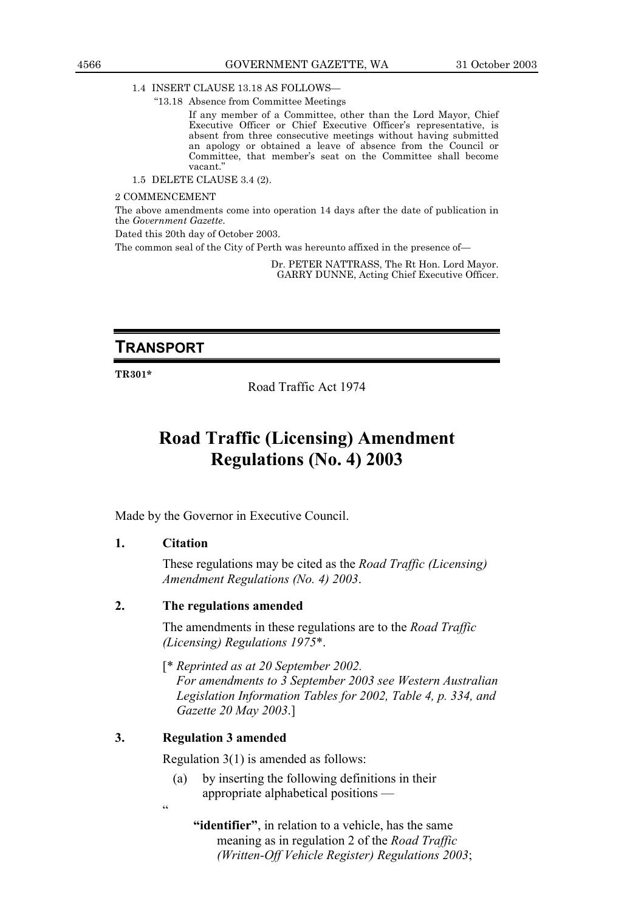1.4 INSERT CLAUSE 13.18 AS FOLLOWS—

"13.18 Absence from Committee Meetings

If any member of a Committee, other than the Lord Mayor, Chief Executive Officer or Chief Executive Officer's representative, is absent from three consecutive meetings without having submitted an apology or obtained a leave of absence from the Council or Committee, that member's seat on the Committee shall become vacant."

1.5 DELETE CLAUSE 3.4 (2).

2 COMMENCEMENT

The above amendments come into operation 14 days after the date of publication in the *Government Gazette*.

Dated this 20th day of October 2003.

The common seal of the City of Perth was hereunto affixed in the presence of—

Dr. PETER NATTRASS, The Rt Hon. Lord Mayor.
GARRY DUNNE, Acting Chief Executive Officer.

---

## TRANSPORT

**TR301***

Road Traffic Act 1974

# Road Traffic (Licensing) Amendment Regulations (No. 4) 2003

Made by the Governor in Executive Council.

**1. Citation**

These regulations may be cited as the *Road Traffic (Licensing) Amendment Regulations (No. 4) 2003*.

**2. The regulations amended**

The amendments in these regulations are to the *Road Traffic (Licensing) Regulations 1975*\*.

[\* *Reprinted as at 20 September 2002.*
*For amendments to 3 September 2003 see Western Australian Legislation Information Tables for 2002, Table 4, p. 334, and Gazette 20 May 2003*.]

**3. Regulation 3 amended**

Regulation 3(1) is amended as follows:

(a) by inserting the following definitions in their appropriate alphabetical positions —

"

**"identifier"**, in relation to a vehicle, has the same meaning as in regulation 2 of the *Road Traffic (Written-Off Vehicle Register) Regulations 2003*;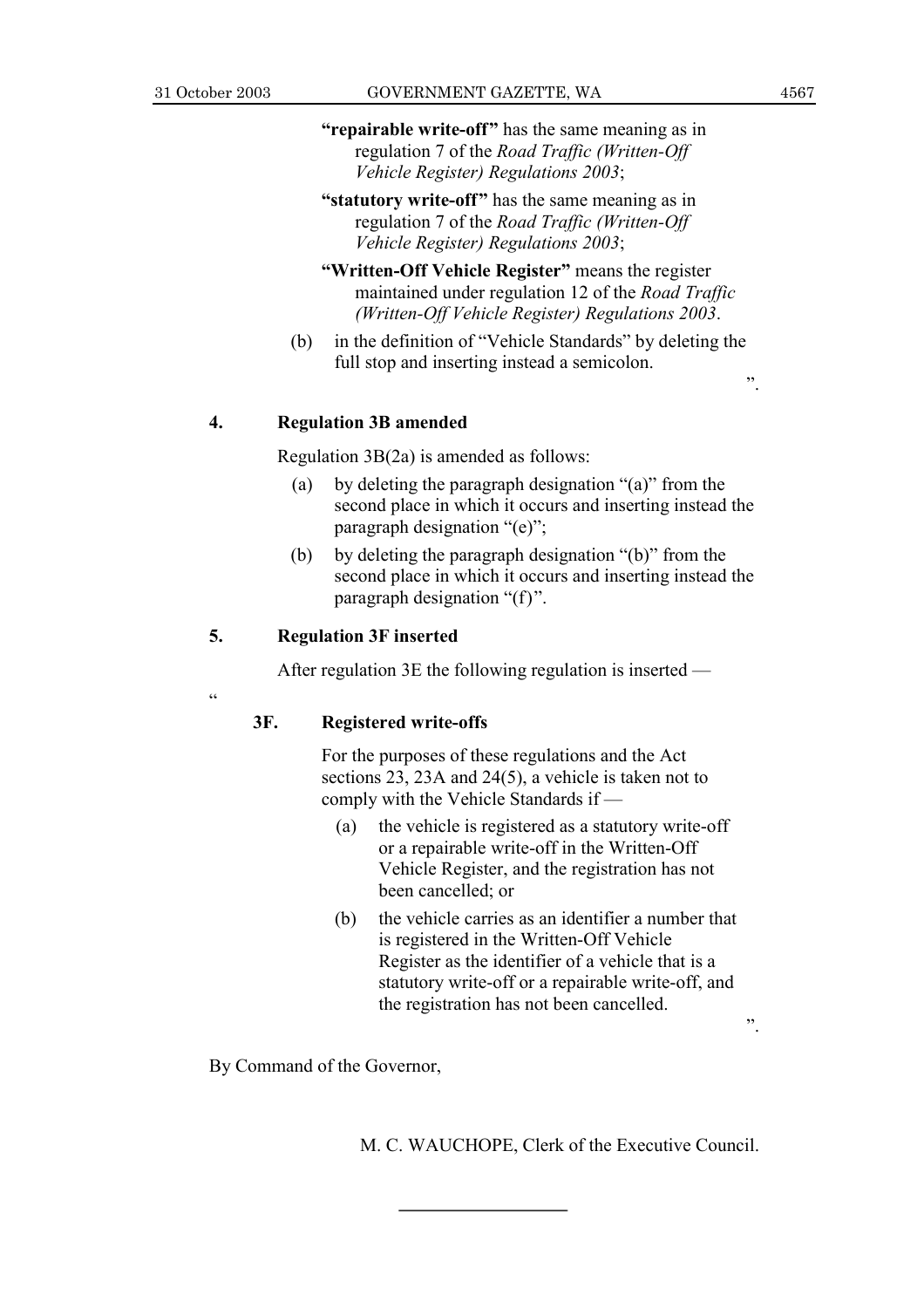**"repairable write-off"** has the same meaning as in regulation 7 of the *Road Traffic (Written-Off Vehicle Register) Regulations 2003*;

**"statutory write-off"** has the same meaning as in regulation 7 of the *Road Traffic (Written-Off Vehicle Register) Regulations 2003*;

**"Written-Off Vehicle Register"** means the register maintained under regulation 12 of the *Road Traffic (Written-Off Vehicle Register) Regulations 2003*.

(b) in the definition of "Vehicle Standards" by deleting the full stop and inserting instead a semicolon.

".

### 4. Regulation 3B amended

Regulation 3B(2a) is amended as follows:

(a) by deleting the paragraph designation "(a)" from the second place in which it occurs and inserting instead the paragraph designation "(e)";

(b) by deleting the paragraph designation "(b)" from the second place in which it occurs and inserting instead the paragraph designation "(f)".

### 5. Regulation 3F inserted

After regulation 3E the following regulation is inserted —

"

### 3F. Registered write-offs

For the purposes of these regulations and the Act sections 23, 23A and 24(5), a vehicle is taken not to comply with the Vehicle Standards if —

(a) the vehicle is registered as a statutory write-off or a repairable write-off in the Written-Off Vehicle Register, and the registration has not been cancelled; or

(b) the vehicle carries as an identifier a number that is registered in the Written-Off Vehicle Register as the identifier of a vehicle that is a statutory write-off or a repairable write-off, and the registration has not been cancelled.

".

By Command of the Governor,

M. C. WAUCHOPE, Clerk of the Executive Council.

---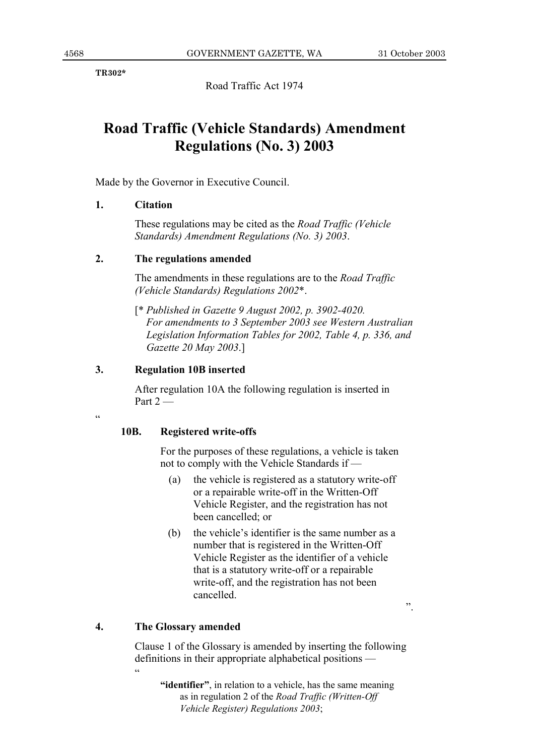TR302*

Road Traffic Act 1974

# Road Traffic (Vehicle Standards) Amendment Regulations (No. 3) 2003

Made by the Governor in Executive Council.

**1. Citation**

These regulations may be cited as the *Road Traffic (Vehicle Standards) Amendment Regulations (No. 3) 2003*.

**2. The regulations amended**

The amendments in these regulations are to the *Road Traffic (Vehicle Standards) Regulations 2002*\*.

[\* *Published in Gazette 9 August 2002, p. 3902-4020. For amendments to 3 September 2003 see Western Australian Legislation Information Tables for 2002, Table 4, p. 336, and Gazette 20 May 2003*.]

**3. Regulation 10B inserted**

After regulation 10A the following regulation is inserted in Part 2 —

"

**10B. Registered write-offs**

For the purposes of these regulations, a vehicle is taken not to comply with the Vehicle Standards if —

(a) the vehicle is registered as a statutory write-off or a repairable write-off in the Written-Off Vehicle Register, and the registration has not been cancelled; or

(b) the vehicle's identifier is the same number as a number that is registered in the Written-Off Vehicle Register as the identifier of a vehicle that is a statutory write-off or a repairable write-off, and the registration has not been cancelled.

".

**4. The Glossary amended**

Clause 1 of the Glossary is amended by inserting the following definitions in their appropriate alphabetical positions —

"

**"identifier"**, in relation to a vehicle, has the same meaning as in regulation 2 of the *Road Traffic (Written-Off Vehicle Register) Regulations 2003*;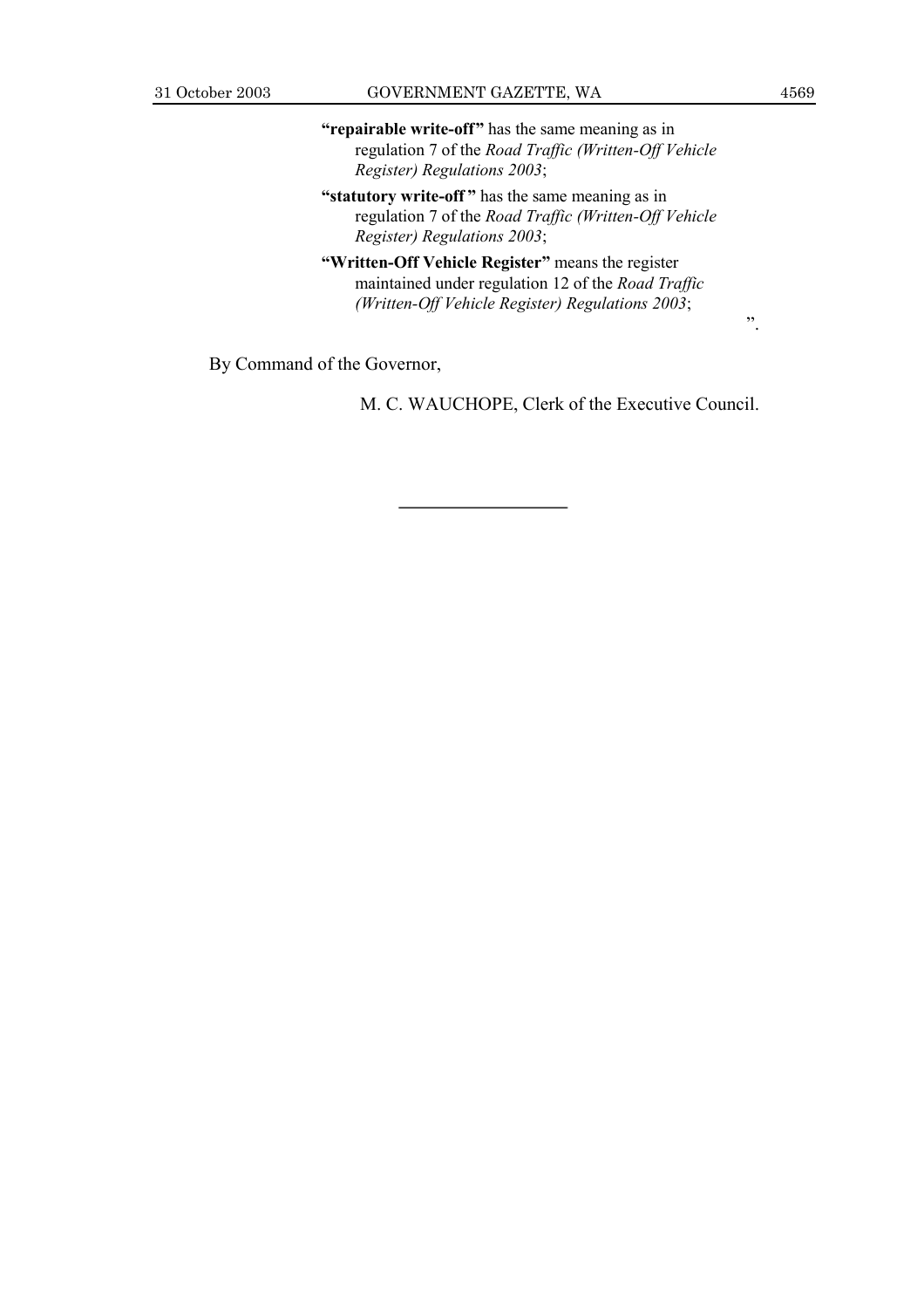**"repairable write-off"** has the same meaning as in regulation 7 of the *Road Traffic (Written-Off Vehicle Register) Regulations 2003*;

**"statutory write-off "** has the same meaning as in regulation 7 of the *Road Traffic (Written-Off Vehicle Register) Regulations 2003*;

**"Written-Off Vehicle Register"** means the register maintained under regulation 12 of the *Road Traffic (Written-Off Vehicle Register) Regulations 2003*;

".

By Command of the Governor,

M. C. WAUCHOPE, Clerk of the Executive Council.

---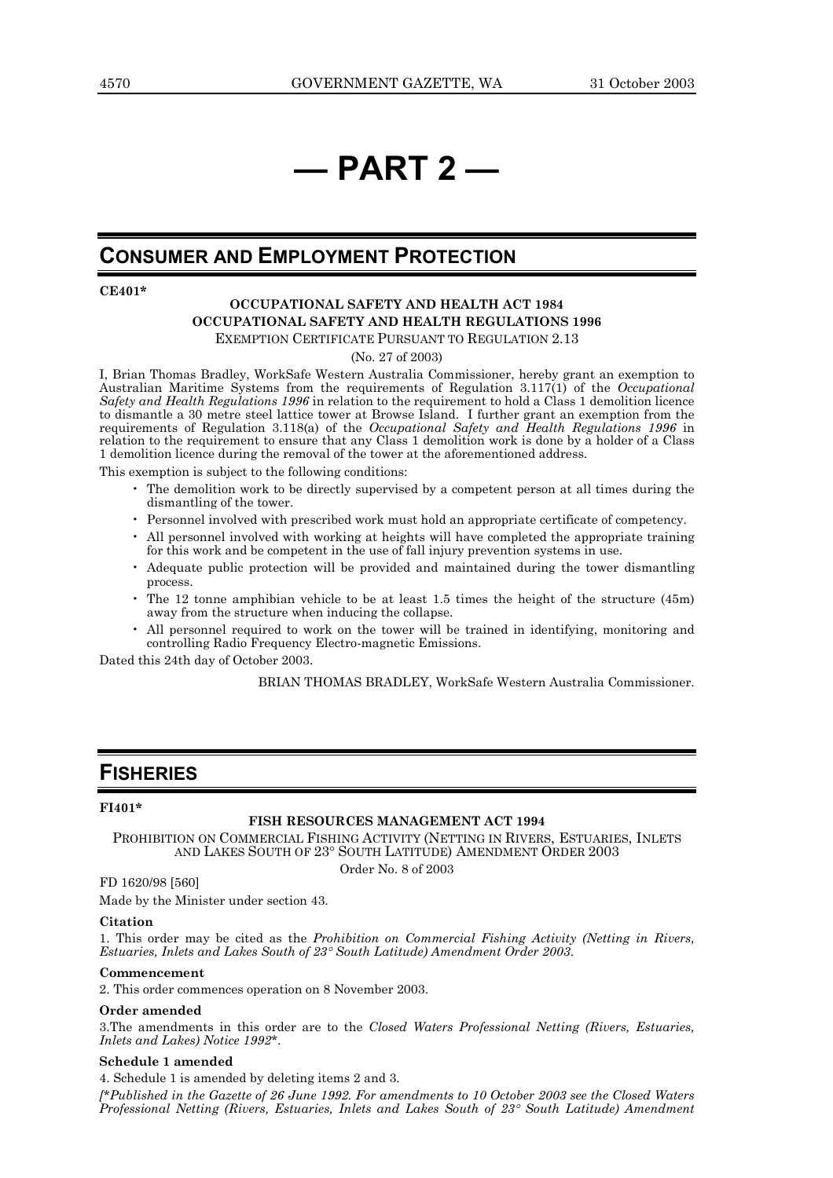# — PART 2 —

## CONSUMER AND EMPLOYMENT PROTECTION

**CE401***

**OCCUPATIONAL SAFETY AND HEALTH ACT 1984**
**OCCUPATIONAL SAFETY AND HEALTH REGULATIONS 1996**

EXEMPTION CERTIFICATE PURSUANT TO REGULATION 2.13

(No. 27 of 2003)

I, Brian Thomas Bradley, WorkSafe Western Australia Commissioner, hereby grant an exemption to Australian Maritime Systems from the requirements of Regulation 3.117(1) of the *Occupational Safety and Health Regulations 1996* in relation to the requirement to hold a Class 1 demolition licence to dismantle a 30 metre steel lattice tower at Browse Island. I further grant an exemption from the requirements of Regulation 3.118(a) of the *Occupational Safety and Health Regulations 1996* in relation to the requirement to ensure that any Class 1 demolition work is done by a holder of a Class 1 demolition licence during the removal of the tower at the aforementioned address.

This exemption is subject to the following conditions:

- The demolition work to be directly supervised by a competent person at all times during the dismantling of the tower.
- Personnel involved with prescribed work must hold an appropriate certificate of competency.
- All personnel involved with working at heights will have completed the appropriate training for this work and be competent in the use of fall injury prevention systems in use.
- Adequate public protection will be provided and maintained during the tower dismantling process.
- The 12 tonne amphibian vehicle to be at least 1.5 times the height of the structure (45m) away from the structure when inducing the collapse.
- All personnel required to work on the tower will be trained in identifying, monitoring and controlling Radio Frequency Electro-magnetic Emissions.

Dated this 24th day of October 2003.

BRIAN THOMAS BRADLEY, WorkSafe Western Australia Commissioner.

## FISHERIES

**FI401***

**FISH RESOURCES MANAGEMENT ACT 1994**

PROHIBITION ON COMMERCIAL FISHING ACTIVITY (NETTING IN RIVERS, ESTUARIES, INLETS AND LAKES SOUTH OF 23° SOUTH LATITUDE) AMENDMENT ORDER 2003

Order No. 8 of 2003

FD 1620/98 [560]

Made by the Minister under section 43.

**Citation**

1. This order may be cited as the *Prohibition on Commercial Fishing Activity (Netting in Rivers, Estuaries, Inlets and Lakes South of 23° South Latitude) Amendment Order 2003*.

**Commencement**

2. This order commences operation on 8 November 2003.

**Order amended**

3.The amendments in this order are to the *Closed Waters Professional Netting (Rivers, Estuaries, Inlets and Lakes) Notice 1992**.

**Schedule 1 amended**

4. Schedule 1 is amended by deleting items 2 and 3.

*[*Published in the Gazette of 26 June 1992. For amendments to 10 October 2003 see the Closed Waters Professional Netting (Rivers, Estuaries, Inlets and Lakes South of 23° South Latitude) Amendment*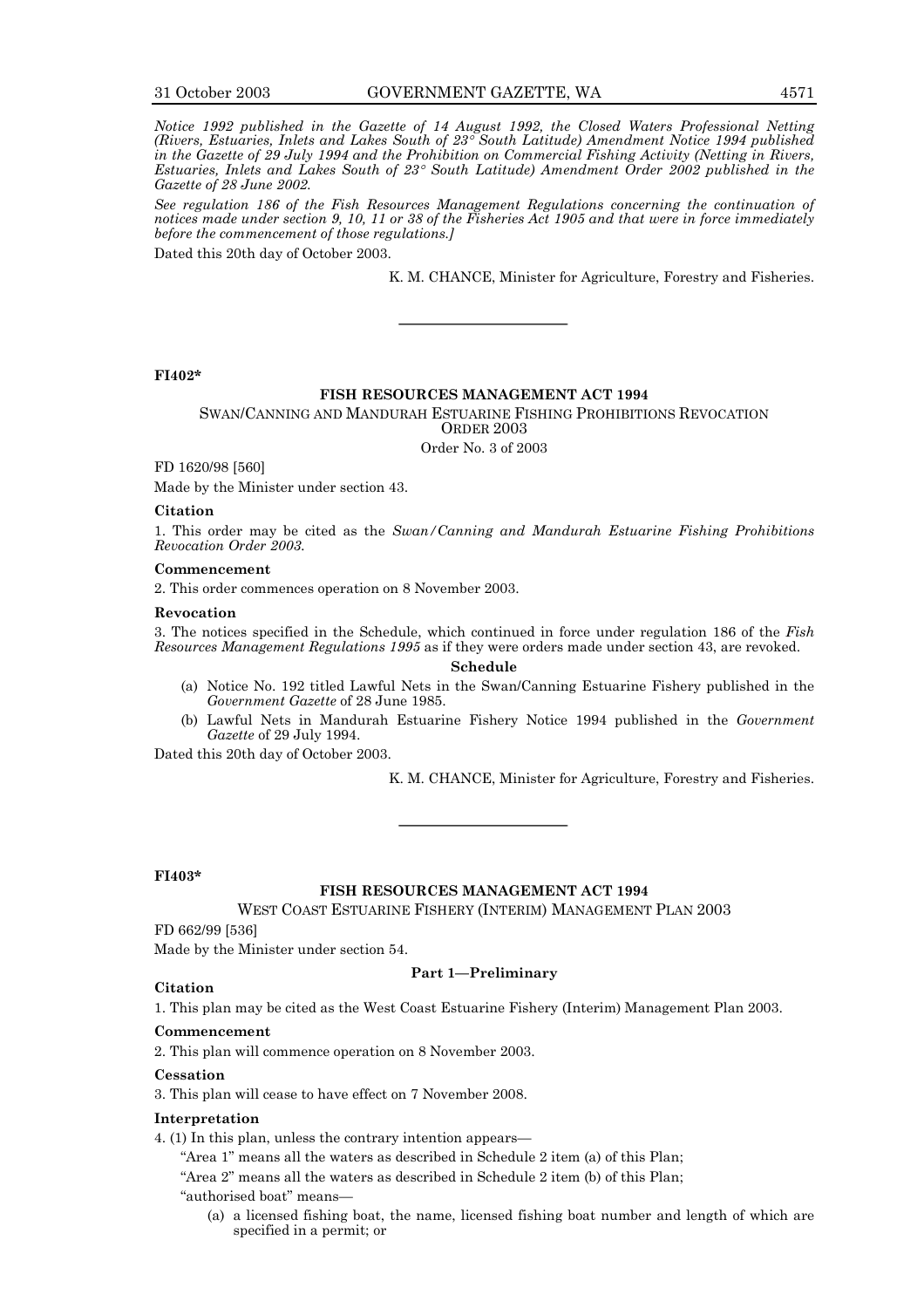*Notice 1992 published in the Gazette of 14 August 1992, the Closed Waters Professional Netting (Rivers, Estuaries, Inlets and Lakes South of 23° South Latitude) Amendment Notice 1994 published in the Gazette of 29 July 1994 and the Prohibition on Commercial Fishing Activity (Netting in Rivers, Estuaries, Inlets and Lakes South of 23° South Latitude) Amendment Order 2002 published in the Gazette of 28 June 2002.*

*See regulation 186 of the Fish Resources Management Regulations concerning the continuation of notices made under section 9, 10, 11 or 38 of the Fisheries Act 1905 and that were in force immediately before the commencement of those regulations.]*

Dated this 20th day of October 2003.

K. M. CHANCE, Minister for Agriculture, Forestry and Fisheries.

---

**FI402***

## FISH RESOURCES MANAGEMENT ACT 1994

SWAN/CANNING AND MANDURAH ESTUARINE FISHING PROHIBITIONS REVOCATION ORDER 2003

Order No. 3 of 2003

FD 1620/98 [560]

Made by the Minister under section 43.

**Citation**

1. This order may be cited as the *Swan/Canning and Mandurah Estuarine Fishing Prohibitions Revocation Order 2003.*

**Commencement**

2. This order commences operation on 8 November 2003.

**Revocation**

3. The notices specified in the Schedule, which continued in force under regulation 186 of the *Fish Resources Management Regulations 1995* as if they were orders made under section 43, are revoked.

**Schedule**

(a) Notice No. 192 titled Lawful Nets in the Swan/Canning Estuarine Fishery published in the *Government Gazette* of 28 June 1985.

(b) Lawful Nets in Mandurah Estuarine Fishery Notice 1994 published in the *Government Gazette* of 29 July 1994.

Dated this 20th day of October 2003.

K. M. CHANCE, Minister for Agriculture, Forestry and Fisheries.

---

**FI403***

## FISH RESOURCES MANAGEMENT ACT 1994

WEST COAST ESTUARINE FISHERY (INTERIM) MANAGEMENT PLAN 2003

FD 662/99 [536]

Made by the Minister under section 54.

**Part 1—Preliminary**

**Citation**

1. This plan may be cited as the West Coast Estuarine Fishery (Interim) Management Plan 2003.

**Commencement**

2. This plan will commence operation on 8 November 2003.

**Cessation**

3. This plan will cease to have effect on 7 November 2008.

**Interpretation**

4. (1) In this plan, unless the contrary intention appears—

"Area 1" means all the waters as described in Schedule 2 item (a) of this Plan;

"Area 2" means all the waters as described in Schedule 2 item (b) of this Plan;

"authorised boat" means—

(a) a licensed fishing boat, the name, licensed fishing boat number and length of which are specified in a permit; or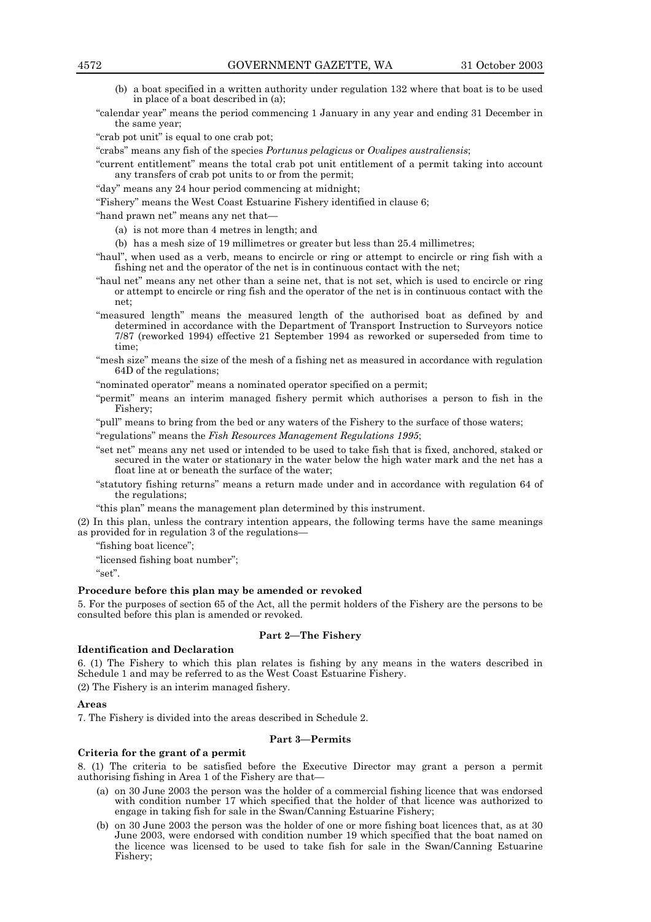(b) a boat specified in a written authority under regulation 132 where that boat is to be used in place of a boat described in (a);

"calendar year" means the period commencing 1 January in any year and ending 31 December in the same year;

"crab pot unit" is equal to one crab pot;

"crabs" means any fish of the species *Portunus pelagicus* or *Ovalipes australiensis*;

"current entitlement" means the total crab pot unit entitlement of a permit taking into account any transfers of crab pot units to or from the permit;

"day" means any 24 hour period commencing at midnight;

"Fishery" means the West Coast Estuarine Fishery identified in clause 6;

"hand prawn net" means any net that—

(a) is not more than 4 metres in length; and

(b) has a mesh size of 19 millimetres or greater but less than 25.4 millimetres;

"haul", when used as a verb, means to encircle or ring or attempt to encircle or ring fish with a fishing net and the operator of the net is in continuous contact with the net;

"haul net" means any net other than a seine net, that is not set, which is used to encircle or ring or attempt to encircle or ring fish and the operator of the net is in continuous contact with the net;

"measured length" means the measured length of the authorised boat as defined by and determined in accordance with the Department of Transport Instruction to Surveyors notice 7/87 (reworked 1994) effective 21 September 1994 as reworked or superseded from time to time;

"mesh size" means the size of the mesh of a fishing net as measured in accordance with regulation 64D of the regulations;

"nominated operator" means a nominated operator specified on a permit;

"permit" means an interim managed fishery permit which authorises a person to fish in the Fishery;

"pull" means to bring from the bed or any waters of the Fishery to the surface of those waters;

"regulations" means the *Fish Resources Management Regulations 1995*;

"set net" means any net used or intended to be used to take fish that is fixed, anchored, staked or secured in the water or stationary in the water below the high water mark and the net has a float line at or beneath the surface of the water;

"statutory fishing returns" means a return made under and in accordance with regulation 64 of the regulations;

"this plan" means the management plan determined by this instrument.

(2) In this plan, unless the contrary intention appears, the following terms have the same meanings as provided for in regulation 3 of the regulations—

"fishing boat licence";

"licensed fishing boat number";

"set".

**Procedure before this plan may be amended or revoked**

5. For the purposes of section 65 of the Act, all the permit holders of the Fishery are the persons to be consulted before this plan is amended or revoked.

## Part 2—The Fishery

**Identification and Declaration**

6. (1) The Fishery to which this plan relates is fishing by any means in the waters described in Schedule 1 and may be referred to as the West Coast Estuarine Fishery.

(2) The Fishery is an interim managed fishery.

**Areas**

7. The Fishery is divided into the areas described in Schedule 2.

## Part 3—Permits

**Criteria for the grant of a permit**

8. (1) The criteria to be satisfied before the Executive Director may grant a person a permit authorising fishing in Area 1 of the Fishery are that—

(a) on 30 June 2003 the person was the holder of a commercial fishing licence that was endorsed with condition number 17 which specified that the holder of that licence was authorized to engage in taking fish for sale in the Swan/Canning Estuarine Fishery;

(b) on 30 June 2003 the person was the holder of one or more fishing boat licences that, as at 30 June 2003, were endorsed with condition number 19 which specified that the boat named on the licence was licensed to be used to take fish for sale in the Swan/Canning Estuarine Fishery;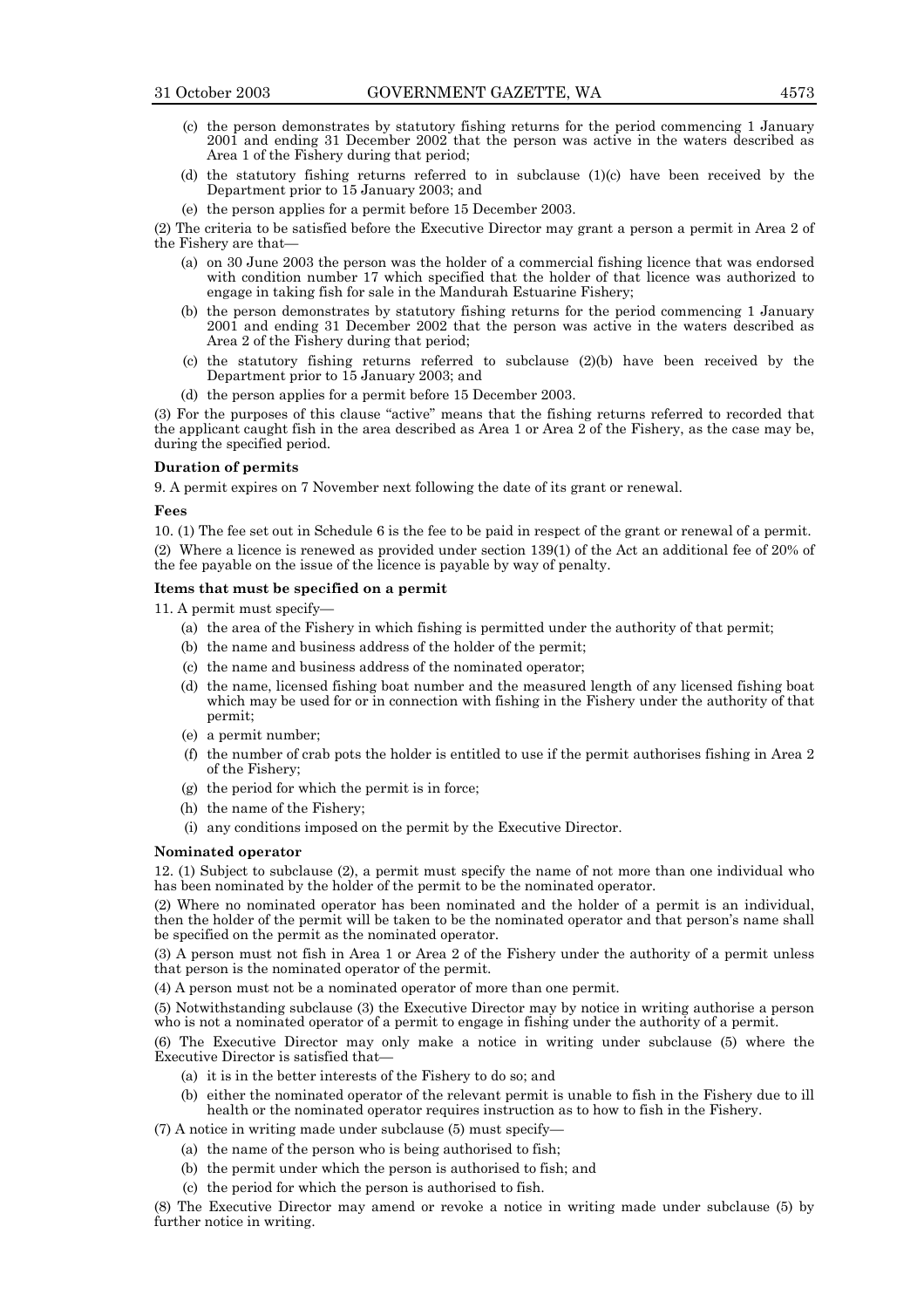(c) the person demonstrates by statutory fishing returns for the period commencing 1 January 2001 and ending 31 December 2002 that the person was active in the waters described as Area 1 of the Fishery during that period;

(d) the statutory fishing returns referred to in subclause (1)(c) have been received by the Department prior to 15 January 2003; and

(e) the person applies for a permit before 15 December 2003.

(2) The criteria to be satisfied before the Executive Director may grant a person a permit in Area 2 of the Fishery are that—

(a) on 30 June 2003 the person was the holder of a commercial fishing licence that was endorsed with condition number 17 which specified that the holder of that licence was authorized to engage in taking fish for sale in the Mandurah Estuarine Fishery;

(b) the person demonstrates by statutory fishing returns for the period commencing 1 January 2001 and ending 31 December 2002 that the person was active in the waters described as Area 2 of the Fishery during that period;

(c) the statutory fishing returns referred to subclause (2)(b) have been received by the Department prior to 15 January 2003; and

(d) the person applies for a permit before 15 December 2003.

(3) For the purposes of this clause "active" means that the fishing returns referred to recorded that the applicant caught fish in the area described as Area 1 or Area 2 of the Fishery, as the case may be, during the specified period.

**Duration of permits**

9. A permit expires on 7 November next following the date of its grant or renewal.

**Fees**

10. (1) The fee set out in Schedule 6 is the fee to be paid in respect of the grant or renewal of a permit.

(2) Where a licence is renewed as provided under section 139(1) of the Act an additional fee of 20% of the fee payable on the issue of the licence is payable by way of penalty.

**Items that must be specified on a permit**

11. A permit must specify—

(a) the area of the Fishery in which fishing is permitted under the authority of that permit;

(b) the name and business address of the holder of the permit;

(c) the name and business address of the nominated operator;

(d) the name, licensed fishing boat number and the measured length of any licensed fishing boat which may be used for or in connection with fishing in the Fishery under the authority of that permit;

(e) a permit number;

(f) the number of crab pots the holder is entitled to use if the permit authorises fishing in Area 2 of the Fishery;

(g) the period for which the permit is in force;

(h) the name of the Fishery;

(i) any conditions imposed on the permit by the Executive Director.

**Nominated operator**

12. (1) Subject to subclause (2), a permit must specify the name of not more than one individual who has been nominated by the holder of the permit to be the nominated operator.

(2) Where no nominated operator has been nominated and the holder of a permit is an individual, then the holder of the permit will be taken to be the nominated operator and that person's name shall be specified on the permit as the nominated operator.

(3) A person must not fish in Area 1 or Area 2 of the Fishery under the authority of a permit unless that person is the nominated operator of the permit.

(4) A person must not be a nominated operator of more than one permit.

(5) Notwithstanding subclause (3) the Executive Director may by notice in writing authorise a person who is not a nominated operator of a permit to engage in fishing under the authority of a permit.

(6) The Executive Director may only make a notice in writing under subclause (5) where the Executive Director is satisfied that—

(a) it is in the better interests of the Fishery to do so; and

(b) either the nominated operator of the relevant permit is unable to fish in the Fishery due to ill health or the nominated operator requires instruction as to how to fish in the Fishery.

(7) A notice in writing made under subclause (5) must specify—

(a) the name of the person who is being authorised to fish;

(b) the permit under which the person is authorised to fish; and

(c) the period for which the person is authorised to fish.

(8) The Executive Director may amend or revoke a notice in writing made under subclause (5) by further notice in writing.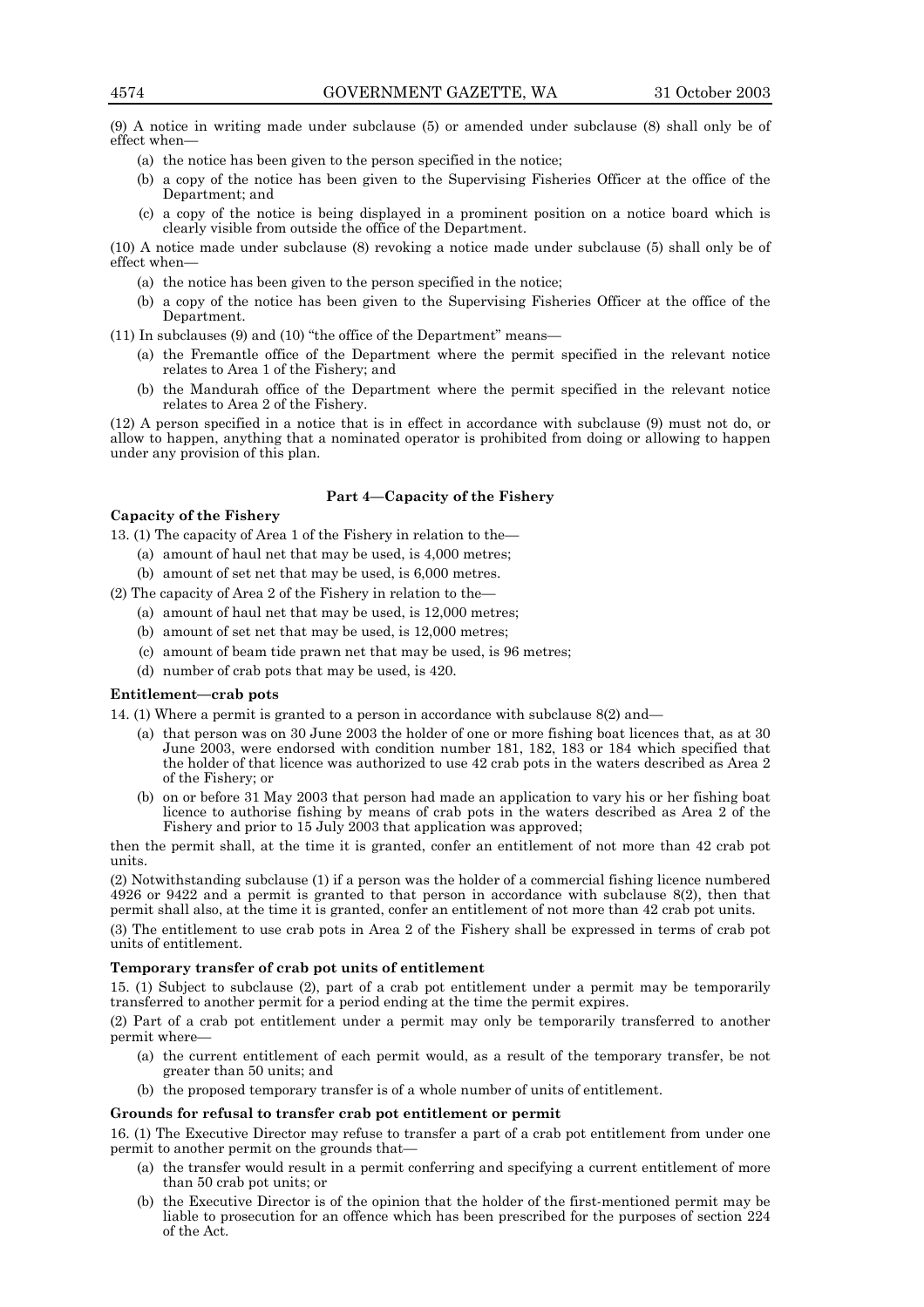(9) A notice in writing made under subclause (5) or amended under subclause (8) shall only be of effect when—

- (a) the notice has been given to the person specified in the notice;
- (b) a copy of the notice has been given to the Supervising Fisheries Officer at the office of the Department; and
- (c) a copy of the notice is being displayed in a prominent position on a notice board which is clearly visible from outside the office of the Department.

(10) A notice made under subclause (8) revoking a notice made under subclause (5) shall only be of effect when—

- (a) the notice has been given to the person specified in the notice;
- (b) a copy of the notice has been given to the Supervising Fisheries Officer at the office of the Department.

(11) In subclauses (9) and (10) "the office of the Department" means—

- (a) the Fremantle office of the Department where the permit specified in the relevant notice relates to Area 1 of the Fishery; and
- (b) the Mandurah office of the Department where the permit specified in the relevant notice relates to Area 2 of the Fishery.

(12) A person specified in a notice that is in effect in accordance with subclause (9) must not do, or allow to happen, anything that a nominated operator is prohibited from doing or allowing to happen under any provision of this plan.

## Part 4—Capacity of the Fishery

**Capacity of the Fishery**

13. (1) The capacity of Area 1 of the Fishery in relation to the—

- (a) amount of haul net that may be used, is 4,000 metres;
- (b) amount of set net that may be used, is 6,000 metres.

(2) The capacity of Area 2 of the Fishery in relation to the—

- (a) amount of haul net that may be used, is 12,000 metres;
- (b) amount of set net that may be used, is 12,000 metres;
- (c) amount of beam tide prawn net that may be used, is 96 metres;
- (d) number of crab pots that may be used, is 420.

**Entitlement—crab pots**

14. (1) Where a permit is granted to a person in accordance with subclause 8(2) and—

- (a) that person was on 30 June 2003 the holder of one or more fishing boat licences that, as at 30 June 2003, were endorsed with condition number 181, 182, 183 or 184 which specified that the holder of that licence was authorized to use 42 crab pots in the waters described as Area 2 of the Fishery; or
- (b) on or before 31 May 2003 that person had made an application to vary his or her fishing boat licence to authorise fishing by means of crab pots in the waters described as Area 2 of the Fishery and prior to 15 July 2003 that application was approved;

then the permit shall, at the time it is granted, confer an entitlement of not more than 42 crab pot units.

(2) Notwithstanding subclause (1) if a person was the holder of a commercial fishing licence numbered 4926 or 9422 and a permit is granted to that person in accordance with subclause 8(2), then that permit shall also, at the time it is granted, confer an entitlement of not more than 42 crab pot units.

(3) The entitlement to use crab pots in Area 2 of the Fishery shall be expressed in terms of crab pot units of entitlement.

**Temporary transfer of crab pot units of entitlement**

15. (1) Subject to subclause (2), part of a crab pot entitlement under a permit may be temporarily transferred to another permit for a period ending at the time the permit expires.

(2) Part of a crab pot entitlement under a permit may only be temporarily transferred to another permit where—

- (a) the current entitlement of each permit would, as a result of the temporary transfer, be not greater than 50 units; and
- (b) the proposed temporary transfer is of a whole number of units of entitlement.

**Grounds for refusal to transfer crab pot entitlement or permit**

16. (1) The Executive Director may refuse to transfer a part of a crab pot entitlement from under one permit to another permit on the grounds that—

- (a) the transfer would result in a permit conferring and specifying a current entitlement of more than 50 crab pot units; or
- (b) the Executive Director is of the opinion that the holder of the first-mentioned permit may be liable to prosecution for an offence which has been prescribed for the purposes of section 224 of the Act.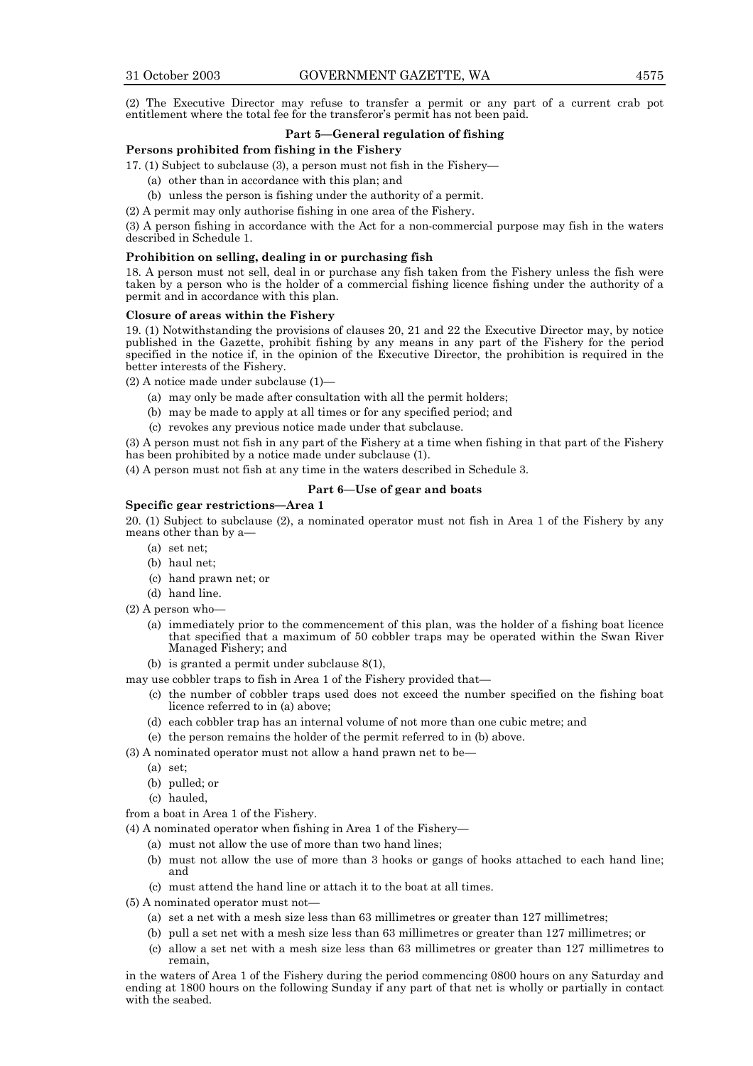(2) The Executive Director may refuse to transfer a permit or any part of a current crab pot entitlement where the total fee for the transferor's permit has not been paid.

## Part 5—General regulation of fishing

### Persons prohibited from fishing in the Fishery

17. (1) Subject to subclause (3), a person must not fish in the Fishery—

- (a) other than in accordance with this plan; and
- (b) unless the person is fishing under the authority of a permit.

(2) A permit may only authorise fishing in one area of the Fishery.

(3) A person fishing in accordance with the Act for a non-commercial purpose may fish in the waters described in Schedule 1.

### Prohibition on selling, dealing in or purchasing fish

18. A person must not sell, deal in or purchase any fish taken from the Fishery unless the fish were taken by a person who is the holder of a commercial fishing licence fishing under the authority of a permit and in accordance with this plan.

### Closure of areas within the Fishery

19. (1) Notwithstanding the provisions of clauses 20, 21 and 22 the Executive Director may, by notice published in the Gazette, prohibit fishing by any means in any part of the Fishery for the period specified in the notice if, in the opinion of the Executive Director, the prohibition is required in the better interests of the Fishery.

(2) A notice made under subclause (1)—

- (a) may only be made after consultation with all the permit holders;
- (b) may be made to apply at all times or for any specified period; and
- (c) revokes any previous notice made under that subclause.

(3) A person must not fish in any part of the Fishery at a time when fishing in that part of the Fishery has been prohibited by a notice made under subclause (1).

(4) A person must not fish at any time in the waters described in Schedule 3.

## Part 6—Use of gear and boats

### Specific gear restrictions—Area 1

20. (1) Subject to subclause (2), a nominated operator must not fish in Area 1 of the Fishery by any means other than by a—

- (a) set net;
- (b) haul net;
- (c) hand prawn net; or
- (d) hand line.

(2) A person who—

- (a) immediately prior to the commencement of this plan, was the holder of a fishing boat licence that specified that a maximum of 50 cobbler traps may be operated within the Swan River Managed Fishery; and
- (b) is granted a permit under subclause 8(1),

may use cobbler traps to fish in Area 1 of the Fishery provided that—

- (c) the number of cobbler traps used does not exceed the number specified on the fishing boat licence referred to in (a) above;
- (d) each cobbler trap has an internal volume of not more than one cubic metre; and
- (e) the person remains the holder of the permit referred to in (b) above.

(3) A nominated operator must not allow a hand prawn net to be—

- (a) set;
- (b) pulled; or
- (c) hauled,

from a boat in Area 1 of the Fishery.

(4) A nominated operator when fishing in Area 1 of the Fishery—

- (a) must not allow the use of more than two hand lines;
- (b) must not allow the use of more than 3 hooks or gangs of hooks attached to each hand line; and
- (c) must attend the hand line or attach it to the boat at all times.

(5) A nominated operator must not—

- (a) set a net with a mesh size less than 63 millimetres or greater than 127 millimetres;
- (b) pull a set net with a mesh size less than 63 millimetres or greater than 127 millimetres; or
- (c) allow a set net with a mesh size less than 63 millimetres or greater than 127 millimetres to remain,

in the waters of Area 1 of the Fishery during the period commencing 0800 hours on any Saturday and ending at 1800 hours on the following Sunday if any part of that net is wholly or partially in contact with the seabed.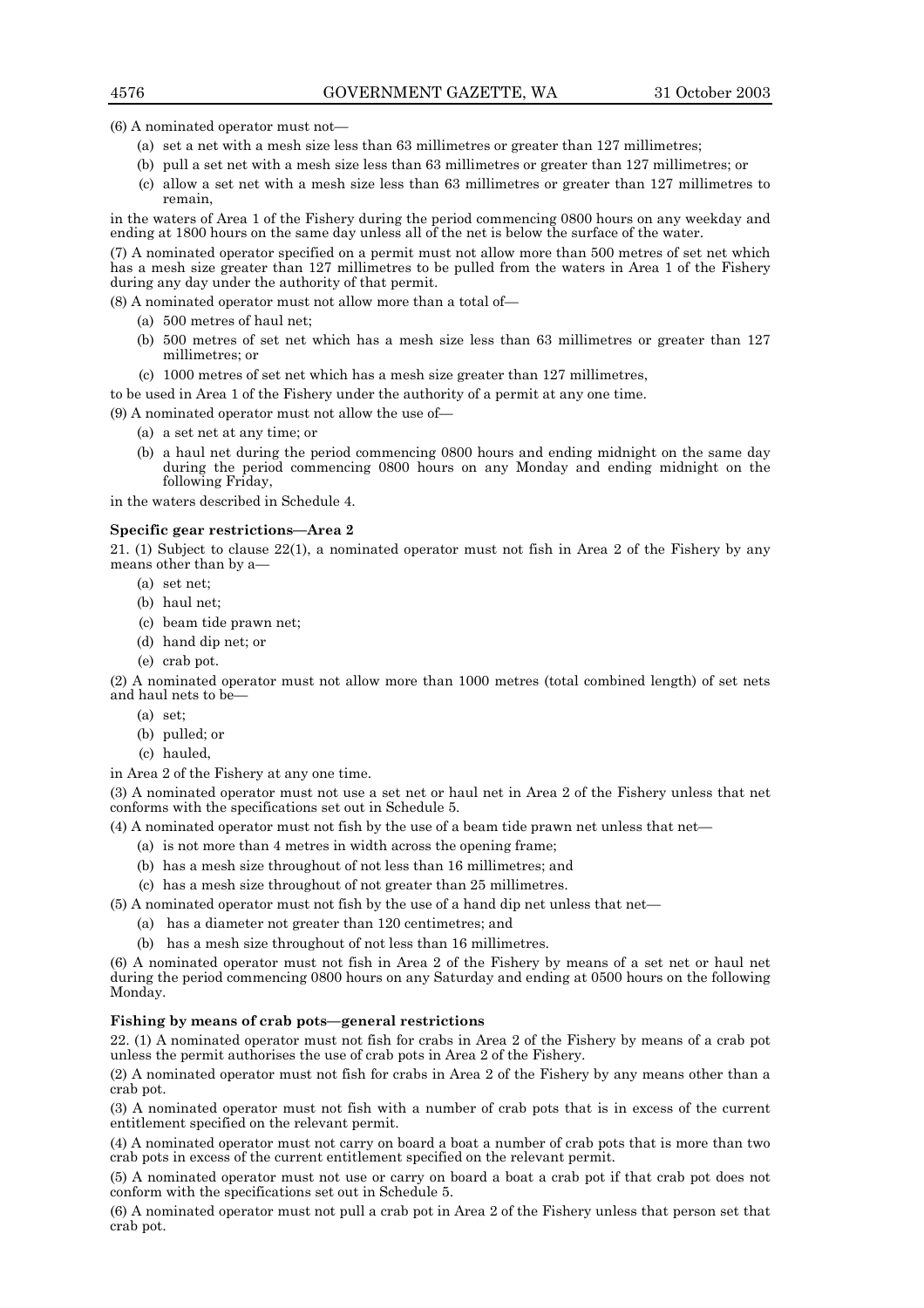(6) A nominated operator must not—

- (a) set a net with a mesh size less than 63 millimetres or greater than 127 millimetres;
- (b) pull a set net with a mesh size less than 63 millimetres or greater than 127 millimetres; or
- (c) allow a set net with a mesh size less than 63 millimetres or greater than 127 millimetres to remain,

in the waters of Area 1 of the Fishery during the period commencing 0800 hours on any weekday and ending at 1800 hours on the same day unless all of the net is below the surface of the water.

(7) A nominated operator specified on a permit must not allow more than 500 metres of set net which has a mesh size greater than 127 millimetres to be pulled from the waters in Area 1 of the Fishery during any day under the authority of that permit.

(8) A nominated operator must not allow more than a total of—

- (a) 500 metres of haul net;
- (b) 500 metres of set net which has a mesh size less than 63 millimetres or greater than 127 millimetres; or
- (c) 1000 metres of set net which has a mesh size greater than 127 millimetres,

to be used in Area 1 of the Fishery under the authority of a permit at any one time.

(9) A nominated operator must not allow the use of—

- (a) a set net at any time; or
- (b) a haul net during the period commencing 0800 hours and ending midnight on the same day during the period commencing 0800 hours on any Monday and ending midnight on the following Friday,

in the waters described in Schedule 4.

**Specific gear restrictions—Area 2**

21. (1) Subject to clause 22(1), a nominated operator must not fish in Area 2 of the Fishery by any means other than by a—

- (a) set net;
- (b) haul net;
- (c) beam tide prawn net;
- (d) hand dip net; or
- (e) crab pot.

(2) A nominated operator must not allow more than 1000 metres (total combined length) of set nets and haul nets to be—

- (a) set;
- (b) pulled; or
- (c) hauled,

in Area 2 of the Fishery at any one time.

(3) A nominated operator must not use a set net or haul net in Area 2 of the Fishery unless that net conforms with the specifications set out in Schedule 5.

(4) A nominated operator must not fish by the use of a beam tide prawn net unless that net—

- (a) is not more than 4 metres in width across the opening frame;
- (b) has a mesh size throughout of not less than 16 millimetres; and
- (c) has a mesh size throughout of not greater than 25 millimetres.

(5) A nominated operator must not fish by the use of a hand dip net unless that net—

- (a) has a diameter not greater than 120 centimetres; and
- (b) has a mesh size throughout of not less than 16 millimetres.

(6) A nominated operator must not fish in Area 2 of the Fishery by means of a set net or haul net during the period commencing 0800 hours on any Saturday and ending at 0500 hours on the following Monday.

**Fishing by means of crab pots—general restrictions**

22. (1) A nominated operator must not fish for crabs in Area 2 of the Fishery by means of a crab pot unless the permit authorises the use of crab pots in Area 2 of the Fishery.

(2) A nominated operator must not fish for crabs in Area 2 of the Fishery by any means other than a crab pot.

(3) A nominated operator must not fish with a number of crab pots that is in excess of the current entitlement specified on the relevant permit.

(4) A nominated operator must not carry on board a boat a number of crab pots that is more than two crab pots in excess of the current entitlement specified on the relevant permit.

(5) A nominated operator must not use or carry on board a boat a crab pot if that crab pot does not conform with the specifications set out in Schedule 5.

(6) A nominated operator must not pull a crab pot in Area 2 of the Fishery unless that person set that crab pot.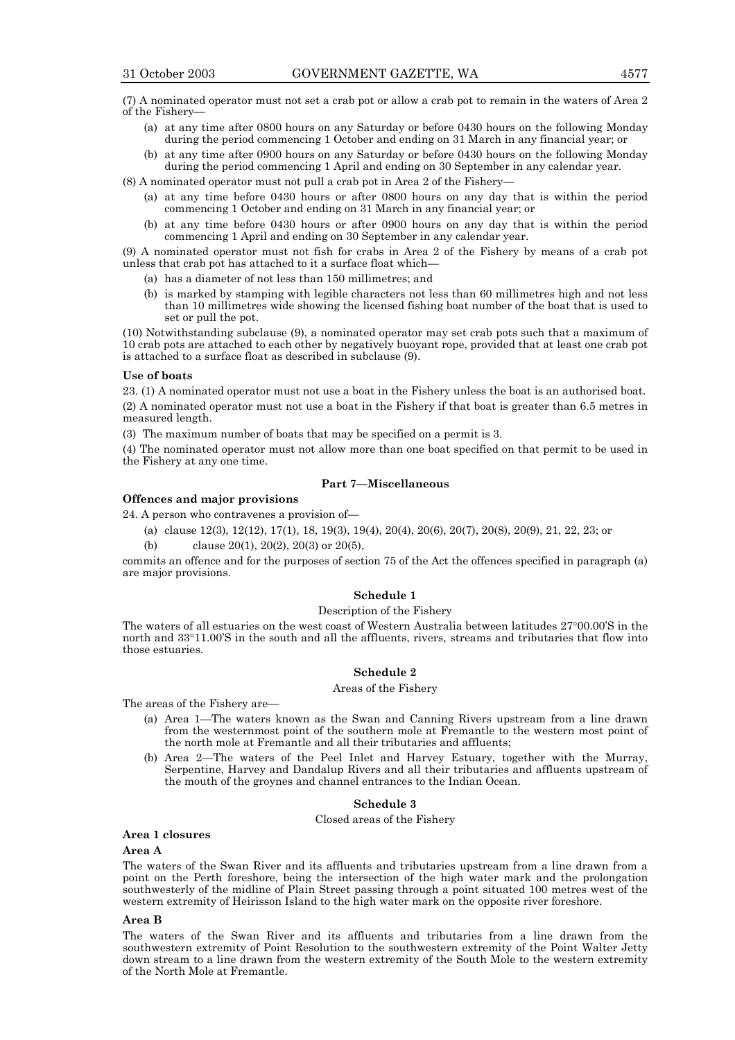(7) A nominated operator must not set a crab pot or allow a crab pot to remain in the waters of Area 2 of the Fishery—

- (a) at any time after 0800 hours on any Saturday or before 0430 hours on the following Monday during the period commencing 1 October and ending on 31 March in any financial year; or
- (b) at any time after 0900 hours on any Saturday or before 0430 hours on the following Monday during the period commencing 1 April and ending on 30 September in any calendar year.

(8) A nominated operator must not pull a crab pot in Area 2 of the Fishery—

- (a) at any time before 0430 hours or after 0800 hours on any day that is within the period commencing 1 October and ending on 31 March in any financial year; or
- (b) at any time before 0430 hours or after 0900 hours on any day that is within the period commencing 1 April and ending on 30 September in any calendar year.

(9) A nominated operator must not fish for crabs in Area 2 of the Fishery by means of a crab pot unless that crab pot has attached to it a surface float which—

- (a) has a diameter of not less than 150 millimetres; and
- (b) is marked by stamping with legible characters not less than 60 millimetres high and not less than 10 millimetres wide showing the licensed fishing boat number of the boat that is used to set or pull the pot.

(10) Notwithstanding subclause (9), a nominated operator may set crab pots such that a maximum of 10 crab pots are attached to each other by negatively buoyant rope, provided that at least one crab pot is attached to a surface float as described in subclause (9).

**Use of boats**

23. (1) A nominated operator must not use a boat in the Fishery unless the boat is an authorised boat.

(2) A nominated operator must not use a boat in the Fishery if that boat is greater than 6.5 metres in measured length.

(3) The maximum number of boats that may be specified on a permit is 3.

(4) The nominated operator must not allow more than one boat specified on that permit to be used in the Fishery at any one time.

## Part 7—Miscellaneous

**Offences and major provisions**

24. A person who contravenes a provision of—

- (a) clause 12(3), 12(12), 17(1), 18, 19(3), 19(4), 20(4), 20(6), 20(7), 20(8), 20(9), 21, 22, 23; or
- (b) clause 20(1), 20(2), 20(3) or 20(5),

commits an offence and for the purposes of section 75 of the Act the offences specified in paragraph (a) are major provisions.

## Schedule 1

Description of the Fishery

The waters of all estuaries on the west coast of Western Australia between latitudes 27°00.00'S in the north and 33°11.00'S in the south and all the affluents, rivers, streams and tributaries that flow into those estuaries.

## Schedule 2

Areas of the Fishery

The areas of the Fishery are—

- (a) Area 1—The waters known as the Swan and Canning Rivers upstream from a line drawn from the westernmost point of the southern mole at Fremantle to the western most point of the north mole at Fremantle and all their tributaries and affluents;
- (b) Area 2—The waters of the Peel Inlet and Harvey Estuary, together with the Murray, Serpentine, Harvey and Dandalup Rivers and all their tributaries and affluents upstream of the mouth of the groynes and channel entrances to the Indian Ocean.

## Schedule 3

Closed areas of the Fishery

**Area 1 closures**

**Area A**

The waters of the Swan River and its affluents and tributaries upstream from a line drawn from a point on the Perth foreshore, being the intersection of the high water mark and the prolongation southwesterly of the midline of Plain Street passing through a point situated 100 metres west of the western extremity of Heirisson Island to the high water mark on the opposite river foreshore.

**Area B**

The waters of the Swan River and its affluents and tributaries from a line drawn from the southwestern extremity of Point Resolution to the southwestern extremity of the Point Walter Jetty down stream to a line drawn from the western extremity of the South Mole to the western extremity of the North Mole at Fremantle.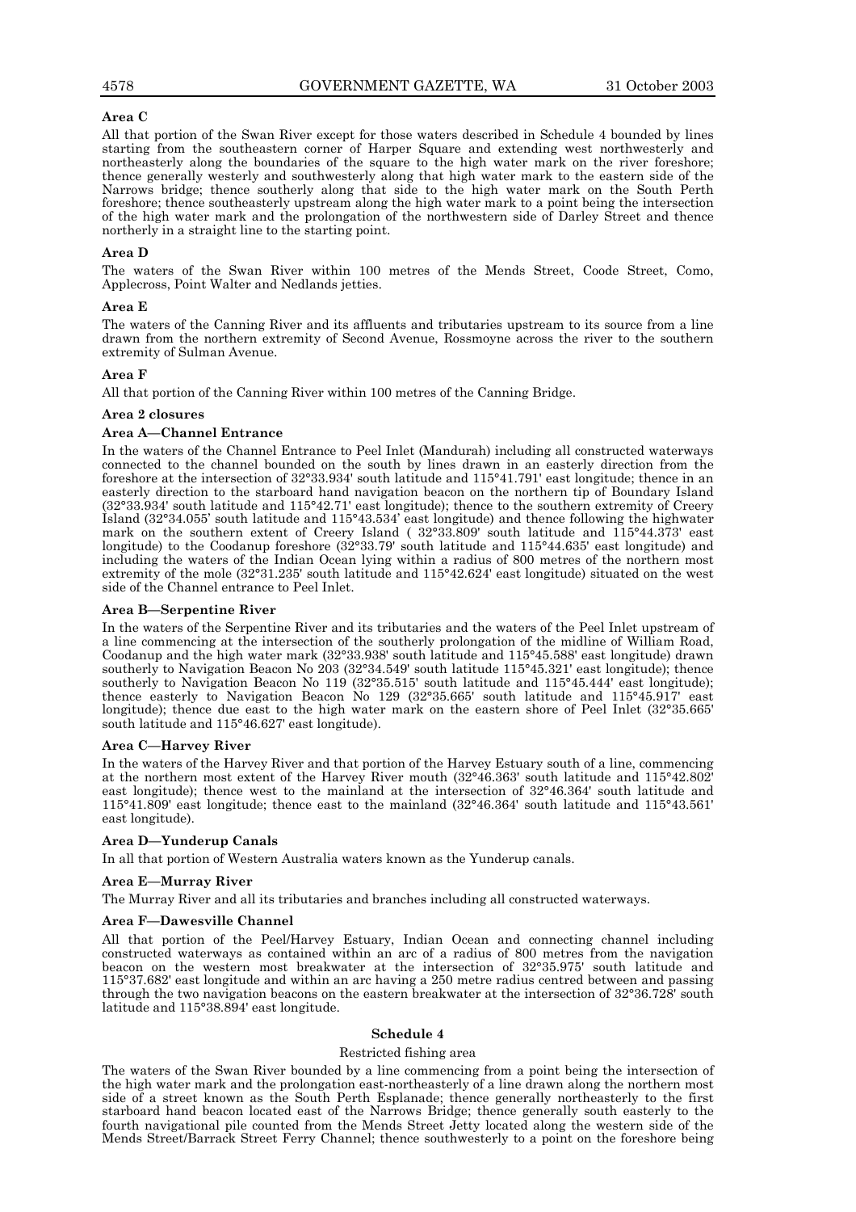**Area C**

All that portion of the Swan River except for those waters described in Schedule 4 bounded by lines starting from the southeastern corner of Harper Square and extending west northwesterly and northeasterly along the boundaries of the square to the high water mark on the river foreshore; thence generally westerly and southwesterly along that high water mark to the eastern side of the Narrows bridge; thence southerly along that side to the high water mark on the South Perth foreshore; thence southeasterly upstream along the high water mark to a point being the intersection of the high water mark and the prolongation of the northwestern side of Darley Street and thence northerly in a straight line to the starting point.

**Area D**

The waters of the Swan River within 100 metres of the Mends Street, Coode Street, Como, Applecross, Point Walter and Nedlands jetties.

**Area E**

The waters of the Canning River and its affluents and tributaries upstream to its source from a line drawn from the northern extremity of Second Avenue, Rossmoyne across the river to the southern extremity of Sulman Avenue.

**Area F**

All that portion of the Canning River within 100 metres of the Canning Bridge.

**Area 2 closures**

**Area A—Channel Entrance**

In the waters of the Channel Entrance to Peel Inlet (Mandurah) including all constructed waterways connected to the channel bounded on the south by lines drawn in an easterly direction from the foreshore at the intersection of 32°33.934' south latitude and 115°41.791' east longitude; thence in an easterly direction to the starboard hand navigation beacon on the northern tip of Boundary Island (32°33.934' south latitude and 115°42.71' east longitude); thence to the southern extremity of Creery Island (32°34.055' south latitude and 115°43.534' east longitude) and thence following the highwater mark on the southern extent of Creery Island ( 32°33.809' south latitude and 115°44.373' east longitude) to the Coodanup foreshore (32°33.79' south latitude and 115°44.635' east longitude) and including the waters of the Indian Ocean lying within a radius of 800 metres of the northern most extremity of the mole (32°31.235' south latitude and 115°42.624' east longitude) situated on the west side of the Channel entrance to Peel Inlet.

**Area B—Serpentine River**

In the waters of the Serpentine River and its tributaries and the waters of the Peel Inlet upstream of a line commencing at the intersection of the southerly prolongation of the midline of William Road, Coodanup and the high water mark (32°33.938' south latitude and 115°45.588' east longitude) drawn southerly to Navigation Beacon No 203 (32°34.549' south latitude 115°45.321' east longitude); thence southerly to Navigation Beacon No 119 (32°35.515' south latitude and 115°45.444' east longitude); thence easterly to Navigation Beacon No 129 (32°35.665' south latitude and 115°45.917' east longitude); thence due east to the high water mark on the eastern shore of Peel Inlet (32°35.665' south latitude and 115°46.627' east longitude).

**Area C—Harvey River**

In the waters of the Harvey River and that portion of the Harvey Estuary south of a line, commencing at the northern most extent of the Harvey River mouth (32°46.363' south latitude and 115°42.802' east longitude); thence west to the mainland at the intersection of 32°46.364' south latitude and 115°41.809' east longitude; thence east to the mainland (32°46.364' south latitude and 115°43.561' east longitude).

**Area D—Yunderup Canals**

In all that portion of Western Australia waters known as the Yunderup canals.

**Area E—Murray River**

The Murray River and all its tributaries and branches including all constructed waterways.

**Area F—Dawesville Channel**

All that portion of the Peel/Harvey Estuary, Indian Ocean and connecting channel including constructed waterways as contained within an arc of a radius of 800 metres from the navigation beacon on the western most breakwater at the intersection of 32°35.975' south latitude and 115°37.682' east longitude and within an arc having a 250 metre radius centred between and passing through the two navigation beacons on the eastern breakwater at the intersection of 32°36.728' south latitude and 115°38.894' east longitude.

## Schedule 4

Restricted fishing area

The waters of the Swan River bounded by a line commencing from a point being the intersection of the high water mark and the prolongation east-northeasterly of a line drawn along the northern most side of a street known as the South Perth Esplanade; thence generally northeasterly to the first starboard hand beacon located east of the Narrows Bridge; thence generally south easterly to the fourth navigational pile counted from the Mends Street Jetty located along the western side of the Mends Street/Barrack Street Ferry Channel; thence southwesterly to a point on the foreshore being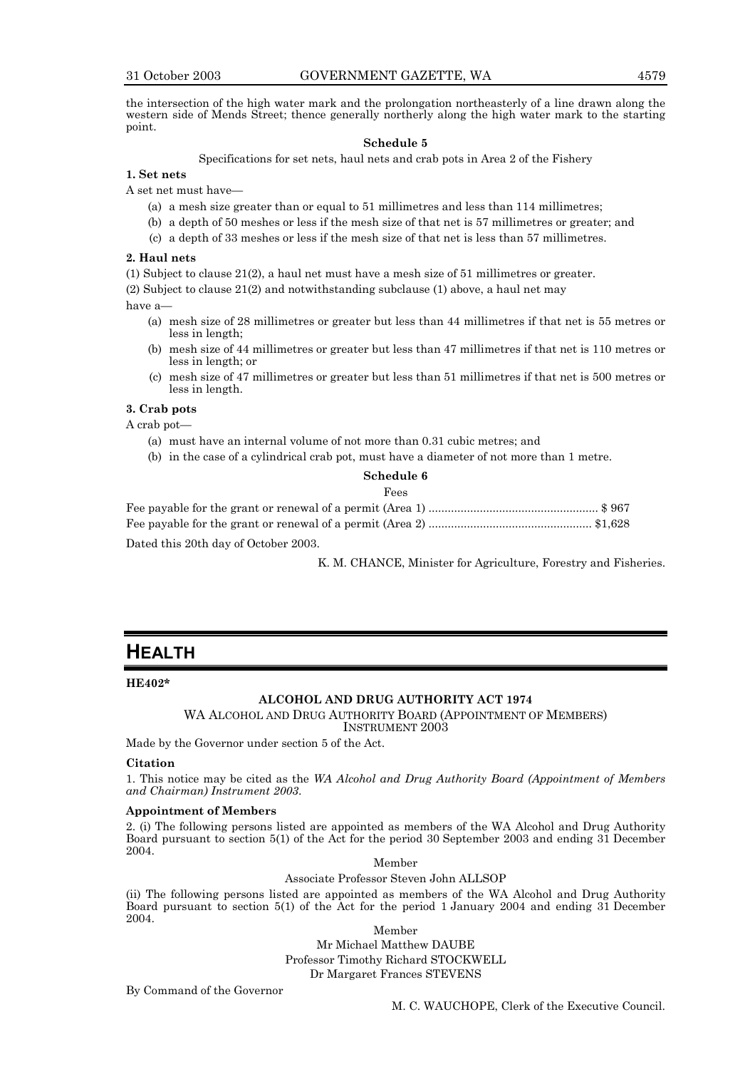the intersection of the high water mark and the prolongation northeasterly of a line drawn along the western side of Mends Street; thence generally northerly along the high water mark to the starting point.

**Schedule 5**

Specifications for set nets, haul nets and crab pots in Area 2 of the Fishery

**1. Set nets**

A set net must have—

(a) a mesh size greater than or equal to 51 millimetres and less than 114 millimetres;

(b) a depth of 50 meshes or less if the mesh size of that net is 57 millimetres or greater; and

(c) a depth of 33 meshes or less if the mesh size of that net is less than 57 millimetres.

**2. Haul nets**

(1) Subject to clause 21(2), a haul net must have a mesh size of 51 millimetres or greater.

(2) Subject to clause 21(2) and notwithstanding subclause (1) above, a haul net may have a—

(a) mesh size of 28 millimetres or greater but less than 44 millimetres if that net is 55 metres or less in length;

(b) mesh size of 44 millimetres or greater but less than 47 millimetres if that net is 110 metres or less in length; or

(c) mesh size of 47 millimetres or greater but less than 51 millimetres if that net is 500 metres or less in length.

**3. Crab pots**

A crab pot—

(a) must have an internal volume of not more than 0.31 cubic metres; and

(b) in the case of a cylindrical crab pot, must have a diameter of not more than 1 metre.

**Schedule 6**

Fees

Fee payable for the grant or renewal of a permit (Area 1) .................................................... $ 967

Fee payable for the grant or renewal of a permit (Area 2) .................................................. $1,628

Dated this 20th day of October 2003.

K. M. CHANCE, Minister for Agriculture, Forestry and Fisheries.

# HEALTH

**HE402***

**ALCOHOL AND DRUG AUTHORITY ACT 1974**

WA ALCOHOL AND DRUG AUTHORITY BOARD (APPOINTMENT OF MEMBERS) INSTRUMENT 2003

Made by the Governor under section 5 of the Act.

**Citation**

1. This notice may be cited as the *WA Alcohol and Drug Authority Board (Appointment of Members and Chairman) Instrument 2003.*

**Appointment of Members**

2. (i) The following persons listed are appointed as members of the WA Alcohol and Drug Authority Board pursuant to section 5(1) of the Act for the period 30 September 2003 and ending 31 December 2004.

Member

Associate Professor Steven John ALLSOP

(ii) The following persons listed are appointed as members of the WA Alcohol and Drug Authority Board pursuant to section 5(1) of the Act for the period 1 January 2004 and ending 31 December 2004.

Member

Mr Michael Matthew DAUBE

Professor Timothy Richard STOCKWELL

Dr Margaret Frances STEVENS

By Command of the Governor

M. C. WAUCHOPE, Clerk of the Executive Council.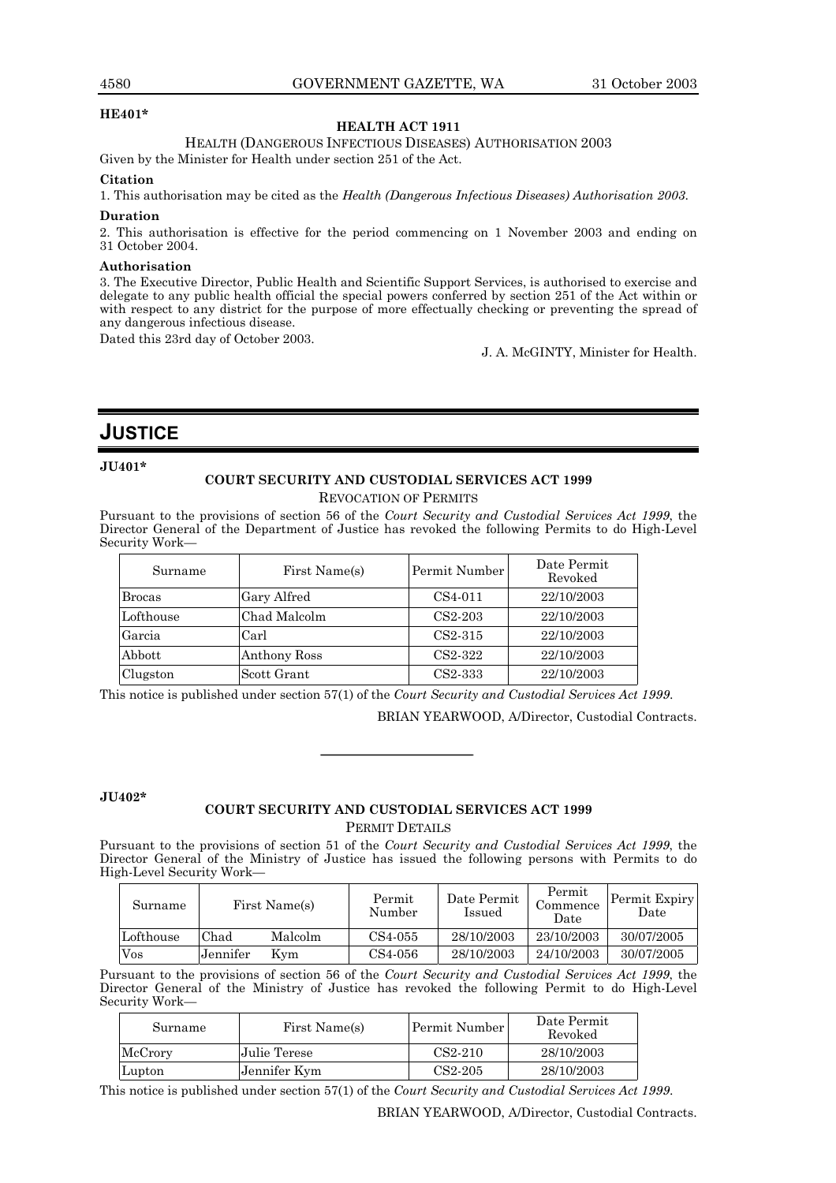**HE401***

**HEALTH ACT 1911**

HEALTH (DANGEROUS INFECTIOUS DISEASES) AUTHORISATION 2003

Given by the Minister for Health under section 251 of the Act.

**Citation**

1. This authorisation may be cited as the *Health (Dangerous Infectious Diseases) Authorisation 2003*.

**Duration**

2. This authorisation is effective for the period commencing on 1 November 2003 and ending on 31 October 2004.

**Authorisation**

3. The Executive Director, Public Health and Scientific Support Services, is authorised to exercise and delegate to any public health official the special powers conferred by section 251 of the Act within or with respect to any district for the purpose of more effectually checking or preventing the spread of any dangerous infectious disease.

Dated this 23rd day of October 2003.

J. A. McGINTY, Minister for Health.

# JUSTICE

**JU401***

**COURT SECURITY AND CUSTODIAL SERVICES ACT 1999**

REVOCATION OF PERMITS

Pursuant to the provisions of section 56 of the *Court Security and Custodial Services Act 1999*, the Director General of the Department of Justice has revoked the following Permits to do High-Level Security Work—

| Surname | First Name(s) | Permit Number | Date Permit Revoked |
|---|---|---|---|
| Brocas | Gary Alfred | CS4-011 | 22/10/2003 |
| Lofthouse | Chad Malcolm | CS2-203 | 22/10/2003 |
| Garcia | Carl | CS2-315 | 22/10/2003 |
| Abbott | Anthony Ross | CS2-322 | 22/10/2003 |
| Clugston | Scott Grant | CS2-333 | 22/10/2003 |

This notice is published under section 57(1) of the *Court Security and Custodial Services Act 1999*.

BRIAN YEARWOOD, A/Director, Custodial Contracts.

---

**JU402***

**COURT SECURITY AND CUSTODIAL SERVICES ACT 1999**

PERMIT DETAILS

Pursuant to the provisions of section 51 of the *Court Security and Custodial Services Act 1999*, the Director General of the Ministry of Justice has issued the following persons with Permits to do High-Level Security Work—

| Surname | First Name(s) | | Permit Number | Date Permit Issued | Permit Commence Date | Permit Expiry Date |
|---|---|---|---|---|---|---|
| Lofthouse | Chad | Malcolm | CS4-055 | 28/10/2003 | 23/10/2003 | 30/07/2005 |
| Vos | Jennifer | Kym | CS4-056 | 28/10/2003 | 24/10/2003 | 30/07/2005 |

Pursuant to the provisions of section 56 of the *Court Security and Custodial Services Act 1999*, the Director General of the Ministry of Justice has revoked the following Permit to do High-Level Security Work—

| Surname | First Name(s) | Permit Number | Date Permit Revoked |
|---|---|---|---|
| McCrory | Julie Terese | CS2-210 | 28/10/2003 |
| Lupton | Jennifer Kym | CS2-205 | 28/10/2003 |

This notice is published under section 57(1) of the *Court Security and Custodial Services Act 1999*.

BRIAN YEARWOOD, A/Director, Custodial Contracts.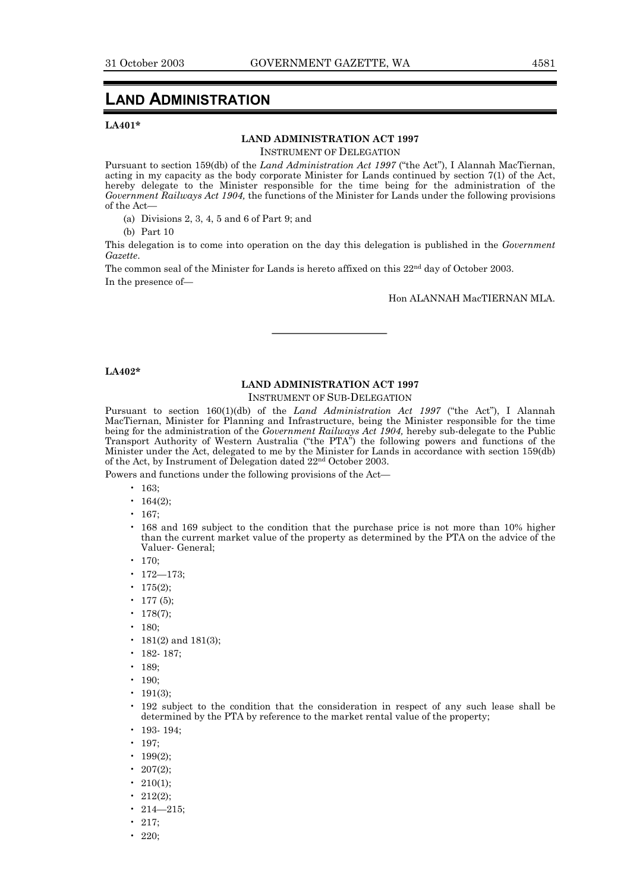# LAND ADMINISTRATION

**LA401***

**LAND ADMINISTRATION ACT 1997**

INSTRUMENT OF DELEGATION

Pursuant to section 159(db) of the *Land Administration Act 1997* ("the Act"), I Alannah MacTiernan, acting in my capacity as the body corporate Minister for Lands continued by section 7(1) of the Act, hereby delegate to the Minister responsible for the time being for the administration of the *Government Railways Act 1904,* the functions of the Minister for Lands under the following provisions of the Act—

(a) Divisions 2, 3, 4, 5 and 6 of Part 9; and

(b) Part 10

This delegation is to come into operation on the day this delegation is published in the *Government Gazette*.

The common seal of the Minister for Lands is hereto affixed on this 22nd day of October 2003.

In the presence of—

Hon ALANNAH MacTIERNAN MLA.

---

**LA402***

**LAND ADMINISTRATION ACT 1997**

INSTRUMENT OF SUB-DELEGATION

Pursuant to section 160(1)(db) of the *Land Administration Act 1997* ("the Act"), I Alannah MacTiernan, Minister for Planning and Infrastructure, being the Minister responsible for the time being for the administration of the *Government Railways Act 1904,* hereby sub-delegate to the Public Transport Authority of Western Australia ("the PTA") the following powers and functions of the Minister under the Act, delegated to me by the Minister for Lands in accordance with section 159(db) of the Act, by Instrument of Delegation dated 22nd October 2003.

Powers and functions under the following provisions of the Act—

- 163;
- 164(2);
- 167;
- 168 and 169 subject to the condition that the purchase price is not more than 10% higher than the current market value of the property as determined by the PTA on the advice of the Valuer- General;
- 170;
- 172—173;
- 175(2);
- 177 (5);
- 178(7);
- 180;
- 181(2) and 181(3);
- 182- 187;
- 189;
- 190;
- 191(3);
- 192 subject to the condition that the consideration in respect of any such lease shall be determined by the PTA by reference to the market rental value of the property;
- 193- 194;
- 197;
- 199(2);
- 207(2);
- 210(1);
- 212(2);
- 214—215;
- 217;
- 220;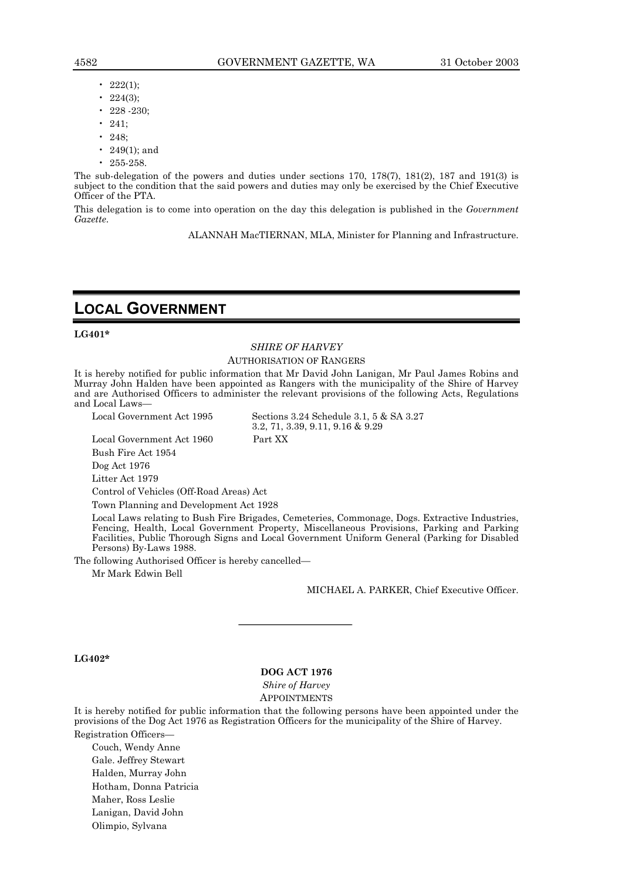- 222(1);
- 224(3);
- 228 -230;
- 241;
- 248;
- 249(1); and
- 255-258.

The sub-delegation of the powers and duties under sections 170, 178(7), 181(2), 187 and 191(3) is subject to the condition that the said powers and duties may only be exercised by the Chief Executive Officer of the PTA.

This delegation is to come into operation on the day this delegation is published in the *Government Gazette*.

ALANNAH MacTIERNAN, MLA, Minister for Planning and Infrastructure.

---

# LOCAL GOVERNMENT

**LG401***

*SHIRE OF HARVEY*

AUTHORISATION OF RANGERS

It is hereby notified for public information that Mr David John Lanigan, Mr Paul James Robins and Murray John Halden have been appointed as Rangers with the municipality of the Shire of Harvey and are Authorised Officers to administer the relevant provisions of the following Acts, Regulations and Local Laws—

Local Government Act 1995 — Sections 3.24 Schedule 3.1, 5 & SA 3.27 3.2, 71, 3.39, 9.11, 9.16 & 9.29

Local Government Act 1960 — Part XX

Bush Fire Act 1954

Dog Act 1976

Litter Act 1979

Control of Vehicles (Off-Road Areas) Act

Town Planning and Development Act 1928

Local Laws relating to Bush Fire Brigades, Cemeteries, Commonage, Dogs. Extractive Industries, Fencing, Health, Local Government Property, Miscellaneous Provisions, Parking and Parking Facilities, Public Thorough Signs and Local Government Uniform General (Parking for Disabled Persons) By-Laws 1988.

The following Authorised Officer is hereby cancelled—

Mr Mark Edwin Bell

MICHAEL A. PARKER, Chief Executive Officer.

---

**LG402***

**DOG ACT 1976**

*Shire of Harvey*

APPOINTMENTS

It is hereby notified for public information that the following persons have been appointed under the provisions of the Dog Act 1976 as Registration Officers for the municipality of the Shire of Harvey.

Registration Officers—

Couch, Wendy Anne
Gale. Jeffrey Stewart
Halden, Murray John
Hotham, Donna Patricia
Maher, Ross Leslie
Lanigan, David John
Olimpio, Sylvana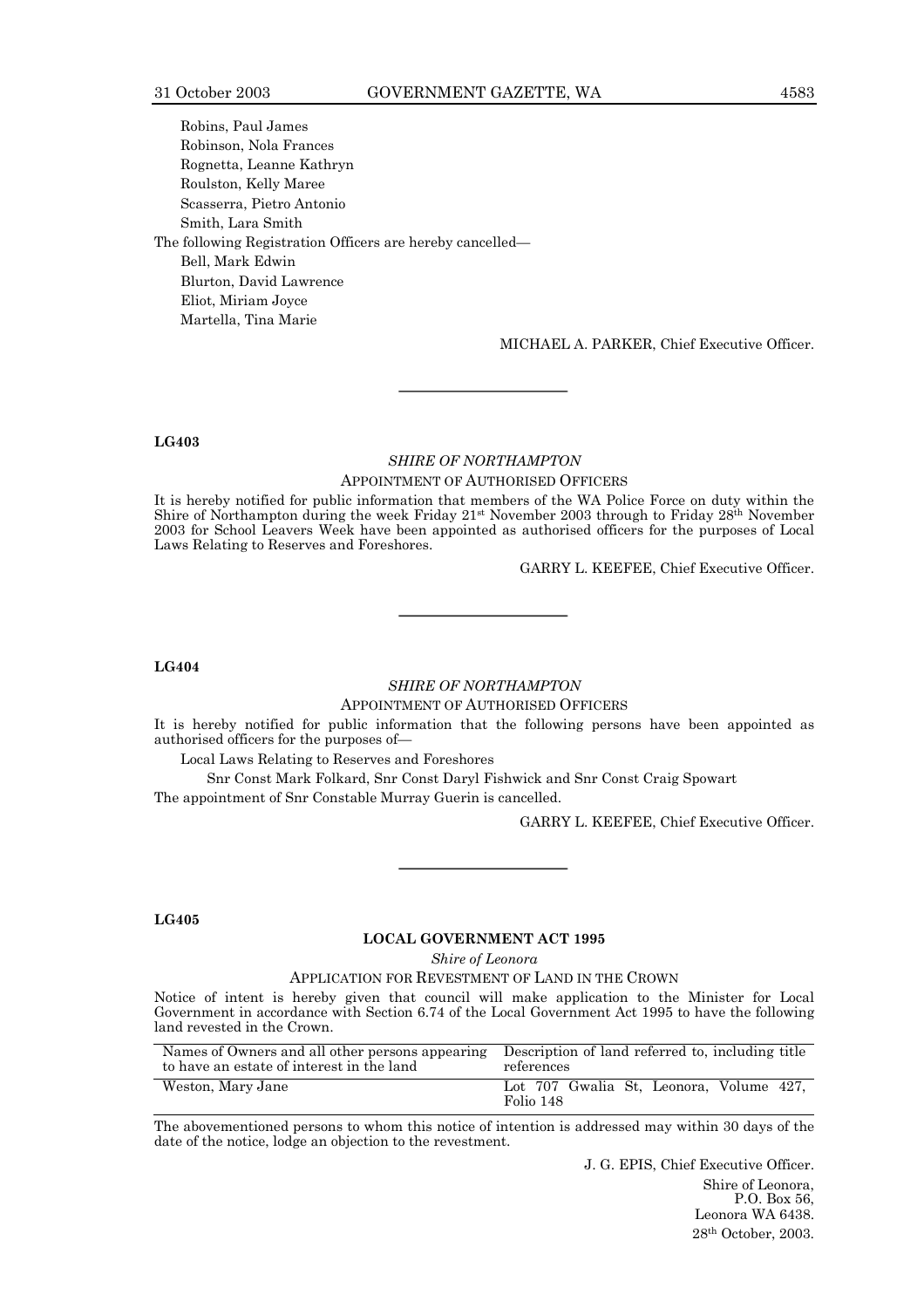Robins, Paul James
Robinson, Nola Frances
Rognetta, Leanne Kathryn
Roulston, Kelly Maree
Scasserra, Pietro Antonio
Smith, Lara Smith

The following Registration Officers are hereby cancelled—

Bell, Mark Edwin
Blurton, David Lawrence
Eliot, Miriam Joyce
Martella, Tina Marie

MICHAEL A. PARKER, Chief Executive Officer.

---

**LG403**

*SHIRE OF NORTHAMPTON*

APPOINTMENT OF AUTHORISED OFFICERS

It is hereby notified for public information that members of the WA Police Force on duty within the Shire of Northampton during the week Friday 21st November 2003 through to Friday 28th November 2003 for School Leavers Week have been appointed as authorised officers for the purposes of Local Laws Relating to Reserves and Foreshores.

GARRY L. KEEFEE, Chief Executive Officer.

---

**LG404**

*SHIRE OF NORTHAMPTON*

APPOINTMENT OF AUTHORISED OFFICERS

It is hereby notified for public information that the following persons have been appointed as authorised officers for the purposes of—

Local Laws Relating to Reserves and Foreshores

Snr Const Mark Folkard, Snr Const Daryl Fishwick and Snr Const Craig Spowart

The appointment of Snr Constable Murray Guerin is cancelled.

GARRY L. KEEFEE, Chief Executive Officer.

---

**LG405**

**LOCAL GOVERNMENT ACT 1995**

*Shire of Leonora*

APPLICATION FOR REVESTMENT OF LAND IN THE CROWN

Notice of intent is hereby given that council will make application to the Minister for Local Government in accordance with Section 6.74 of the Local Government Act 1995 to have the following land revested in the Crown.

| Names of Owners and all other persons appearing to have an estate of interest in the land | Description of land referred to, including title references |
| --- | --- |
| Weston, Mary Jane | Lot 707 Gwalia St, Leonora, Volume 427, Folio 148 |

The abovementioned persons to whom this notice of intention is addressed may within 30 days of the date of the notice, lodge an objection to the revestment.

J. G. EPIS, Chief Executive Officer.

Shire of Leonora,
P.O. Box 56,
Leonora WA 6438.
28th October, 2003.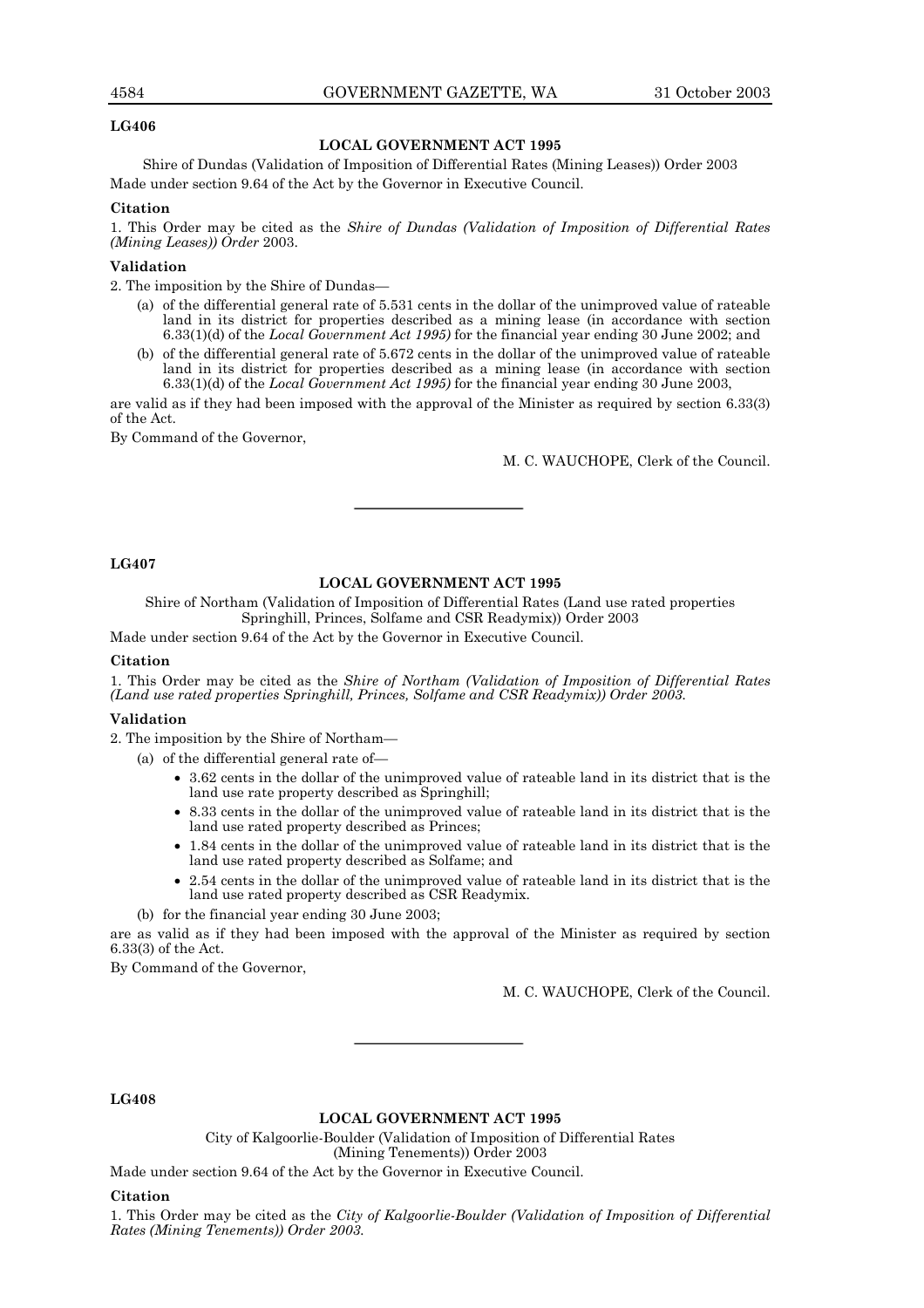**LG406**

**LOCAL GOVERNMENT ACT 1995**

Shire of Dundas (Validation of Imposition of Differential Rates (Mining Leases)) Order 2003

Made under section 9.64 of the Act by the Governor in Executive Council.

**Citation**

1. This Order may be cited as the *Shire of Dundas (Validation of Imposition of Differential Rates (Mining Leases)) Order* 2003.

**Validation**

2. The imposition by the Shire of Dundas—

(a) of the differential general rate of 5.531 cents in the dollar of the unimproved value of rateable land in its district for properties described as a mining lease (in accordance with section 6.33(1)(d) of the *Local Government Act 1995)* for the financial year ending 30 June 2002; and

(b) of the differential general rate of 5.672 cents in the dollar of the unimproved value of rateable land in its district for properties described as a mining lease (in accordance with section 6.33(1)(d) of the *Local Government Act 1995)* for the financial year ending 30 June 2003,

are valid as if they had been imposed with the approval of the Minister as required by section 6.33(3) of the Act.

By Command of the Governor,

M. C. WAUCHOPE, Clerk of the Council.

---

**LG407**

**LOCAL GOVERNMENT ACT 1995**

Shire of Northam (Validation of Imposition of Differential Rates (Land use rated properties Springhill, Princes, Solfame and CSR Readymix)) Order 2003

Made under section 9.64 of the Act by the Governor in Executive Council.

**Citation**

1. This Order may be cited as the *Shire of Northam (Validation of Imposition of Differential Rates (Land use rated properties Springhill, Princes, Solfame and CSR Readymix)) Order 2003.*

**Validation**

2. The imposition by the Shire of Northam—

(a) of the differential general rate of—

- 3.62 cents in the dollar of the unimproved value of rateable land in its district that is the land use rate property described as Springhill;
- 8.33 cents in the dollar of the unimproved value of rateable land in its district that is the land use rated property described as Princes;
- 1.84 cents in the dollar of the unimproved value of rateable land in its district that is the land use rated property described as Solfame; and
- 2.54 cents in the dollar of the unimproved value of rateable land in its district that is the land use rated property described as CSR Readymix.

(b) for the financial year ending 30 June 2003;

are as valid as if they had been imposed with the approval of the Minister as required by section 6.33(3) of the Act.

By Command of the Governor,

M. C. WAUCHOPE, Clerk of the Council.

---

**LG408**

**LOCAL GOVERNMENT ACT 1995**

City of Kalgoorlie-Boulder (Validation of Imposition of Differential Rates (Mining Tenements)) Order 2003

Made under section 9.64 of the Act by the Governor in Executive Council.

**Citation**

1. This Order may be cited as the *City of Kalgoorlie-Boulder (Validation of Imposition of Differential Rates (Mining Tenements)) Order 2003.*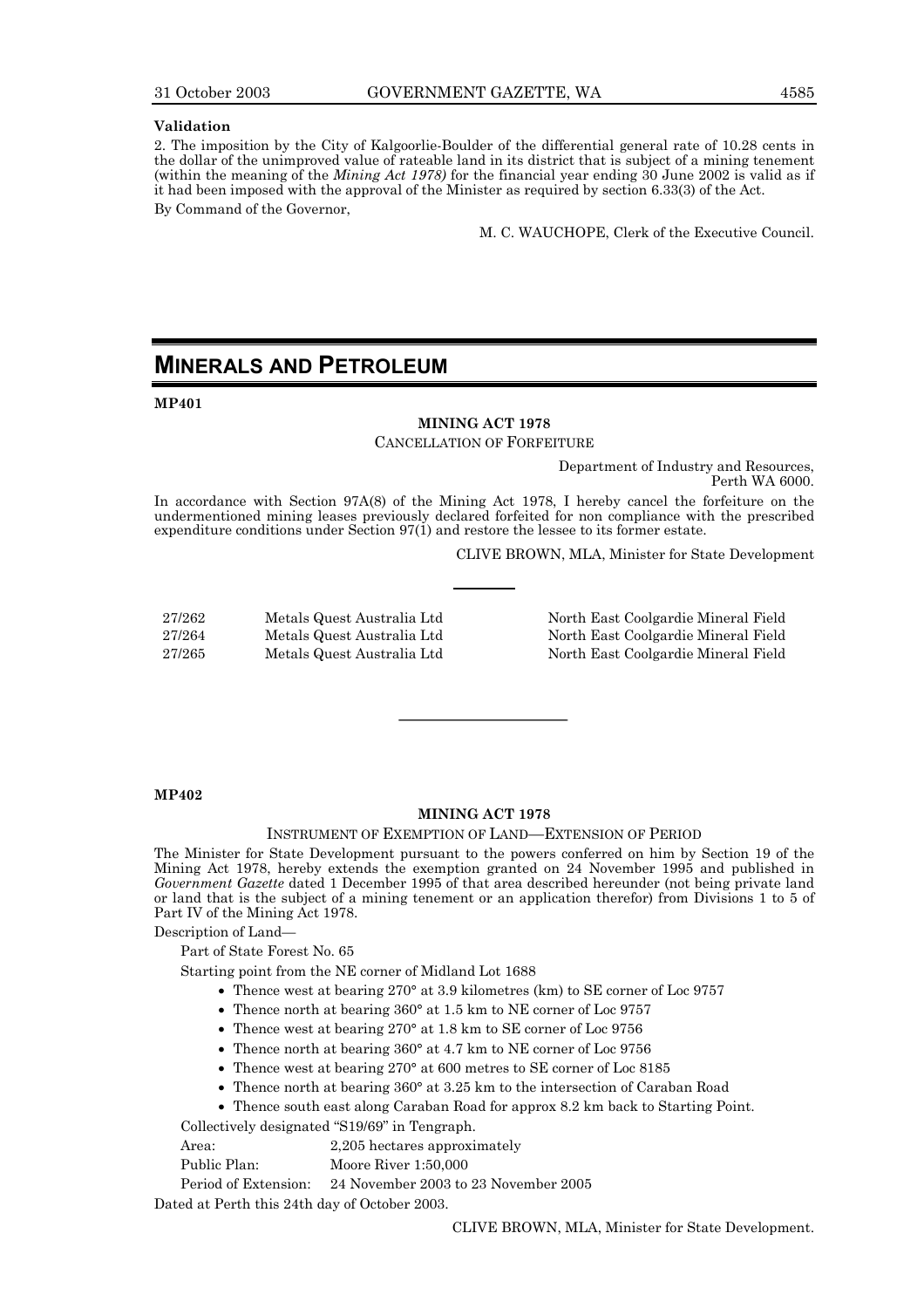**Validation**

2. The imposition by the City of Kalgoorlie-Boulder of the differential general rate of 10.28 cents in the dollar of the unimproved value of rateable land in its district that is subject of a mining tenement (within the meaning of the *Mining Act 1978)* for the financial year ending 30 June 2002 is valid as if it had been imposed with the approval of the Minister as required by section 6.33(3) of the Act.

By Command of the Governor,

M. C. WAUCHOPE, Clerk of the Executive Council.

---

# MINERALS AND PETROLEUM

**MP401**

**MINING ACT 1978**

CANCELLATION OF FORFEITURE

Department of Industry and Resources,
Perth WA 6000.

In accordance with Section 97A(8) of the Mining Act 1978, I hereby cancel the forfeiture on the undermentioned mining leases previously declared forfeited for non compliance with the prescribed expenditure conditions under Section 97(1) and restore the lessee to its former estate.

CLIVE BROWN, MLA, Minister for State Development

---

| | | |
|---|---|---|
| 27/262 | Metals Quest Australia Ltd | North East Coolgardie Mineral Field |
| 27/264 | Metals Quest Australia Ltd | North East Coolgardie Mineral Field |
| 27/265 | Metals Quest Australia Ltd | North East Coolgardie Mineral Field |

---

**MP402**

**MINING ACT 1978**

INSTRUMENT OF EXEMPTION OF LAND—EXTENSION OF PERIOD

The Minister for State Development pursuant to the powers conferred on him by Section 19 of the Mining Act 1978, hereby extends the exemption granted on 24 November 1995 and published in *Government Gazette* dated 1 December 1995 of that area described hereunder (not being private land or land that is the subject of a mining tenement or an application therefor) from Divisions 1 to 5 of Part IV of the Mining Act 1978.

Description of Land—

Part of State Forest No. 65

Starting point from the NE corner of Midland Lot 1688

- Thence west at bearing 270° at 3.9 kilometres (km) to SE corner of Loc 9757
- Thence north at bearing 360° at 1.5 km to NE corner of Loc 9757
- Thence west at bearing 270° at 1.8 km to SE corner of Loc 9756
- Thence north at bearing 360° at 4.7 km to NE corner of Loc 9756
- Thence west at bearing 270° at 600 metres to SE corner of Loc 8185
- Thence north at bearing 360° at 3.25 km to the intersection of Caraban Road
- Thence south east along Caraban Road for approx 8.2 km back to Starting Point.

Collectively designated "S19/69" in Tengraph.

| | |
|---|---|
| Area: | 2,205 hectares approximately |
| Public Plan: | Moore River 1:50,000 |
| Period of Extension: | 24 November 2003 to 23 November 2005 |

Dated at Perth this 24th day of October 2003.

CLIVE BROWN, MLA, Minister for State Development.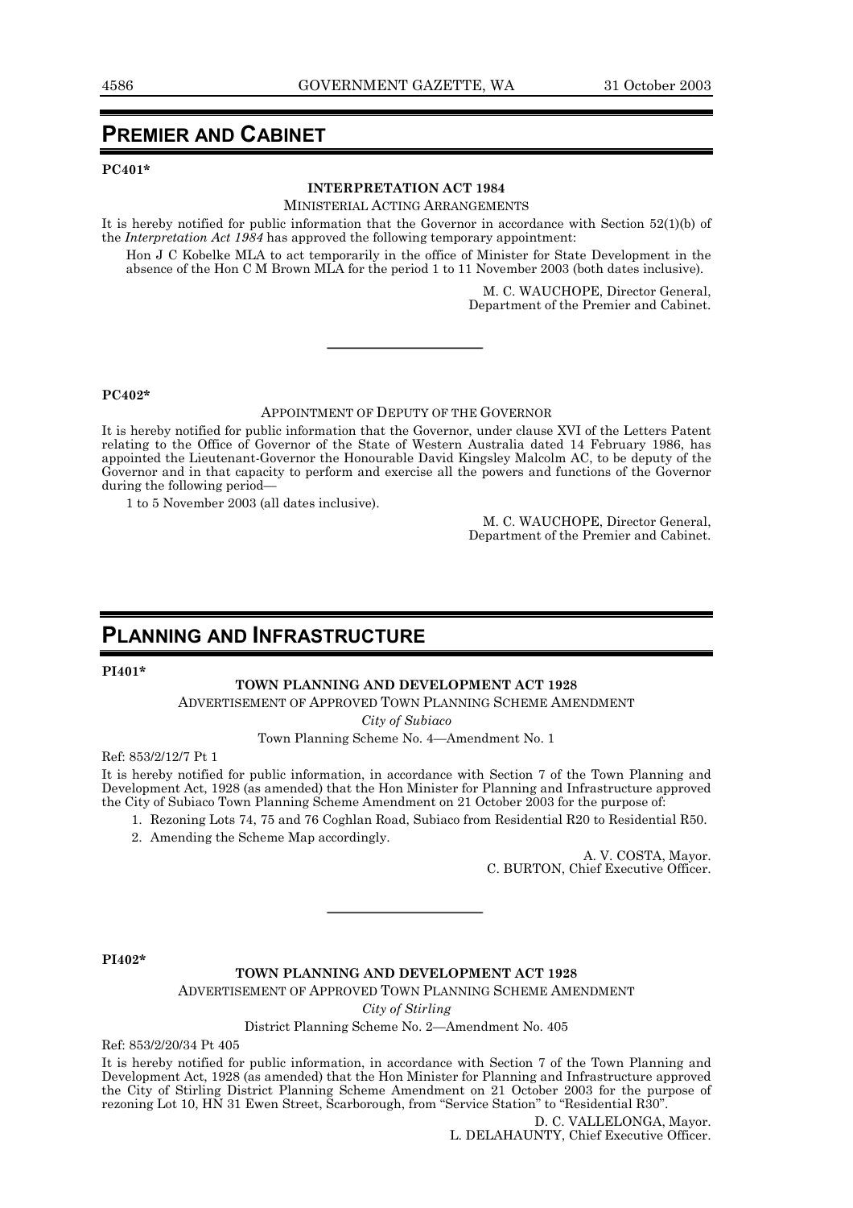# PREMIER AND CABINET

**PC401***

**INTERPRETATION ACT 1984**

MINISTERIAL ACTING ARRANGEMENTS

It is hereby notified for public information that the Governor in accordance with Section 52(1)(b) of the *Interpretation Act 1984* has approved the following temporary appointment:

Hon J C Kobelke MLA to act temporarily in the office of Minister for State Development in the absence of the Hon C M Brown MLA for the period 1 to 11 November 2003 (both dates inclusive).

M. C. WAUCHOPE, Director General,
Department of the Premier and Cabinet.

---

**PC402***

APPOINTMENT OF DEPUTY OF THE GOVERNOR

It is hereby notified for public information that the Governor, under clause XVI of the Letters Patent relating to the Office of Governor of the State of Western Australia dated 14 February 1986, has appointed the Lieutenant-Governor the Honourable David Kingsley Malcolm AC, to be deputy of the Governor and in that capacity to perform and exercise all the powers and functions of the Governor during the following period—

1 to 5 November 2003 (all dates inclusive).

M. C. WAUCHOPE, Director General,
Department of the Premier and Cabinet.

# PLANNING AND INFRASTRUCTURE

**PI401***

**TOWN PLANNING AND DEVELOPMENT ACT 1928**

ADVERTISEMENT OF APPROVED TOWN PLANNING SCHEME AMENDMENT

*City of Subiaco*

Town Planning Scheme No. 4—Amendment No. 1

Ref: 853/2/12/7 Pt 1

It is hereby notified for public information, in accordance with Section 7 of the Town Planning and Development Act, 1928 (as amended) that the Hon Minister for Planning and Infrastructure approved the City of Subiaco Town Planning Scheme Amendment on 21 October 2003 for the purpose of:

1. Rezoning Lots 74, 75 and 76 Coghlan Road, Subiaco from Residential R20 to Residential R50.
2. Amending the Scheme Map accordingly.

A. V. COSTA, Mayor.
C. BURTON, Chief Executive Officer.

---

**PI402***

**TOWN PLANNING AND DEVELOPMENT ACT 1928**

ADVERTISEMENT OF APPROVED TOWN PLANNING SCHEME AMENDMENT

*City of Stirling*

District Planning Scheme No. 2—Amendment No. 405

Ref: 853/2/20/34 Pt 405

It is hereby notified for public information, in accordance with Section 7 of the Town Planning and Development Act, 1928 (as amended) that the Hon Minister for Planning and Infrastructure approved the City of Stirling District Planning Scheme Amendment on 21 October 2003 for the purpose of rezoning Lot 10, HN 31 Ewen Street, Scarborough, from "Service Station" to "Residential R30".

D. C. VALLELONGA, Mayor.
L. DELAHAUNTY, Chief Executive Officer.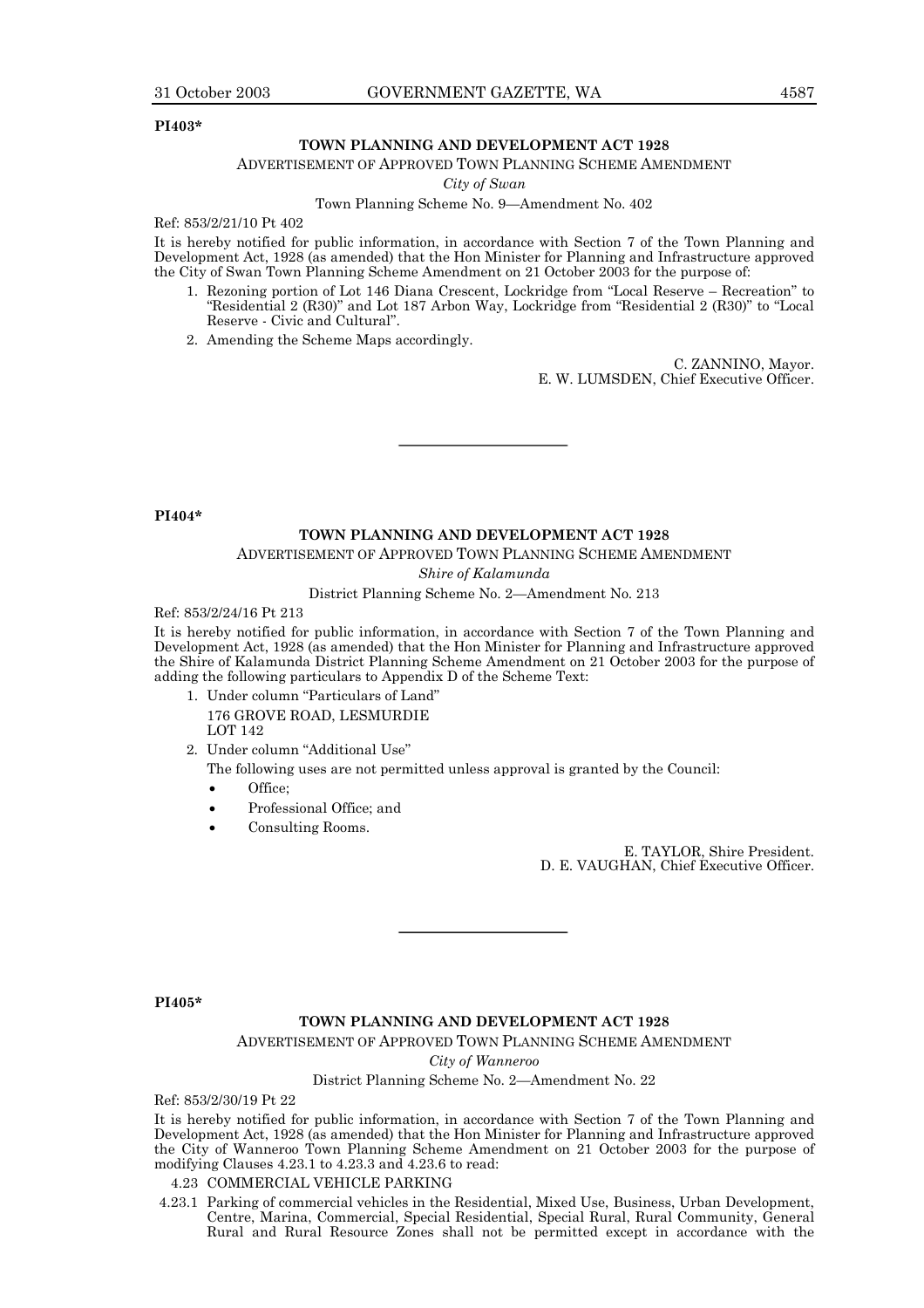**PI403***

**TOWN PLANNING AND DEVELOPMENT ACT 1928**

ADVERTISEMENT OF APPROVED TOWN PLANNING SCHEME AMENDMENT

*City of Swan*

Town Planning Scheme No. 9—Amendment No. 402

Ref: 853/2/21/10 Pt 402

It is hereby notified for public information, in accordance with Section 7 of the Town Planning and Development Act, 1928 (as amended) that the Hon Minister for Planning and Infrastructure approved the City of Swan Town Planning Scheme Amendment on 21 October 2003 for the purpose of:

1. Rezoning portion of Lot 146 Diana Crescent, Lockridge from "Local Reserve – Recreation" to "Residential 2 (R30)" and Lot 187 Arbon Way, Lockridge from "Residential 2 (R30)" to "Local Reserve - Civic and Cultural".
2. Amending the Scheme Maps accordingly.

C. ZANNINO, Mayor.
E. W. LUMSDEN, Chief Executive Officer.

---

**PI404***

**TOWN PLANNING AND DEVELOPMENT ACT 1928**

ADVERTISEMENT OF APPROVED TOWN PLANNING SCHEME AMENDMENT

*Shire of Kalamunda*

District Planning Scheme No. 2—Amendment No. 213

Ref: 853/2/24/16 Pt 213

It is hereby notified for public information, in accordance with Section 7 of the Town Planning and Development Act, 1928 (as amended) that the Hon Minister for Planning and Infrastructure approved the Shire of Kalamunda District Planning Scheme Amendment on 21 October 2003 for the purpose of adding the following particulars to Appendix D of the Scheme Text:

1. Under column "Particulars of Land"
   176 GROVE ROAD, LESMURDIE
   LOT 142
2. Under column "Additional Use"
   The following uses are not permitted unless approval is granted by the Council:
   - Office;
   - Professional Office; and
   - Consulting Rooms.

E. TAYLOR, Shire President.
D. E. VAUGHAN, Chief Executive Officer.

---

**PI405***

**TOWN PLANNING AND DEVELOPMENT ACT 1928**

ADVERTISEMENT OF APPROVED TOWN PLANNING SCHEME AMENDMENT

*City of Wanneroo*

District Planning Scheme No. 2—Amendment No. 22

Ref: 853/2/30/19 Pt 22

It is hereby notified for public information, in accordance with Section 7 of the Town Planning and Development Act, 1928 (as amended) that the Hon Minister for Planning and Infrastructure approved the City of Wanneroo Town Planning Scheme Amendment on 21 October 2003 for the purpose of modifying Clauses 4.23.1 to 4.23.3 and 4.23.6 to read:

4.23 COMMERCIAL VEHICLE PARKING

4.23.1 Parking of commercial vehicles in the Residential, Mixed Use, Business, Urban Development, Centre, Marina, Commercial, Special Residential, Special Rural, Rural Community, General Rural and Rural Resource Zones shall not be permitted except in accordance with the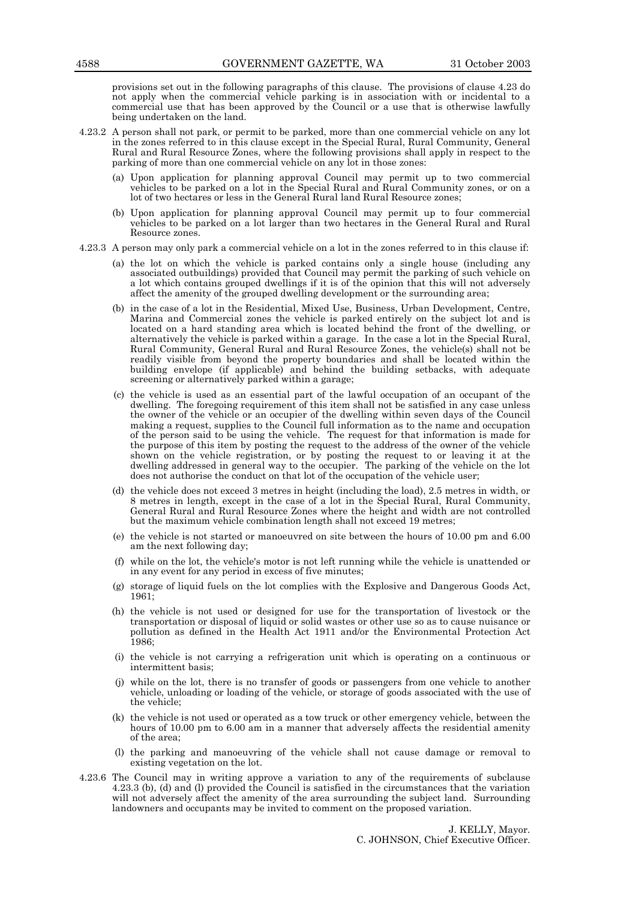provisions set out in the following paragraphs of this clause. The provisions of clause 4.23 do not apply when the commercial vehicle parking is in association with or incidental to a commercial use that has been approved by the Council or a use that is otherwise lawfully being undertaken on the land.

4.23.2 A person shall not park, or permit to be parked, more than one commercial vehicle on any lot in the zones referred to in this clause except in the Special Rural, Rural Community, General Rural and Rural Resource Zones, where the following provisions shall apply in respect to the parking of more than one commercial vehicle on any lot in those zones:

(a) Upon application for planning approval Council may permit up to two commercial vehicles to be parked on a lot in the Special Rural and Rural Community zones, or on a lot of two hectares or less in the General Rural land Rural Resource zones;

(b) Upon application for planning approval Council may permit up to four commercial vehicles to be parked on a lot larger than two hectares in the General Rural and Rural Resource zones.

4.23.3 A person may only park a commercial vehicle on a lot in the zones referred to in this clause if:

(a) the lot on which the vehicle is parked contains only a single house (including any associated outbuildings) provided that Council may permit the parking of such vehicle on a lot which contains grouped dwellings if it is of the opinion that this will not adversely affect the amenity of the grouped dwelling development or the surrounding area;

(b) in the case of a lot in the Residential, Mixed Use, Business, Urban Development, Centre, Marina and Commercial zones the vehicle is parked entirely on the subject lot and is located on a hard standing area which is located behind the front of the dwelling, or alternatively the vehicle is parked within a garage. In the case a lot in the Special Rural, Rural Community, General Rural and Rural Resource Zones, the vehicle(s) shall not be readily visible from beyond the property boundaries and shall be located within the building envelope (if applicable) and behind the building setbacks, with adequate screening or alternatively parked within a garage;

(c) the vehicle is used as an essential part of the lawful occupation of an occupant of the dwelling. The foregoing requirement of this item shall not be satisfied in any case unless the owner of the vehicle or an occupier of the dwelling within seven days of the Council making a request, supplies to the Council full information as to the name and occupation of the person said to be using the vehicle. The request for that information is made for the purpose of this item by posting the request to the address of the owner of the vehicle shown on the vehicle registration, or by posting the request to or leaving it at the dwelling addressed in general way to the occupier. The parking of the vehicle on the lot does not authorise the conduct on that lot of the occupation of the vehicle user;

(d) the vehicle does not exceed 3 metres in height (including the load), 2.5 metres in width, or 8 metres in length, except in the case of a lot in the Special Rural, Rural Community, General Rural and Rural Resource Zones where the height and width are not controlled but the maximum vehicle combination length shall not exceed 19 metres;

(e) the vehicle is not started or manoeuvred on site between the hours of 10.00 pm and 6.00 am the next following day;

(f) while on the lot, the vehicle's motor is not left running while the vehicle is unattended or in any event for any period in excess of five minutes;

(g) storage of liquid fuels on the lot complies with the Explosive and Dangerous Goods Act, 1961;

(h) the vehicle is not used or designed for use for the transportation of livestock or the transportation or disposal of liquid or solid wastes or other use so as to cause nuisance or pollution as defined in the Health Act 1911 and/or the Environmental Protection Act 1986;

(i) the vehicle is not carrying a refrigeration unit which is operating on a continuous or intermittent basis;

(j) while on the lot, there is no transfer of goods or passengers from one vehicle to another vehicle, unloading or loading of the vehicle, or storage of goods associated with the use of the vehicle;

(k) the vehicle is not used or operated as a tow truck or other emergency vehicle, between the hours of 10.00 pm to 6.00 am in a manner that adversely affects the residential amenity of the area;

(l) the parking and manoeuvring of the vehicle shall not cause damage or removal to existing vegetation on the lot.

4.23.6 The Council may in writing approve a variation to any of the requirements of subclause 4.23.3 (b), (d) and (l) provided the Council is satisfied in the circumstances that the variation will not adversely affect the amenity of the area surrounding the subject land. Surrounding landowners and occupants may be invited to comment on the proposed variation.

J. KELLY, Mayor.
C. JOHNSON, Chief Executive Officer.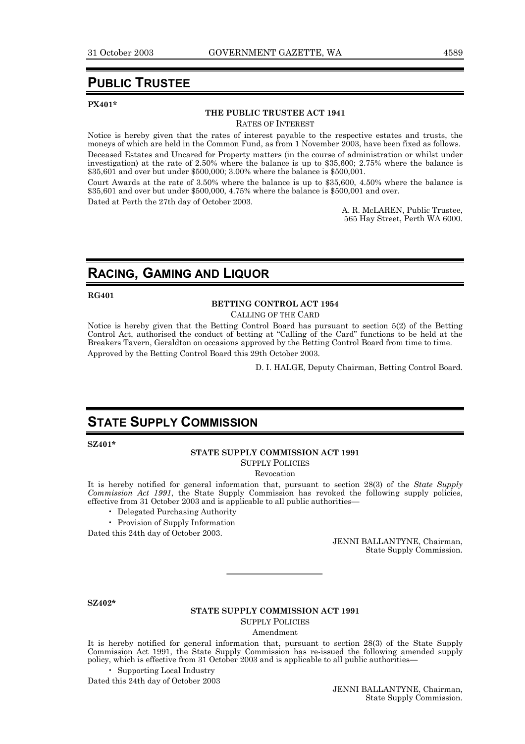## PUBLIC TRUSTEE

**PX401***

**THE PUBLIC TRUSTEE ACT 1941**

RATES OF INTEREST

Notice is hereby given that the rates of interest payable to the respective estates and trusts, the moneys of which are held in the Common Fund, as from 1 November 2003, have been fixed as follows.

Deceased Estates and Uncared for Property matters (in the course of administration or whilst under investigation) at the rate of 2.50% where the balance is up to $35,600; 2.75% where the balance is $35,601 and over but under $500,000; 3.00% where the balance is $500,001.

Court Awards at the rate of 3.50% where the balance is up to $35,600, 4.50% where the balance is $35,601 and over but under $500,000, 4.75% where the balance is $500,001 and over.

Dated at Perth the 27th day of October 2003.

A. R. McLAREN, Public Trustee,
565 Hay Street, Perth WA 6000.

## RACING, GAMING AND LIQUOR

**RG401**

**BETTING CONTROL ACT 1954**

CALLING OF THE CARD

Notice is hereby given that the Betting Control Board has pursuant to section 5(2) of the Betting Control Act, authorised the conduct of betting at "Calling of the Card" functions to be held at the Breakers Tavern, Geraldton on occasions approved by the Betting Control Board from time to time.

Approved by the Betting Control Board this 29th October 2003.

D. I. HALGE, Deputy Chairman, Betting Control Board.

## STATE SUPPLY COMMISSION

**SZ401***

**STATE SUPPLY COMMISSION ACT 1991**

SUPPLY POLICIES

Revocation

It is hereby notified for general information that, pursuant to section 28(3) of the *State Supply Commission Act 1991*, the State Supply Commission has revoked the following supply policies, effective from 31 October 2003 and is applicable to all public authorities—

- Delegated Purchasing Authority
- Provision of Supply Information

Dated this 24th day of October 2003.

JENNI BALLANTYNE, Chairman,
State Supply Commission.

---

**SZ402***

**STATE SUPPLY COMMISSION ACT 1991**

SUPPLY POLICIES

Amendment

It is hereby notified for general information that, pursuant to section 28(3) of the State Supply Commission Act 1991, the State Supply Commission has re-issued the following amended supply policy, which is effective from 31 October 2003 and is applicable to all public authorities—

- Supporting Local Industry

Dated this 24th day of October 2003

JENNI BALLANTYNE, Chairman,
State Supply Commission.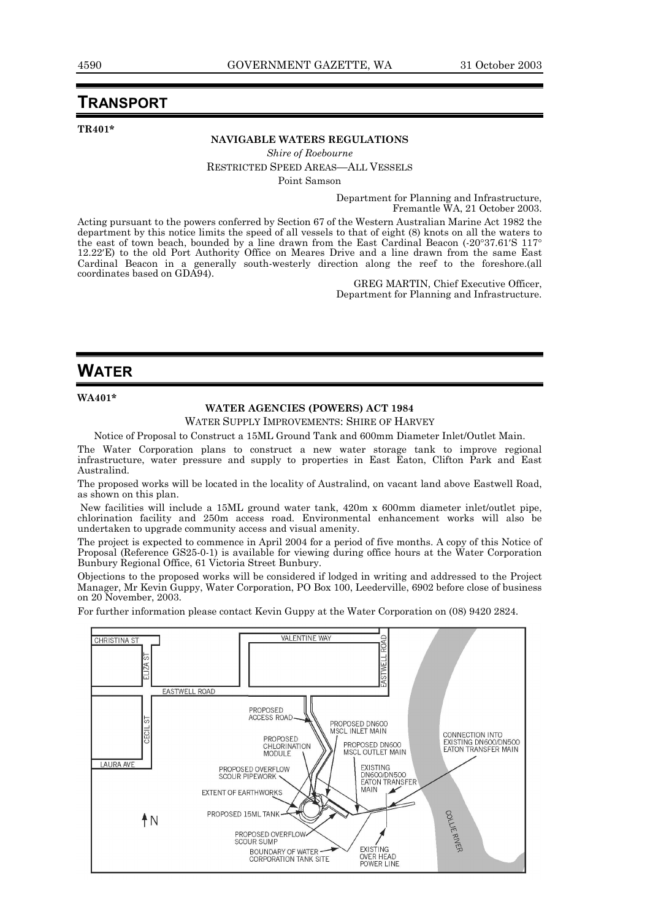# TRANSPORT

**TR401***

**NAVIGABLE WATERS REGULATIONS**

*Shire of Roebourne*

RESTRICTED SPEED AREAS—ALL VESSELS

Point Samson

Department for Planning and Infrastructure,
Fremantle WA, 21 October 2003.

Acting pursuant to the powers conferred by Section 67 of the Western Australian Marine Act 1982 the department by this notice limits the speed of all vessels to that of eight (8) knots on all the waters to the east of town beach, bounded by a line drawn from the East Cardinal Beacon (-20°37.61′S 117° 12.22′E) to the old Port Authority Office on Meares Drive and a line drawn from the same East Cardinal Beacon in a generally south-westerly direction along the reef to the foreshore.(all coordinates based on GDA94).

GREG MARTIN, Chief Executive Officer,
Department for Planning and Infrastructure.

# WATER

**WA401***

**WATER AGENCIES (POWERS) ACT 1984**

WATER SUPPLY IMPROVEMENTS: SHIRE OF HARVEY

Notice of Proposal to Construct a 15ML Ground Tank and 600mm Diameter Inlet/Outlet Main.

The Water Corporation plans to construct a new water storage tank to improve regional infrastructure, water pressure and supply to properties in East Eaton, Clifton Park and East Australind.

The proposed works will be located in the locality of Australind, on vacant land above Eastwell Road, as shown on this plan.

New facilities will include a 15ML ground water tank, 420m x 600mm diameter inlet/outlet pipe, chlorination facility and 250m access road. Environmental enhancement works will also be undertaken to upgrade community access and visual amenity.

The project is expected to commence in April 2004 for a period of five months. A copy of this Notice of Proposal (Reference GS25-0-1) is available for viewing during office hours at the Water Corporation Bunbury Regional Office, 61 Victoria Street Bunbury.

Objections to the proposed works will be considered if lodged in writing and addressed to the Project Manager, Mr Kevin Guppy, Water Corporation, PO Box 100, Leederville, 6902 before close of business on 20 November, 2003.

For further information please contact Kevin Guppy at the Water Corporation on (08) 9420 2824.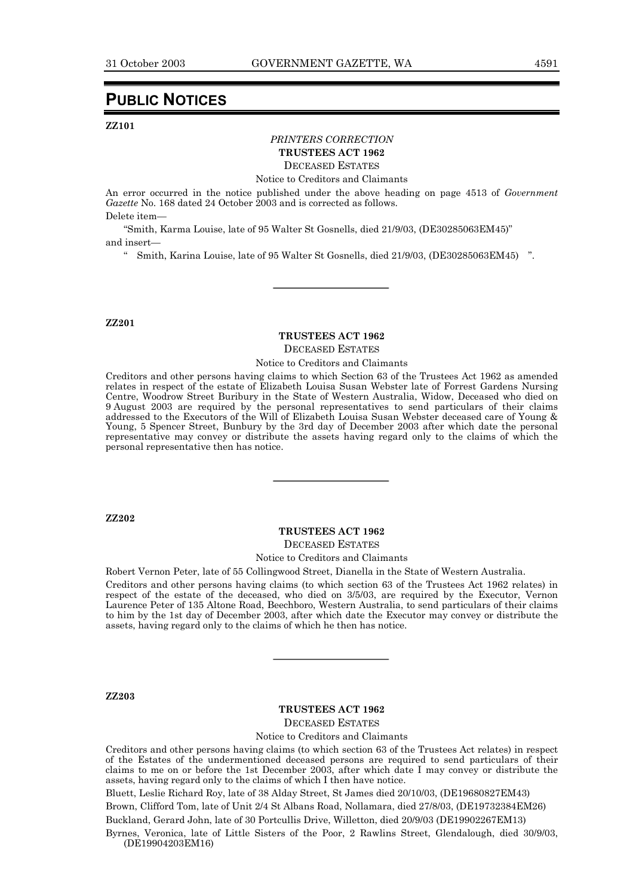# PUBLIC NOTICES

**ZZ101**

*PRINTERS CORRECTION*

**TRUSTEES ACT 1962**

DECEASED ESTATES

Notice to Creditors and Claimants

An error occurred in the notice published under the above heading on page 4513 of *Government Gazette* No. 168 dated 24 October 2003 and is corrected as follows.

Delete item—

"Smith, Karma Louise, late of 95 Walter St Gosnells, died 21/9/03, (DE30285063EM45)"

and insert—

" Smith, Karina Louise, late of 95 Walter St Gosnells, died 21/9/03, (DE30285063EM45) ".

---

**ZZ201**

**TRUSTEES ACT 1962**

DECEASED ESTATES

Notice to Creditors and Claimants

Creditors and other persons having claims to which Section 63 of the Trustees Act 1962 as amended relates in respect of the estate of Elizabeth Louisa Susan Webster late of Forrest Gardens Nursing Centre, Woodrow Street Buribury in the State of Western Australia, Widow, Deceased who died on 9 August 2003 are required by the personal representatives to send particulars of their claims addressed to the Executors of the Will of Elizabeth Louisa Susan Webster deceased care of Young & Young, 5 Spencer Street, Bunbury by the 3rd day of December 2003 after which date the personal representative may convey or distribute the assets having regard only to the claims of which the personal representative then has notice.

---

**ZZ202**

**TRUSTEES ACT 1962**

DECEASED ESTATES

Notice to Creditors and Claimants

Robert Vernon Peter, late of 55 Collingwood Street, Dianella in the State of Western Australia.

Creditors and other persons having claims (to which section 63 of the Trustees Act 1962 relates) in respect of the estate of the deceased, who died on 3/5/03, are required by the Executor, Vernon Laurence Peter of 135 Altone Road, Beechboro, Western Australia, to send particulars of their claims to him by the 1st day of December 2003, after which date the Executor may convey or distribute the assets, having regard only to the claims of which he then has notice.

---

**ZZ203**

**TRUSTEES ACT 1962**

DECEASED ESTATES

Notice to Creditors and Claimants

Creditors and other persons having claims (to which section 63 of the Trustees Act relates) in respect of the Estates of the undermentioned deceased persons are required to send particulars of their claims to me on or before the 1st December 2003, after which date I may convey or distribute the assets, having regard only to the claims of which I then have notice.

Bluett, Leslie Richard Roy, late of 38 Alday Street, St James died 20/10/03, (DE19680827EM43)

Brown, Clifford Tom, late of Unit 2/4 St Albans Road, Nollamara, died 27/8/03, (DE19732384EM26)

Buckland, Gerard John, late of 30 Portcullis Drive, Willetton, died 20/9/03 (DE19902267EM13)

Byrnes, Veronica, late of Little Sisters of the Poor, 2 Rawlins Street, Glendalough, died 30/9/03, (DE19904203EM16)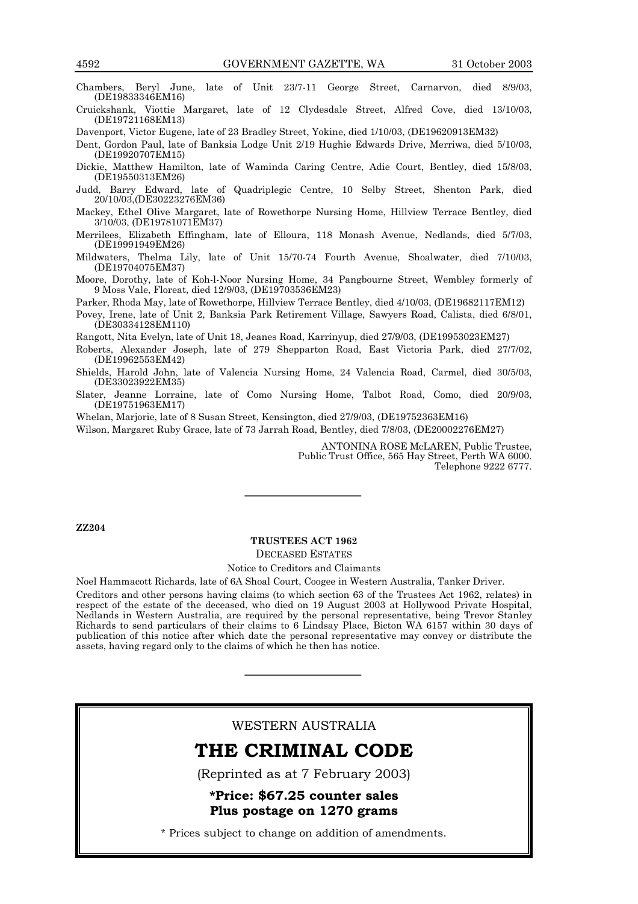Chambers, Beryl June, late of Unit 23/7-11 George Street, Carnarvon, died 8/9/03, (DE19833346EM16)

Cruickshank, Viottie Margaret, late of 12 Clydesdale Street, Alfred Cove, died 13/10/03, (DE19721168EM13)

Davenport, Victor Eugene, late of 23 Bradley Street, Yokine, died 1/10/03, (DE19620913EM32)

Dent, Gordon Paul, late of Banksia Lodge Unit 2/19 Hughie Edwards Drive, Merriwa, died 5/10/03, (DE19920707EM15)

Dickie, Matthew Hamilton, late of Waminda Caring Centre, Adie Court, Bentley, died 15/8/03, (DE19550313EM26)

Judd, Barry Edward, late of Quadriplegic Centre, 10 Selby Street, Shenton Park, died 20/10/03,(DE30223276EM36)

Mackey, Ethel Olive Margaret, late of Rowethorpe Nursing Home, Hillview Terrace Bentley, died 3/10/03, (DE19781071EM37)

Merrilees, Elizabeth Effingham, late of Elloura, 118 Monash Avenue, Nedlands, died 5/7/03, (DE19991949EM26)

Mildwaters, Thelma Lily, late of Unit 15/70-74 Fourth Avenue, Shoalwater, died 7/10/03, (DE19704075EM37)

Moore, Dorothy, late of Koh-l-Noor Nursing Home, 34 Pangbourne Street, Wembley formerly of 9 Moss Vale, Floreat, died 12/9/03, (DE19703536EM23)

Parker, Rhoda May, late of Rowethorpe, Hillview Terrace Bentley, died 4/10/03, (DE19682117EM12)

Povey, Irene, late of Unit 2, Banksia Park Retirement Village, Sawyers Road, Calista, died 6/8/01, (DE30334128EM110)

Rangott, Nita Evelyn, late of Unit 18, Jeanes Road, Karrinyup, died 27/9/03, (DE19953023EM27)

Roberts, Alexander Joseph, late of 279 Shepparton Road, East Victoria Park, died 27/7/02, (DE19962553EM42)

Shields, Harold John, late of Valencia Nursing Home, 24 Valencia Road, Carmel, died 30/5/03, (DE33023922EM35)

Slater, Jeanne Lorraine, late of Como Nursing Home, Talbot Road, Como, died 20/9/03, (DE19751963EM17)

Whelan, Marjorie, late of 8 Susan Street, Kensington, died 27/9/03, (DE19752363EM16)

Wilson, Margaret Ruby Grace, late of 73 Jarrah Road, Bentley, died 7/8/03, (DE20002276EM27)

ANTONINA ROSE McLAREN, Public Trustee,
Public Trust Office, 565 Hay Street, Perth WA 6000.
Telephone 9222 6777.

---

**ZZ204**

**TRUSTEES ACT 1962**

DECEASED ESTATES

Notice to Creditors and Claimants

Noel Hammacott Richards, late of 6A Shoal Court, Coogee in Western Australia, Tanker Driver.

Creditors and other persons having claims (to which section 63 of the Trustees Act 1962, relates) in respect of the estate of the deceased, who died on 19 August 2003 at Hollywood Private Hospital, Nedlands in Western Australia, are required by the personal representative, being Trevor Stanley Richards to send particulars of their claims to 6 Lindsay Place, Bicton WA 6157 within 30 days of publication of this notice after which date the personal representative may convey or distribute the assets, having regard only to the claims of which he then has notice.

---

WESTERN AUSTRALIA

# THE CRIMINAL CODE

(Reprinted as at 7 February 2003)

**\*Price: $67.25 counter sales**
**Plus postage on 1270 grams**

\* Prices subject to change on addition of amendments.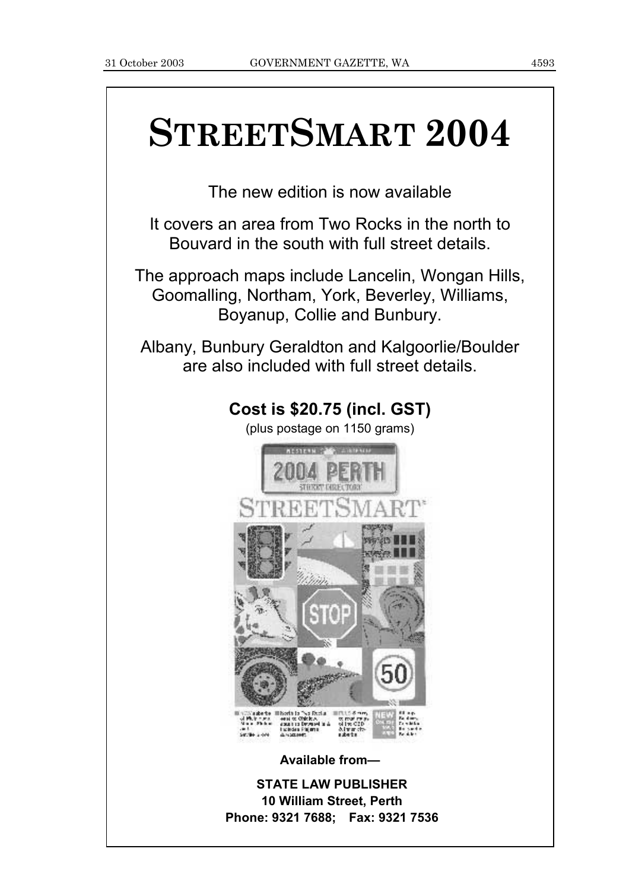# STREETSMART 2004

The new edition is now available

It covers an area from Two Rocks in the north to Bouvard in the south with full street details.

The approach maps include Lancelin, Wongan Hills, Goomalling, Northam, York, Beverley, Williams, Boyanup, Collie and Bunbury.

Albany, Bunbury Geraldton and Kalgoorlie/Boulder are also included with full street details.

**Cost is $20.75 (incl. GST)**

(plus postage on 1150 grams)

**Available from—**

**STATE LAW PUBLISHER**
**10 William Street, Perth**
**Phone: 9321 7688; Fax: 9321 7536**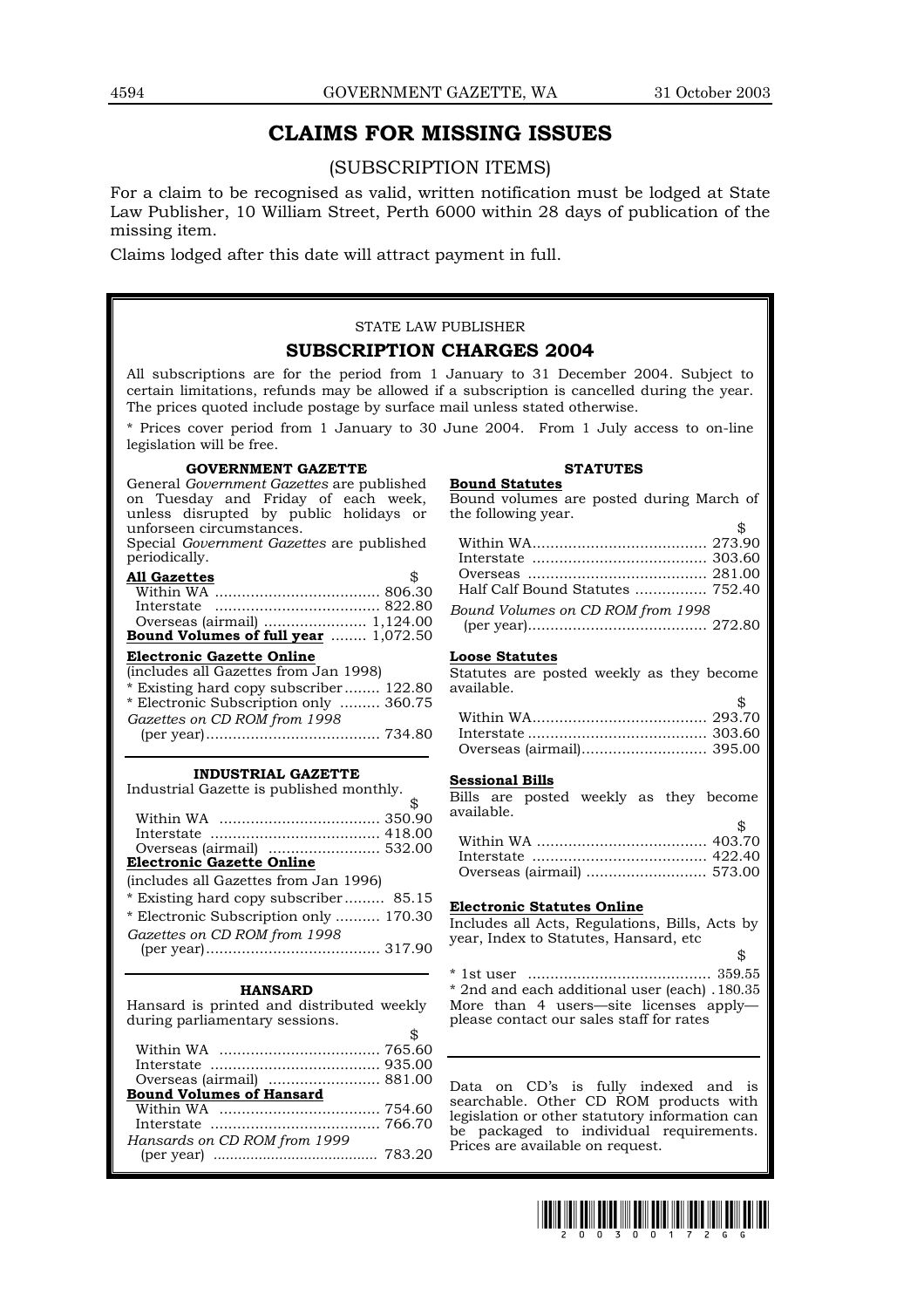# CLAIMS FOR MISSING ISSUES

## (SUBSCRIPTION ITEMS)

For a claim to be recognised as valid, written notification must be lodged at State Law Publisher, 10 William Street, Perth 6000 within 28 days of publication of the missing item.

Claims lodged after this date will attract payment in full.

---

STATE LAW PUBLISHER

## SUBSCRIPTION CHARGES 2004

All subscriptions are for the period from 1 January to 31 December 2004. Subject to certain limitations, refunds may be allowed if a subscription is cancelled during the year. The prices quoted include postage by surface mail unless stated otherwise.

* Prices cover period from 1 January to 30 June 2004. From 1 July access to on-line legislation will be free.

### GOVERNMENT GAZETTE

General *Government Gazettes* are published on Tuesday and Friday of each week, unless disrupted by public holidays or unforseen circumstances.

Special *Government Gazettes* are published periodically.

| **All Gazettes** | $ |
|---|---|
| Within WA | 806.30 |
| Interstate | 822.80 |
| Overseas (airmail) | 1,124.00 |
| **Bound Volumes of full year** | 1,072.50 |

**Electronic Gazette Online**

(includes all Gazettes from Jan 1998)

| | |
|---|---|
| * Existing hard copy subscriber | 122.80 |
| * Electronic Subscription only | 360.75 |
| *Gazettes on CD ROM from 1998* (per year) | 734.80 |

### INDUSTRIAL GAZETTE

Industrial Gazette is published monthly.

| | $ |
|---|---|
| Within WA | 350.90 |
| Interstate | 418.00 |
| Overseas (airmail) | 532.00 |

**Electronic Gazette Online**

(includes all Gazettes from Jan 1996)

| | |
|---|---|
| * Existing hard copy subscriber | 85.15 |
| * Electronic Subscription only | 170.30 |
| *Gazettes on CD ROM from 1998* (per year) | 317.90 |

### HANSARD

Hansard is printed and distributed weekly during parliamentary sessions.

| | $ |
|---|---|
| Within WA | 765.60 |
| Interstate | 935.00 |
| Overseas (airmail) | 881.00 |
| **Bound Volumes of Hansard** | |
| Within WA | 754.60 |
| Interstate | 766.70 |
| *Hansards on CD ROM from 1999* (per year) | 783.20 |

### STATUTES

**Bound Statutes**

Bound volumes are posted during March of the following year.

| | $ |
|---|---|
| Within WA | 273.90 |
| Interstate | 303.60 |
| Overseas | 281.00 |
| Half Calf Bound Statutes | 752.40 |
| *Bound Volumes on CD ROM from 1998* (per year) | 272.80 |

**Loose Statutes**

Statutes are posted weekly as they become available.

| | $ |
|---|---|
| Within WA | 293.70 |
| Interstate | 303.60 |
| Overseas (airmail) | 395.00 |

**Sessional Bills**

Bills are posted weekly as they become available.

| | $ |
|---|---|
| Within WA | 403.70 |
| Interstate | 422.40 |
| Overseas (airmail) | 573.00 |

**Electronic Statutes Online**

Includes all Acts, Regulations, Bills, Acts by year, Index to Statutes, Hansard, etc

| | $ |
|---|---|
| * 1st user | 359.55 |
| * 2nd and each additional user (each) | 180.35 |

More than 4 users—site licenses apply—please contact our sales staff for rates

---

Data on CD's is fully indexed and is searchable. Other CD ROM products with legislation or other statutory information can be packaged to individual requirements. Prices are available on request.

2 0 0 3 0 0 1 7 2 G G